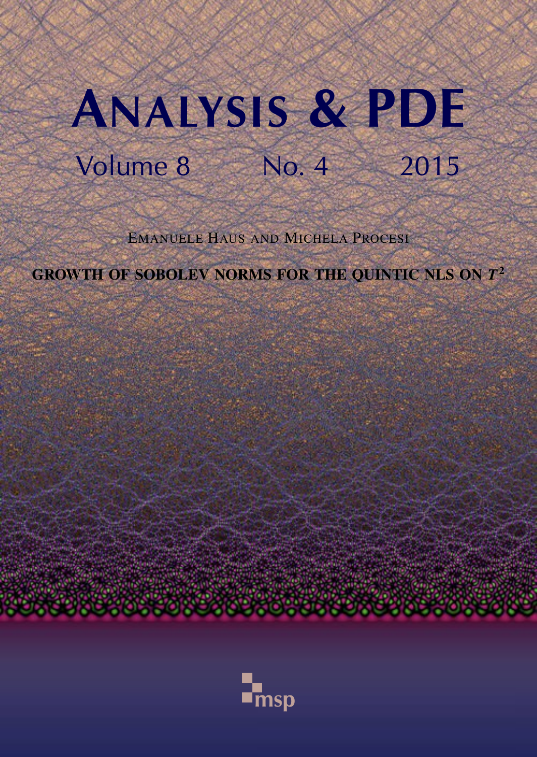# ANALYSIS & PDE

Volume 8 No. 4 2015

EMANUELE HAUS AND MICHELA PROCESI

**GROWTH OF SOBOLEV NORMS FOR THE QUINTIC NLS ON $T^2$**

msp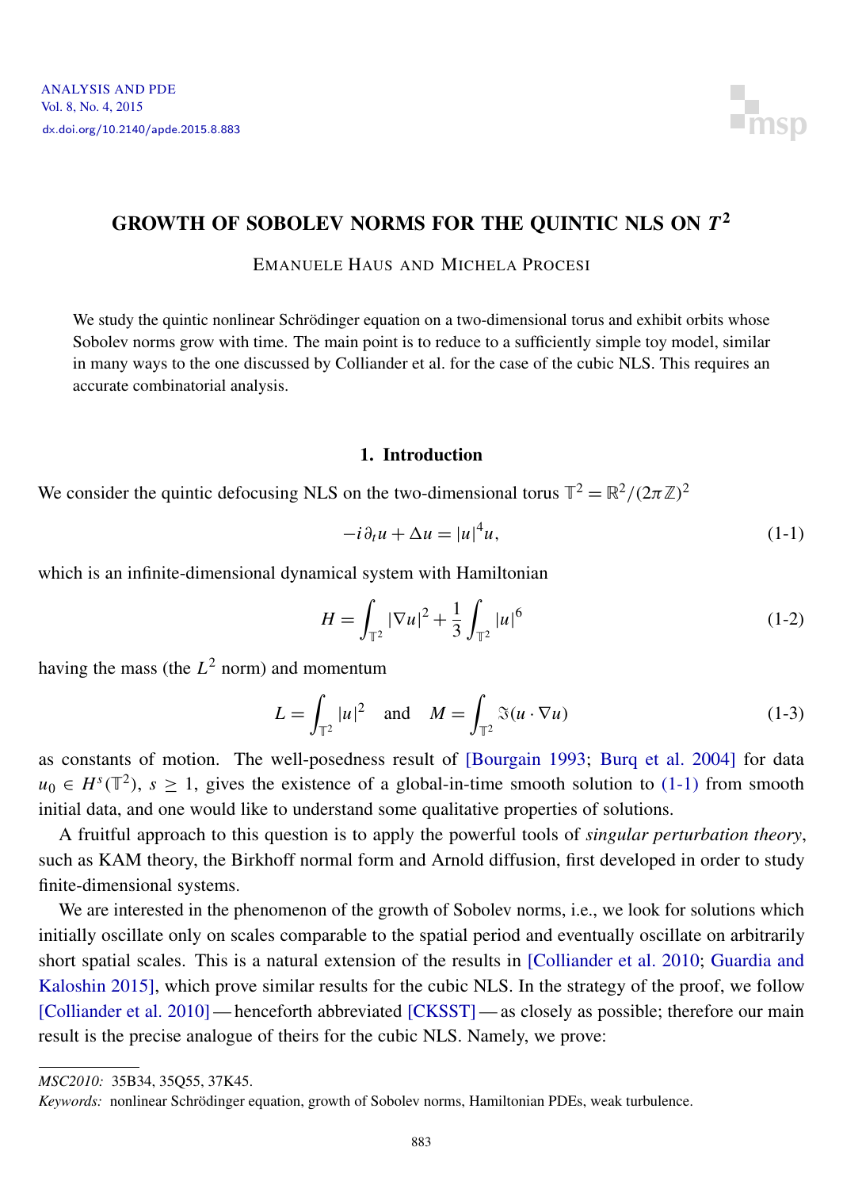# GROWTH OF SOBOLEV NORMS FOR THE QUINTIC NLS ON $T^2$

EMANUELE HAUS AND MICHELA PROCESI

We study the quintic nonlinear Schrödinger equation on a two-dimensional torus and exhibit orbits whose Sobolev norms grow with time. The main point is to reduce to a sufficiently simple toy model, similar in many ways to the one discussed by Colliander et al. for the case of the cubic NLS. This requires an accurate combinatorial analysis.

## 1. Introduction

We consider the quintic defocusing NLS on the two-dimensional torus $\mathbb{T}^2 = \mathbb{R}^2/(2\pi\mathbb{Z})^2$

$$-i\,\partial_t u + \Delta u = |u|^4 u, \tag{1-1}$$

which is an infinite-dimensional dynamical system with Hamiltonian

$$H = \int_{\mathbb{T}^2} |\nabla u|^2 + \frac{1}{3}\int_{\mathbb{T}^2} |u|^6 \tag{1-2}$$

having the mass (the $L^2$ norm) and momentum

$$L = \int_{\mathbb{T}^2} |u|^2 \quad \text{and} \quad M = \int_{\mathbb{T}^2} \Im(u \cdot \nabla u) \tag{1-3}$$

as constants of motion. The well-posedness result of [Bourgain 1993; Burq et al. 2004] for data $u_0 \in H^s(\mathbb{T}^2)$, $s \geq 1$, gives the existence of a global-in-time smooth solution to (1-1) from smooth initial data, and one would like to understand some qualitative properties of solutions.

A fruitful approach to this question is to apply the powerful tools of *singular perturbation theory*, such as KAM theory, the Birkhoff normal form and Arnold diffusion, first developed in order to study finite-dimensional systems.

We are interested in the phenomenon of the growth of Sobolev norms, i.e., we look for solutions which initially oscillate only on scales comparable to the spatial period and eventually oscillate on arbitrarily short spatial scales. This is a natural extension of the results in [Colliander et al. 2010; Guardia and Kaloshin 2015], which prove similar results for the cubic NLS. In the strategy of the proof, we follow [Colliander et al. 2010] — henceforth abbreviated [CKSST] — as closely as possible; therefore our main result is the precise analogue of theirs for the cubic NLS. Namely, we prove:

---

*MSC2010:* 35B34, 35Q55, 37K45.

*Keywords:* nonlinear Schrödinger equation, growth of Sobolev norms, Hamiltonian PDEs, weak turbulence.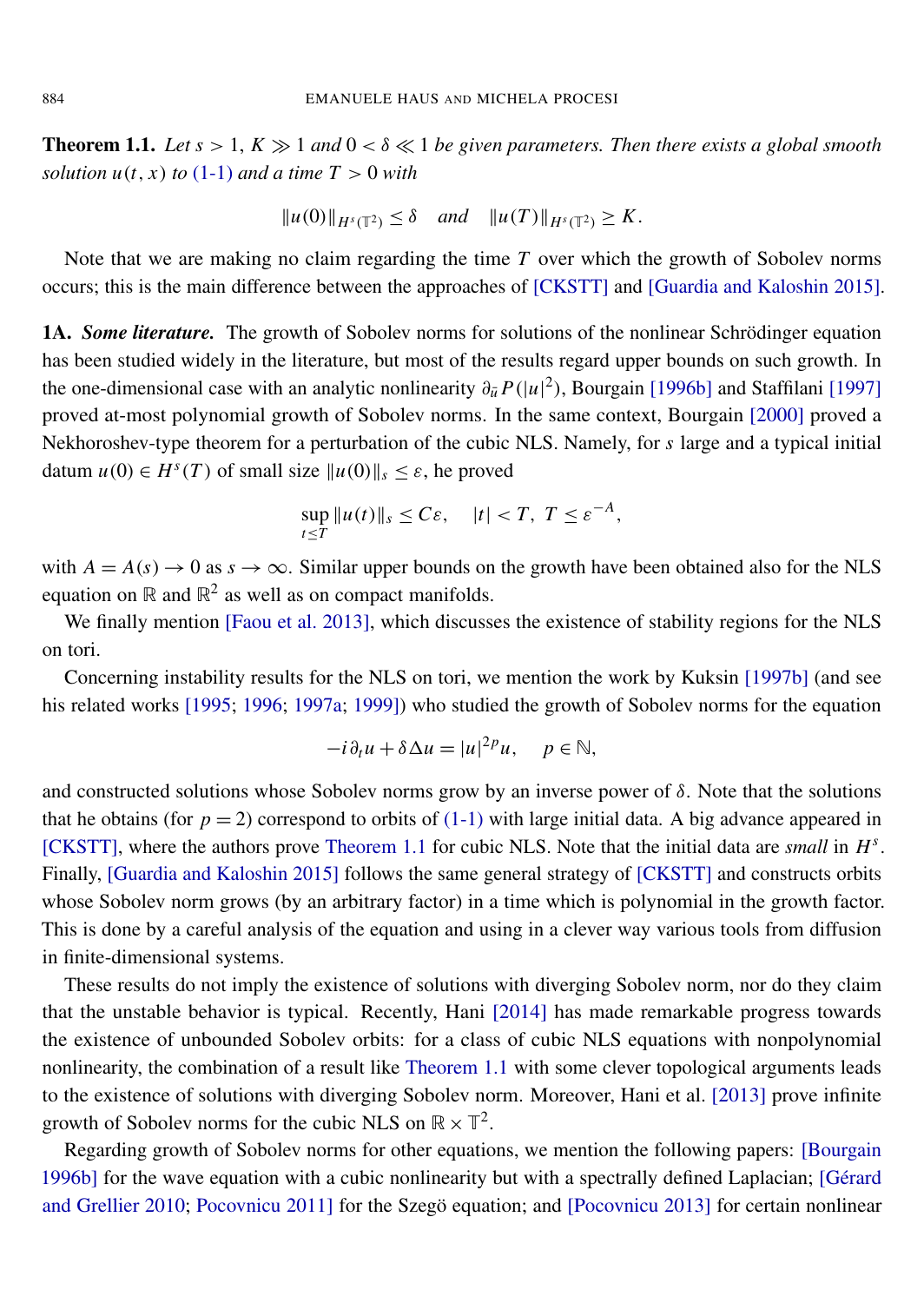**Theorem 1.1.** *Let $s > 1$, $K \gg 1$ and $0 < \delta \ll 1$ be given parameters. Then there exists a global smooth solution $u(t,x)$ to (1-1) and a time $T > 0$ with*

$$\|u(0)\|_{H^s(\mathbb{T}^2)} \le \delta \quad \text{and} \quad \|u(T)\|_{H^s(\mathbb{T}^2)} \ge K.$$

Note that we are making no claim regarding the time $T$ over which the growth of Sobolev norms occurs; this is the main difference between the approaches of [CKSTT] and [Guardia and Kaloshin 2015].

**1A.** ***Some literature.*** The growth of Sobolev norms for solutions of the nonlinear Schrödinger equation has been studied widely in the literature, but most of the results regard upper bounds on such growth. In the one-dimensional case with an analytic nonlinearity $\partial_{\bar{u}} P(|u|^2)$, Bourgain [1996b] and Staffilani [1997] proved at-most polynomial growth of Sobolev norms. In the same context, Bourgain [2000] proved a Nekhoroshev-type theorem for a perturbation of the cubic NLS. Namely, for $s$ large and a typical initial datum $u(0) \in H^s(T)$ of small size $\|u(0)\|_s \le \varepsilon$, he proved

$$\sup_{t \le T} \|u(t)\|_s \le C\varepsilon, \quad |t| < T,\ T \le \varepsilon^{-A},$$

with $A = A(s) \to 0$ as $s \to \infty$. Similar upper bounds on the growth have been obtained also for the NLS equation on $\mathbb{R}$ and $\mathbb{R}^2$ as well as on compact manifolds.

We finally mention [Faou et al. 2013], which discusses the existence of stability regions for the NLS on tori.

Concerning instability results for the NLS on tori, we mention the work by Kuksin [1997b] (and see his related works [1995; 1996; 1997a; 1999]) who studied the growth of Sobolev norms for the equation

$$-i\partial_t u + \delta \Delta u = |u|^{2p} u, \quad p \in \mathbb{N},$$

and constructed solutions whose Sobolev norms grow by an inverse power of $\delta$. Note that the solutions that he obtains (for $p = 2$) correspond to orbits of (1-1) with large initial data. A big advance appeared in [CKSTT], where the authors prove Theorem 1.1 for cubic NLS. Note that the initial data are *small* in $H^s$. Finally, [Guardia and Kaloshin 2015] follows the same general strategy of [CKSTT] and constructs orbits whose Sobolev norm grows (by an arbitrary factor) in a time which is polynomial in the growth factor. This is done by a careful analysis of the equation and using in a clever way various tools from diffusion in finite-dimensional systems.

These results do not imply the existence of solutions with diverging Sobolev norm, nor do they claim that the unstable behavior is typical. Recently, Hani [2014] has made remarkable progress towards the existence of unbounded Sobolev orbits: for a class of cubic NLS equations with nonpolynomial nonlinearity, the combination of a result like Theorem 1.1 with some clever topological arguments leads to the existence of solutions with diverging Sobolev norm. Moreover, Hani et al. [2013] prove infinite growth of Sobolev norms for the cubic NLS on $\mathbb{R} \times \mathbb{T}^2$.

Regarding growth of Sobolev norms for other equations, we mention the following papers: [Bourgain 1996b] for the wave equation with a cubic nonlinearity but with a spectrally defined Laplacian; [Gérard and Grellier 2010; Pocovnicu 2011] for the Szegö equation; and [Pocovnicu 2013] for certain nonlinear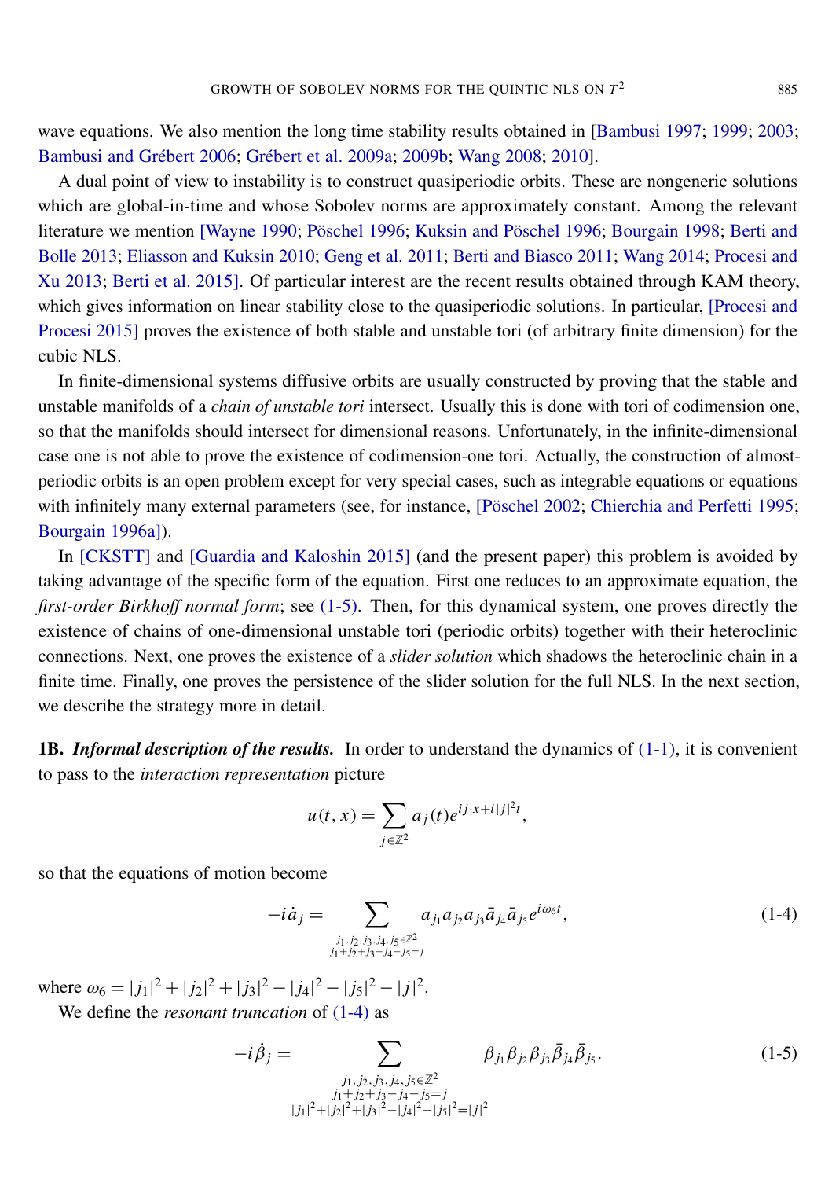wave equations. We also mention the long time stability results obtained in [Bambusi 1997; 1999; 2003; Bambusi and Grébert 2006; Grébert et al. 2009a; 2009b; Wang 2008; 2010].

A dual point of view to instability is to construct quasiperiodic orbits. These are nongeneric solutions which are global-in-time and whose Sobolev norms are approximately constant. Among the relevant literature we mention [Wayne 1990; Pöschel 1996; Kuksin and Pöschel 1996; Bourgain 1998; Berti and Bolle 2013; Eliasson and Kuksin 2010; Geng et al. 2011; Berti and Biasco 2011; Wang 2014; Procesi and Xu 2013; Berti et al. 2015]. Of particular interest are the recent results obtained through KAM theory, which gives information on linear stability close to the quasiperiodic solutions. In particular, [Procesi and Procesi 2015] proves the existence of both stable and unstable tori (of arbitrary finite dimension) for the cubic NLS.

In finite-dimensional systems diffusive orbits are usually constructed by proving that the stable and unstable manifolds of a *chain of unstable tori* intersect. Usually this is done with tori of codimension one, so that the manifolds should intersect for dimensional reasons. Unfortunately, in the infinite-dimensional case one is not able to prove the existence of codimension-one tori. Actually, the construction of almost-periodic orbits is an open problem except for very special cases, such as integrable equations or equations with infinitely many external parameters (see, for instance, [Pöschel 2002; Chierchia and Perfetti 1995; Bourgain 1996a]).

In [CKSTT] and [Guardia and Kaloshin 2015] (and the present paper) this problem is avoided by taking advantage of the specific form of the equation. First one reduces to an approximate equation, the *first-order Birkhoff normal form*; see (1-5). Then, for this dynamical system, one proves directly the existence of chains of one-dimensional unstable tori (periodic orbits) together with their heteroclinic connections. Next, one proves the existence of a *slider solution* which shadows the heteroclinic chain in a finite time. Finally, one proves the persistence of the slider solution for the full NLS. In the next section, we describe the strategy more in detail.

**1B.** ***Informal description of the results.*** In order to understand the dynamics of (1-1), it is convenient to pass to the *interaction representation* picture

$$u(t,x)=\sum_{j\in\mathbb{Z}^2} a_j(t)e^{ij\cdot x+i|j|^2t},$$

so that the equations of motion become

$$-i\dot a_j=\sum_{\substack{j_1,j_2,j_3,j_4,j_5\in\mathbb{Z}^2\\ j_1+j_2+j_3-j_4-j_5=j}} a_{j_1}a_{j_2}a_{j_3}\bar a_{j_4}\bar a_{j_5}e^{i\omega_6 t}, \tag{1-4}$$

where $\omega_6=|j_1|^2+|j_2|^2+|j_3|^2-|j_4|^2-|j_5|^2-|j|^2$.

We define the *resonant truncation* of (1-4) as

$$-i\dot\beta_j=\sum_{\substack{j_1,j_2,j_3,j_4,j_5\in\mathbb{Z}^2\\ j_1+j_2+j_3-j_4-j_5=j\\ |j_1|^2+|j_2|^2+|j_3|^2-|j_4|^2-|j_5|^2=|j|^2}} \beta_{j_1}\beta_{j_2}\beta_{j_3}\bar\beta_{j_4}\bar\beta_{j_5}. \tag{1-5}$$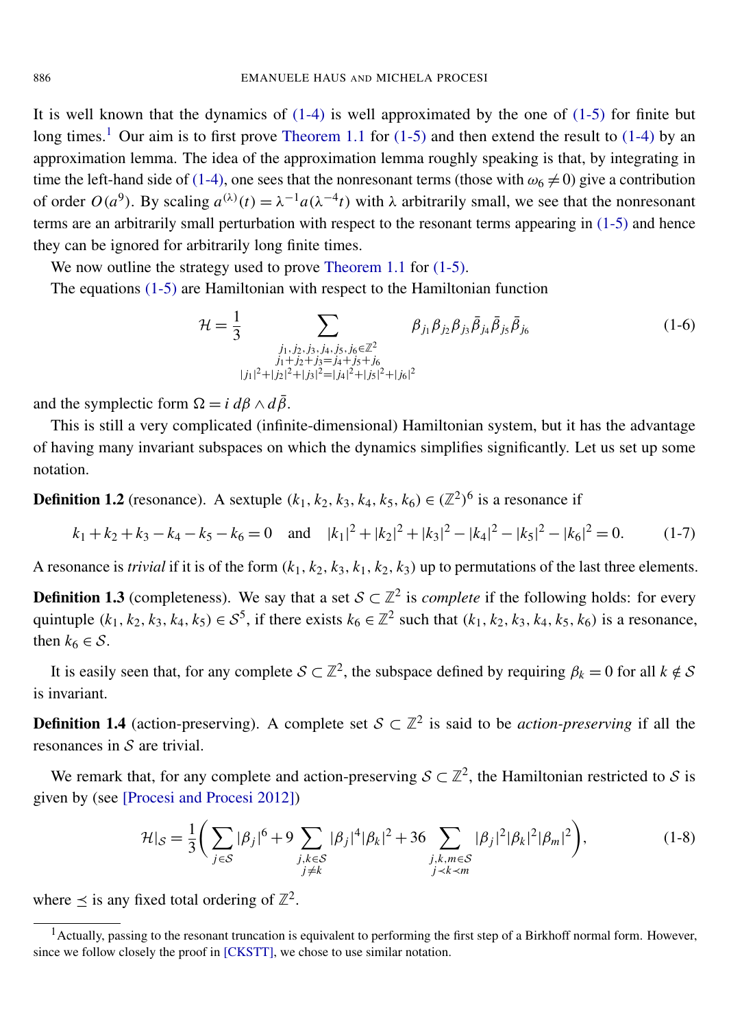It is well known that the dynamics of (1-4) is well approximated by the one of (1-5) for finite but long times.[1] Our aim is to first prove Theorem 1.1 for (1-5) and then extend the result to (1-4) by an approximation lemma. The idea of the approximation lemma roughly speaking is that, by integrating in time the left-hand side of (1-4), one sees that the nonresonant terms (those with $\omega_6 \neq 0$) give a contribution of order $O(a^9)$. By scaling $a^{(\lambda)}(t) = \lambda^{-1} a(\lambda^{-4} t)$ with $\lambda$ arbitrarily small, we see that the nonresonant terms are an arbitrarily small perturbation with respect to the resonant terms appearing in (1-5) and hence they can be ignored for arbitrarily long finite times.

We now outline the strategy used to prove Theorem 1.1 for (1-5).

The equations (1-5) are Hamiltonian with respect to the Hamiltonian function

$$\mathcal{H} = \frac{1}{3} \sum_{\substack{j_1, j_2, j_3, j_4, j_5, j_6 \in \mathbb{Z}^2 \\ j_1 + j_2 + j_3 = j_4 + j_5 + j_6 \\ |j_1|^2 + |j_2|^2 + |j_3|^2 = |j_4|^2 + |j_5|^2 + |j_6|^2}} \beta_{j_1} \beta_{j_2} \beta_{j_3} \bar{\beta}_{j_4} \bar{\beta}_{j_5} \bar{\beta}_{j_6} \tag{1-6}$$

and the symplectic form $\Omega = i \, d\beta \wedge d\bar{\beta}$.

This is still a very complicated (infinite-dimensional) Hamiltonian system, but it has the advantage of having many invariant subspaces on which the dynamics simplifies significantly. Let us set up some notation.

**Definition 1.2** (resonance). A sextuple $(k_1, k_2, k_3, k_4, k_5, k_6) \in (\mathbb{Z}^2)^6$ is a resonance if

$$k_1 + k_2 + k_3 - k_4 - k_5 - k_6 = 0 \quad \text{and} \quad |k_1|^2 + |k_2|^2 + |k_3|^2 - |k_4|^2 - |k_5|^2 - |k_6|^2 = 0. \tag{1-7}$$

A resonance is *trivial* if it is of the form $(k_1, k_2, k_3, k_1, k_2, k_3)$ up to permutations of the last three elements.

**Definition 1.3** (completeness). We say that a set $\mathcal{S} \subset \mathbb{Z}^2$ is *complete* if the following holds: for every quintuple $(k_1, k_2, k_3, k_4, k_5) \in \mathcal{S}^5$, if there exists $k_6 \in \mathbb{Z}^2$ such that $(k_1, k_2, k_3, k_4, k_5, k_6)$ is a resonance, then $k_6 \in \mathcal{S}$.

It is easily seen that, for any complete $\mathcal{S} \subset \mathbb{Z}^2$, the subspace defined by requiring $\beta_k = 0$ for all $k \notin \mathcal{S}$ is invariant.

**Definition 1.4** (action-preserving). A complete set $\mathcal{S} \subset \mathbb{Z}^2$ is said to be *action-preserving* if all the resonances in $\mathcal{S}$ are trivial.

We remark that, for any complete and action-preserving $\mathcal{S} \subset \mathbb{Z}^2$, the Hamiltonian restricted to $\mathcal{S}$ is given by (see [Procesi and Procesi 2012])

$$\mathcal{H}|_{\mathcal{S}} = \frac{1}{3} \left( \sum_{j \in \mathcal{S}} |\beta_j|^6 + 9 \sum_{\substack{j,k \in \mathcal{S} \\ j \neq k}} |\beta_j|^4 |\beta_k|^2 + 36 \sum_{\substack{j,k,m \in \mathcal{S} \\ j \prec k \prec m}} |\beta_j|^2 |\beta_k|^2 |\beta_m|^2 \right), \tag{1-8}$$

where $\preceq$ is any fixed total ordering of $\mathbb{Z}^2$.

[1] Actually, passing to the resonant truncation is equivalent to performing the first step of a Birkhoff normal form. However, since we follow closely the proof in [CKSTT], we chose to use similar notation.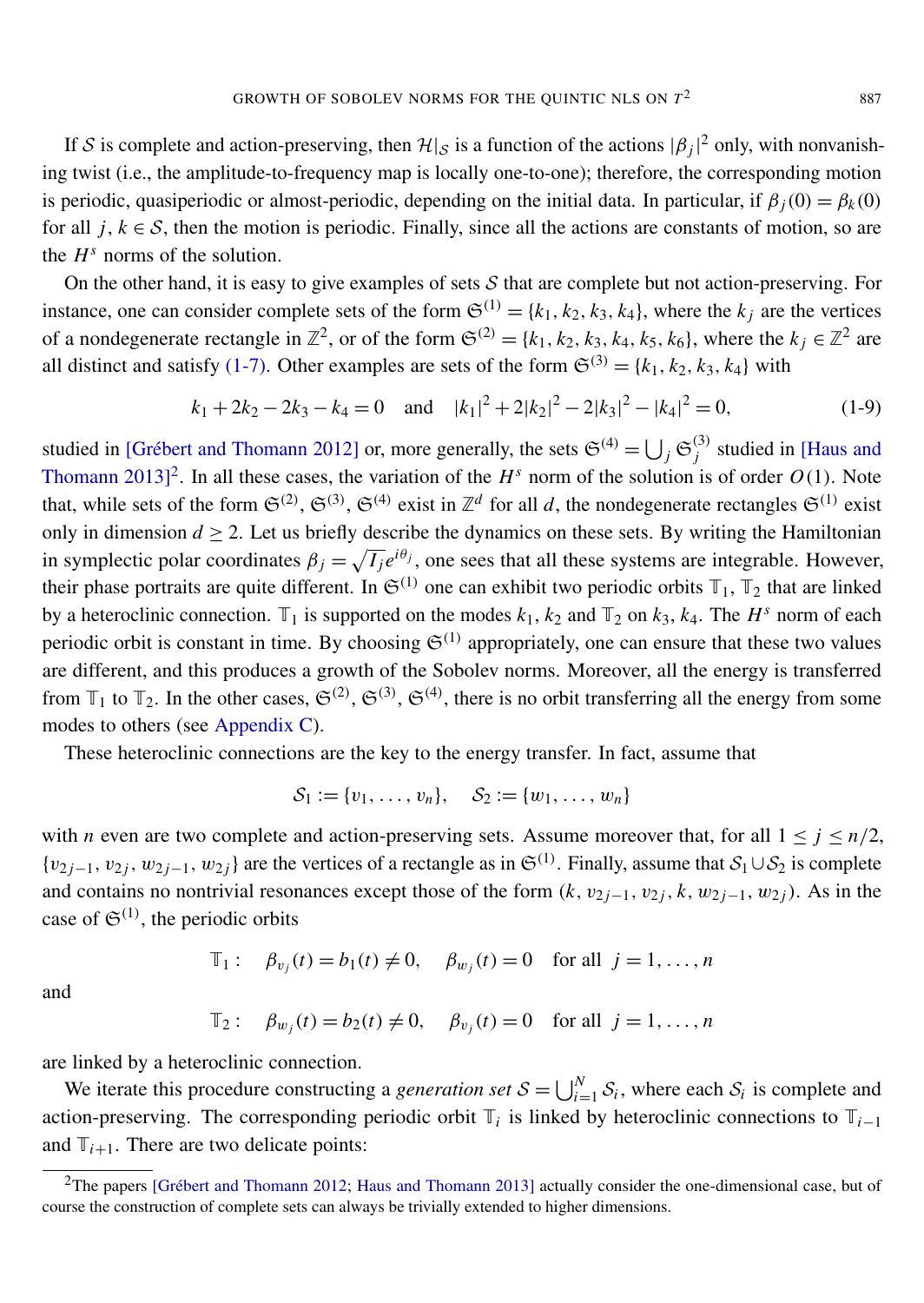If $\mathcal{S}$ is complete and action-preserving, then $\mathcal{H}|_{\mathcal{S}}$ is a function of the actions $|\beta_j|^2$ only, with nonvanishing twist (i.e., the amplitude-to-frequency map is locally one-to-one); therefore, the corresponding motion is periodic, quasiperiodic or almost-periodic, depending on the initial data. In particular, if $\beta_j(0) = \beta_k(0)$ for all $j, k \in \mathcal{S}$, then the motion is periodic. Finally, since all the actions are constants of motion, so are the $H^s$ norms of the solution.

On the other hand, it is easy to give examples of sets $\mathcal{S}$ that are complete but not action-preserving. For instance, one can consider complete sets of the form $\mathfrak{S}^{(1)} = \{k_1, k_2, k_3, k_4\}$, where the $k_j$ are the vertices of a nondegenerate rectangle in $\mathbb{Z}^2$, or of the form $\mathfrak{S}^{(2)} = \{k_1, k_2, k_3, k_4, k_5, k_6\}$, where the $k_j \in \mathbb{Z}^2$ are all distinct and satisfy (1-7). Other examples are sets of the form $\mathfrak{S}^{(3)} = \{k_1, k_2, k_3, k_4\}$ with

$$k_1 + 2k_2 - 2k_3 - k_4 = 0 \quad \text{and} \quad |k_1|^2 + 2|k_2|^2 - 2|k_3|^2 - |k_4|^2 = 0, \tag{1-9}$$

studied in [Grébert and Thomann 2012] or, more generally, the sets $\mathfrak{S}^{(4)} = \bigcup_j \mathfrak{S}_j^{(3)}$ studied in [Haus and Thomann 2013][2]. In all these cases, the variation of the $H^s$ norm of the solution is of order $O(1)$. Note that, while sets of the form $\mathfrak{S}^{(2)}$, $\mathfrak{S}^{(3)}$, $\mathfrak{S}^{(4)}$ exist in $\mathbb{Z}^d$ for all $d$, the nondegenerate rectangles $\mathfrak{S}^{(1)}$ exist only in dimension $d \geq 2$. Let us briefly describe the dynamics on these sets. By writing the Hamiltonian in symplectic polar coordinates $\beta_j = \sqrt{I_j} e^{i\theta_j}$, one sees that all these systems are integrable. However, their phase portraits are quite different. In $\mathfrak{S}^{(1)}$ one can exhibit two periodic orbits $\mathbb{T}_1$, $\mathbb{T}_2$ that are linked by a heteroclinic connection. $\mathbb{T}_1$ is supported on the modes $k_1, k_2$ and $\mathbb{T}_2$ on $k_3, k_4$. The $H^s$ norm of each periodic orbit is constant in time. By choosing $\mathfrak{S}^{(1)}$ appropriately, one can ensure that these two values are different, and this produces a growth of the Sobolev norms. Moreover, all the energy is transferred from $\mathbb{T}_1$ to $\mathbb{T}_2$. In the other cases, $\mathfrak{S}^{(2)}$, $\mathfrak{S}^{(3)}$, $\mathfrak{S}^{(4)}$, there is no orbit transferring all the energy from some modes to others (see Appendix C).

These heteroclinic connections are the key to the energy transfer. In fact, assume that

$$\mathcal{S}_1 := \{v_1, \dots, v_n\}, \quad \mathcal{S}_2 := \{w_1, \dots, w_n\}$$

with $n$ even are two complete and action-preserving sets. Assume moreover that, for all $1 \leq j \leq n/2$, $\{v_{2j-1}, v_{2j}, w_{2j-1}, w_{2j}\}$ are the vertices of a rectangle as in $\mathfrak{S}^{(1)}$. Finally, assume that $\mathcal{S}_1 \cup \mathcal{S}_2$ is complete and contains no nontrivial resonances except those of the form $(k, v_{2j-1}, v_{2j}, k, w_{2j-1}, w_{2j})$. As in the case of $\mathfrak{S}^{(1)}$, the periodic orbits

$$\mathbb{T}_1: \quad \beta_{v_j}(t) = b_1(t) \neq 0, \quad \beta_{w_j}(t) = 0 \quad \text{for all } j = 1, \dots, n$$

and

$$\mathbb{T}_2: \quad \beta_{w_j}(t) = b_2(t) \neq 0, \quad \beta_{v_j}(t) = 0 \quad \text{for all } j = 1, \dots, n$$

are linked by a heteroclinic connection.

We iterate this procedure constructing a *generation set* $\mathcal{S} = \bigcup_{i=1}^N \mathcal{S}_i$, where each $\mathcal{S}_i$ is complete and action-preserving. The corresponding periodic orbit $\mathbb{T}_i$ is linked by heteroclinic connections to $\mathbb{T}_{i-1}$ and $\mathbb{T}_{i+1}$. There are two delicate points:

[2] The papers [Grébert and Thomann 2012; Haus and Thomann 2013] actually consider the one-dimensional case, but of course the construction of complete sets can always be trivially extended to higher dimensions.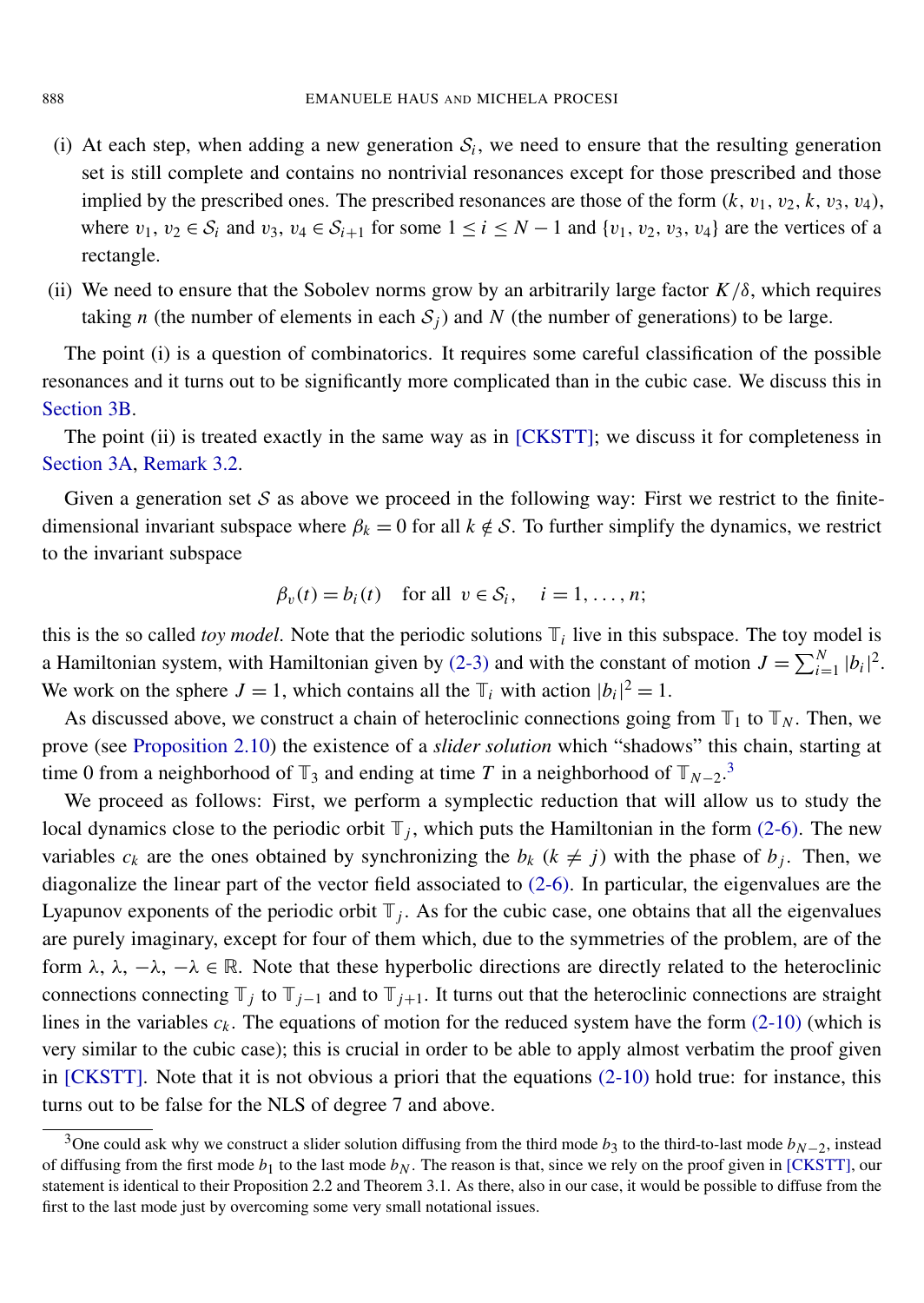(i) At each step, when adding a new generation $\mathcal{S}_i$, we need to ensure that the resulting generation set is still complete and contains no nontrivial resonances except for those prescribed and those implied by the prescribed ones. The prescribed resonances are those of the form $(k, v_1, v_2, k, v_3, v_4)$, where $v_1, v_2 \in \mathcal{S}_i$ and $v_3, v_4 \in \mathcal{S}_{i+1}$ for some $1 \le i \le N-1$ and $\{v_1, v_2, v_3, v_4\}$ are the vertices of a rectangle.

(ii) We need to ensure that the Sobolev norms grow by an arbitrarily large factor $K/\delta$, which requires taking $n$ (the number of elements in each $\mathcal{S}_j$) and $N$ (the number of generations) to be large.

The point (i) is a question of combinatorics. It requires some careful classification of the possible resonances and it turns out to be significantly more complicated than in the cubic case. We discuss this in Section 3B.

The point (ii) is treated exactly in the same way as in [CKSTT]; we discuss it for completeness in Section 3A, Remark 3.2.

Given a generation set $\mathcal{S}$ as above we proceed in the following way: First we restrict to the finite-dimensional invariant subspace where $\beta_k = 0$ for all $k \notin \mathcal{S}$. To further simplify the dynamics, we restrict to the invariant subspace

$$\beta_v(t) = b_i(t) \quad \text{for all } v \in \mathcal{S}_i, \quad i = 1, \dots, n;$$

this is the so called *toy model*. Note that the periodic solutions $\mathbb{T}_i$ live in this subspace. The toy model is a Hamiltonian system, with Hamiltonian given by (2-3) and with the constant of motion $J = \sum_{i=1}^{N} |b_i|^2$. We work on the sphere $J = 1$, which contains all the $\mathbb{T}_i$ with action $|b_i|^2 = 1$.

As discussed above, we construct a chain of heteroclinic connections going from $\mathbb{T}_1$ to $\mathbb{T}_N$. Then, we prove (see Proposition 2.10) the existence of a *slider solution* which "shadows" this chain, starting at time 0 from a neighborhood of $\mathbb{T}_3$ and ending at time $T$ in a neighborhood of $\mathbb{T}_{N-2}$.[3]

We proceed as follows: First, we perform a symplectic reduction that will allow us to study the local dynamics close to the periodic orbit $\mathbb{T}_j$, which puts the Hamiltonian in the form (2-6). The new variables $c_k$ are the ones obtained by synchronizing the $b_k$ ($k \ne j$) with the phase of $b_j$. Then, we diagonalize the linear part of the vector field associated to (2-6). In particular, the eigenvalues are the Lyapunov exponents of the periodic orbit $\mathbb{T}_j$. As for the cubic case, one obtains that all the eigenvalues are purely imaginary, except for four of them which, due to the symmetries of the problem, are of the form $\lambda, \lambda, -\lambda, -\lambda \in \mathbb{R}$. Note that these hyperbolic directions are directly related to the heteroclinic connections connecting $\mathbb{T}_j$ to $\mathbb{T}_{j-1}$ and to $\mathbb{T}_{j+1}$. It turns out that the heteroclinic connections are straight lines in the variables $c_k$. The equations of motion for the reduced system have the form (2-10) (which is very similar to the cubic case); this is crucial in order to be able to apply almost verbatim the proof given in [CKSTT]. Note that it is not obvious a priori that the equations (2-10) hold true: for instance, this turns out to be false for the NLS of degree 7 and above.

[3] One could ask why we construct a slider solution diffusing from the third mode $b_3$ to the third-to-last mode $b_{N-2}$, instead of diffusing from the first mode $b_1$ to the last mode $b_N$. The reason is that, since we rely on the proof given in [CKSTT], our statement is identical to their Proposition 2.2 and Theorem 3.1. As there, also in our case, it would be possible to diffuse from the first to the last mode just by overcoming some very small notational issues.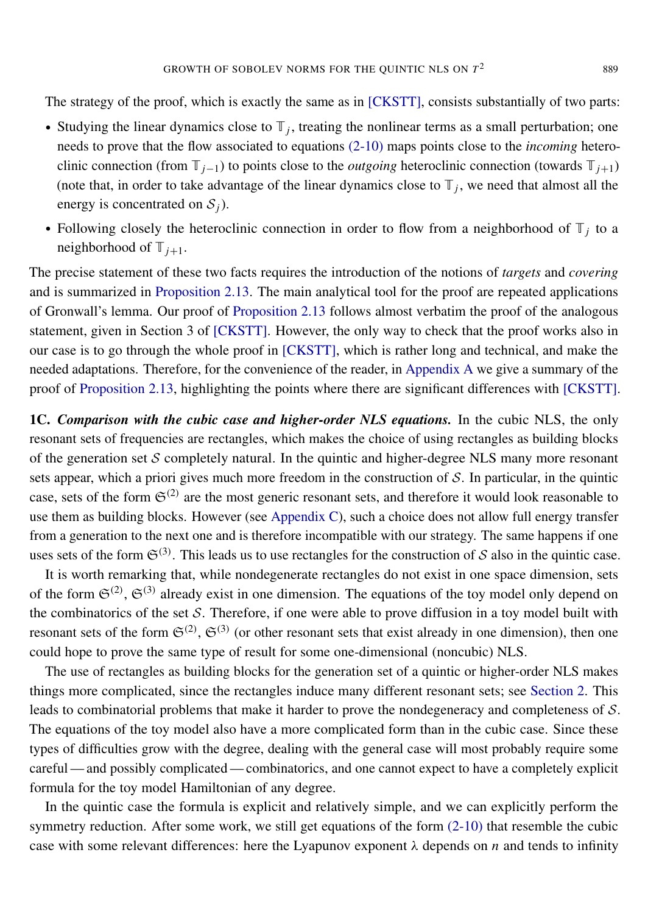The strategy of the proof, which is exactly the same as in [CKSTT], consists substantially of two parts:

- Studying the linear dynamics close to $\mathbb{T}_j$, treating the nonlinear terms as a small perturbation; one needs to prove that the flow associated to equations (2-10) maps points close to the *incoming* heteroclinic connection (from $\mathbb{T}_{j-1}$) to points close to the *outgoing* heteroclinic connection (towards $\mathbb{T}_{j+1}$) (note that, in order to take advantage of the linear dynamics close to $\mathbb{T}_j$, we need that almost all the energy is concentrated on $\mathcal{S}_j$).
- Following closely the heteroclinic connection in order to flow from a neighborhood of $\mathbb{T}_j$ to a neighborhood of $\mathbb{T}_{j+1}$.

The precise statement of these two facts requires the introduction of the notions of *targets* and *covering* and is summarized in Proposition 2.13. The main analytical tool for the proof are repeated applications of Gronwall's lemma. Our proof of Proposition 2.13 follows almost verbatim the proof of the analogous statement, given in Section 3 of [CKSTT]. However, the only way to check that the proof works also in our case is to go through the whole proof in [CKSTT], which is rather long and technical, and make the needed adaptations. Therefore, for the convenience of the reader, in Appendix A we give a summary of the proof of Proposition 2.13, highlighting the points where there are significant differences with [CKSTT].

**1C.** ***Comparison with the cubic case and higher-order NLS equations.*** In the cubic NLS, the only resonant sets of frequencies are rectangles, which makes the choice of using rectangles as building blocks of the generation set $\mathcal{S}$ completely natural. In the quintic and higher-degree NLS many more resonant sets appear, which a priori gives much more freedom in the construction of $\mathcal{S}$. In particular, in the quintic case, sets of the form $\mathfrak{S}^{(2)}$ are the most generic resonant sets, and therefore it would look reasonable to use them as building blocks. However (see Appendix C), such a choice does not allow full energy transfer from a generation to the next one and is therefore incompatible with our strategy. The same happens if one uses sets of the form $\mathfrak{S}^{(3)}$. This leads us to use rectangles for the construction of $\mathcal{S}$ also in the quintic case.

It is worth remarking that, while nondegenerate rectangles do not exist in one space dimension, sets of the form $\mathfrak{S}^{(2)}$, $\mathfrak{S}^{(3)}$ already exist in one dimension. The equations of the toy model only depend on the combinatorics of the set $\mathcal{S}$. Therefore, if one were able to prove diffusion in a toy model built with resonant sets of the form $\mathfrak{S}^{(2)}$, $\mathfrak{S}^{(3)}$ (or other resonant sets that exist already in one dimension), then one could hope to prove the same type of result for some one-dimensional (noncubic) NLS.

The use of rectangles as building blocks for the generation set of a quintic or higher-order NLS makes things more complicated, since the rectangles induce many different resonant sets; see Section 2. This leads to combinatorial problems that make it harder to prove the nondegeneracy and completeness of $\mathcal{S}$. The equations of the toy model also have a more complicated form than in the cubic case. Since these types of difficulties grow with the degree, dealing with the general case will most probably require some careful — and possibly complicated — combinatorics, and one cannot expect to have a completely explicit formula for the toy model Hamiltonian of any degree.

In the quintic case the formula is explicit and relatively simple, and we can explicitly perform the symmetry reduction. After some work, we still get equations of the form (2-10) that resemble the cubic case with some relevant differences: here the Lyapunov exponent $\lambda$ depends on $n$ and tends to infinity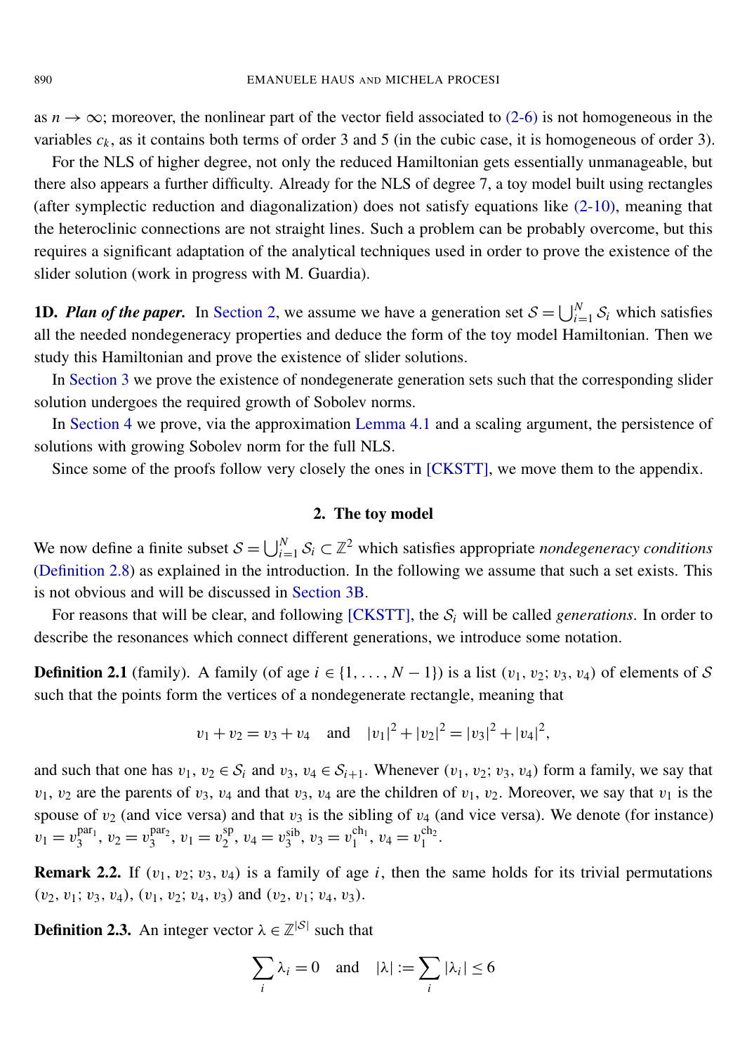as $n \to \infty$; moreover, the nonlinear part of the vector field associated to (2-6) is not homogeneous in the variables $c_k$, as it contains both terms of order 3 and 5 (in the cubic case, it is homogeneous of order 3).

For the NLS of higher degree, not only the reduced Hamiltonian gets essentially unmanageable, but there also appears a further difficulty. Already for the NLS of degree 7, a toy model built using rectangles (after symplectic reduction and diagonalization) does not satisfy equations like (2-10), meaning that the heteroclinic connections are not straight lines. Such a problem can be probably overcome, but this requires a significant adaptation of the analytical techniques used in order to prove the existence of the slider solution (work in progress with M. Guardia).

**1D. *Plan of the paper.*** In Section 2, we assume we have a generation set $\mathcal{S} = \bigcup_{i=1}^{N} \mathcal{S}_i$ which satisfies all the needed nondegeneracy properties and deduce the form of the toy model Hamiltonian. Then we study this Hamiltonian and prove the existence of slider solutions.

In Section 3 we prove the existence of nondegenerate generation sets such that the corresponding slider solution undergoes the required growth of Sobolev norms.

In Section 4 we prove, via the approximation Lemma 4.1 and a scaling argument, the persistence of solutions with growing Sobolev norm for the full NLS.

Since some of the proofs follow very closely the ones in [CKSTT], we move them to the appendix.

## 2. The toy model

We now define a finite subset $\mathcal{S} = \bigcup_{i=1}^{N} \mathcal{S}_i \subset \mathbb{Z}^2$ which satisfies appropriate *nondegeneracy conditions* (Definition 2.8) as explained in the introduction. In the following we assume that such a set exists. This is not obvious and will be discussed in Section 3B.

For reasons that will be clear, and following [CKSTT], the $\mathcal{S}_i$ will be called *generations*. In order to describe the resonances which connect different generations, we introduce some notation.

**Definition 2.1** (family). A family (of age $i \in \{1, \dots, N-1\}$) is a list $(v_1, v_2; v_3, v_4)$ of elements of $\mathcal{S}$ such that the points form the vertices of a nondegenerate rectangle, meaning that

$$v_1 + v_2 = v_3 + v_4 \quad \text{and} \quad |v_1|^2 + |v_2|^2 = |v_3|^2 + |v_4|^2,$$

and such that one has $v_1, v_2 \in \mathcal{S}_i$ and $v_3, v_4 \in \mathcal{S}_{i+1}$. Whenever $(v_1, v_2; v_3, v_4)$ form a family, we say that $v_1, v_2$ are the parents of $v_3, v_4$ and that $v_3, v_4$ are the children of $v_1, v_2$. Moreover, we say that $v_1$ is the spouse of $v_2$ (and vice versa) and that $v_3$ is the sibling of $v_4$ (and vice versa). We denote (for instance) $v_1 = v_3^{\mathrm{par}_1}$, $v_2 = v_3^{\mathrm{par}_2}$, $v_1 = v_2^{\mathrm{sp}}$, $v_4 = v_3^{\mathrm{sib}}$, $v_3 = v_1^{\mathrm{ch}_1}$, $v_4 = v_1^{\mathrm{ch}_2}$.

**Remark 2.2.** If $(v_1, v_2; v_3, v_4)$ is a family of age $i$, then the same holds for its trivial permutations $(v_2, v_1; v_3, v_4)$, $(v_1, v_2; v_4, v_3)$ and $(v_2, v_1; v_4, v_3)$.

**Definition 2.3.** An integer vector $\lambda \in \mathbb{Z}^{|\mathcal{S}|}$ such that

$$\sum_i \lambda_i = 0 \quad \text{and} \quad |\lambda| := \sum_i |\lambda_i| \leq 6$$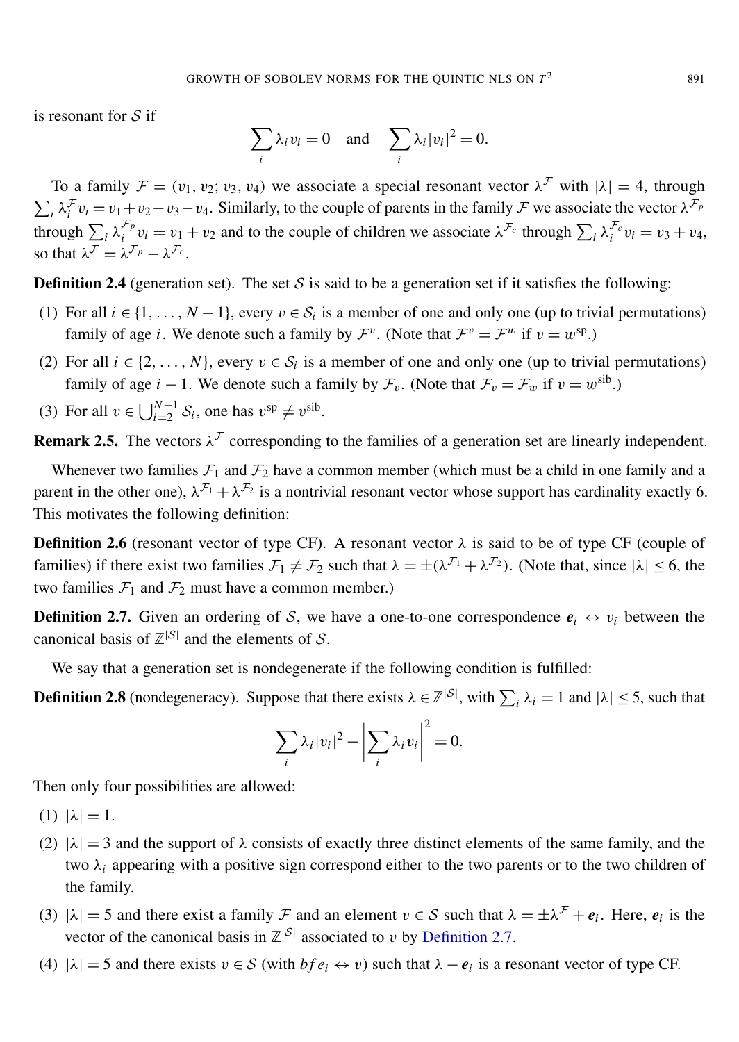is resonant for $\mathcal{S}$ if

$$\sum_i \lambda_i v_i = 0 \quad \text{and} \quad \sum_i \lambda_i |v_i|^2 = 0.$$

To a family $\mathcal{F} = (v_1, v_2; v_3, v_4)$ we associate a special resonant vector $\lambda^{\mathcal{F}}$ with $|\lambda| = 4$, through $\sum_i \lambda_i^{\mathcal{F}} v_i = v_1 + v_2 - v_3 - v_4$. Similarly, to the couple of parents in the family $\mathcal{F}$ we associate the vector $\lambda^{\mathcal{F}_p}$ through $\sum_i \lambda_i^{\mathcal{F}_p} v_i = v_1 + v_2$ and to the couple of children we associate $\lambda^{\mathcal{F}_c}$ through $\sum_i \lambda_i^{\mathcal{F}_c} v_i = v_3 + v_4$, so that $\lambda^{\mathcal{F}} = \lambda^{\mathcal{F}_p} - \lambda^{\mathcal{F}_c}$.

**Definition 2.4** (generation set). The set $\mathcal{S}$ is said to be a generation set if it satisfies the following:

(1) For all $i \in \{1, \dots, N-1\}$, every $v \in \mathcal{S}_i$ is a member of one and only one (up to trivial permutations) family of age $i$. We denote such a family by $\mathcal{F}^v$. (Note that $\mathcal{F}^v = \mathcal{F}^w$ if $v = w^{\text{sp}}$.)

(2) For all $i \in \{2, \dots, N\}$, every $v \in \mathcal{S}_i$ is a member of one and only one (up to trivial permutations) family of age $i-1$. We denote such a family by $\mathcal{F}_v$. (Note that $\mathcal{F}_v = \mathcal{F}_w$ if $v = w^{\text{sib}}$.)

(3) For all $v \in \bigcup_{i=2}^{N-1} \mathcal{S}_i$, one has $v^{\text{sp}} \neq v^{\text{sib}}$.

**Remark 2.5.** The vectors $\lambda^{\mathcal{F}}$ corresponding to the families of a generation set are linearly independent.

Whenever two families $\mathcal{F}_1$ and $\mathcal{F}_2$ have a common member (which must be a child in one family and a parent in the other one), $\lambda^{\mathcal{F}_1} + \lambda^{\mathcal{F}_2}$ is a nontrivial resonant vector whose support has cardinality exactly 6. This motivates the following definition:

**Definition 2.6** (resonant vector of type CF). A resonant vector $\lambda$ is said to be of type CF (couple of families) if there exist two families $\mathcal{F}_1 \neq \mathcal{F}_2$ such that $\lambda = \pm(\lambda^{\mathcal{F}_1} + \lambda^{\mathcal{F}_2})$. (Note that, since $|\lambda| \leq 6$, the two families $\mathcal{F}_1$ and $\mathcal{F}_2$ must have a common member.)

**Definition 2.7.** Given an ordering of $\mathcal{S}$, we have a one-to-one correspondence $\boldsymbol{e}_i \leftrightarrow v_i$ between the canonical basis of $\mathbb{Z}^{|\mathcal{S}|}$ and the elements of $\mathcal{S}$.

We say that a generation set is nondegenerate if the following condition is fulfilled:

**Definition 2.8** (nondegeneracy). Suppose that there exists $\lambda \in \mathbb{Z}^{|\mathcal{S}|}$, with $\sum_i \lambda_i = 1$ and $|\lambda| \leq 5$, such that

$$\sum_i \lambda_i |v_i|^2 - \left| \sum_i \lambda_i v_i \right|^2 = 0.$$

Then only four possibilities are allowed:

(1) $|\lambda| = 1$.

(2) $|\lambda| = 3$ and the support of $\lambda$ consists of exactly three distinct elements of the same family, and the two $\lambda_i$ appearing with a positive sign correspond either to the two parents or to the two children of the family.

(3) $|\lambda| = 5$ and there exist a family $\mathcal{F}$ and an element $v \in \mathcal{S}$ such that $\lambda = \pm\lambda^{\mathcal{F}} + \boldsymbol{e}_i$. Here, $\boldsymbol{e}_i$ is the vector of the canonical basis in $\mathbb{Z}^{|\mathcal{S}|}$ associated to $v$ by Definition 2.7.

(4) $|\lambda| = 5$ and there exists $v \in \mathcal{S}$ (with *bf* $e_i \leftrightarrow v$) such that $\lambda - \boldsymbol{e}_i$ is a resonant vector of type CF.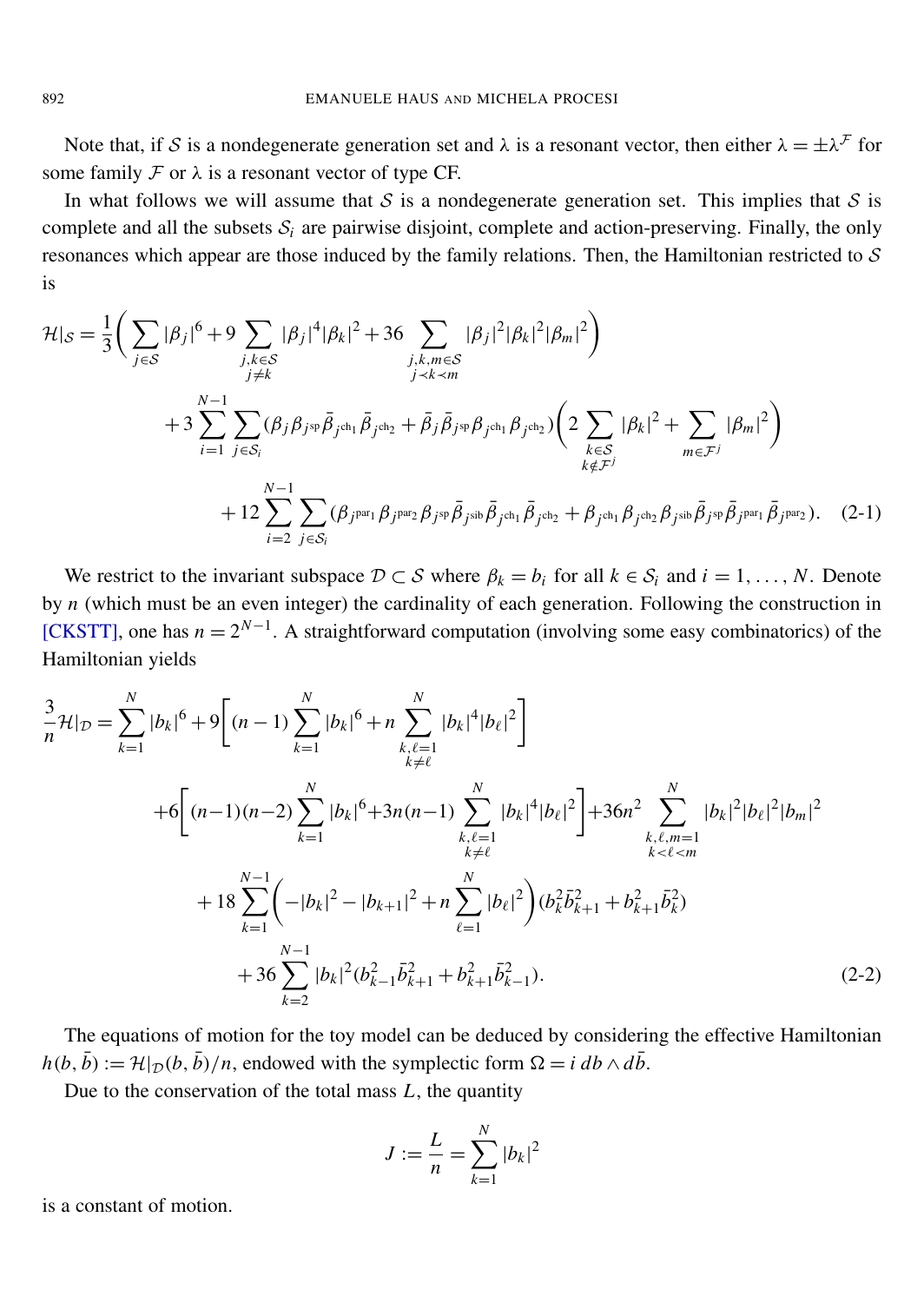Note that, if $\mathcal{S}$ is a nondegenerate generation set and $\lambda$ is a resonant vector, then either $\lambda = \pm\lambda^{\mathcal{F}}$ for some family $\mathcal{F}$ or $\lambda$ is a resonant vector of type CF.

In what follows we will assume that $\mathcal{S}$ is a nondegenerate generation set. This implies that $\mathcal{S}$ is complete and all the subsets $\mathcal{S}_i$ are pairwise disjoint, complete and action-preserving. Finally, the only resonances which appear are those induced by the family relations. Then, the Hamiltonian restricted to $\mathcal{S}$ is

$$\mathcal{H}|_{\mathcal{S}} = \frac{1}{3}\Bigg( \sum_{j\in\mathcal{S}} |\beta_j|^6 + 9 \sum_{\substack{j,k\in\mathcal{S}\\ j\neq k}} |\beta_j|^4|\beta_k|^2 + 36 \sum_{\substack{j,k,m\in\mathcal{S}\\ j\prec k\prec m}} |\beta_j|^2|\beta_k|^2|\beta_m|^2 \Bigg)$$
$$+ 3\sum_{i=1}^{N-1}\sum_{j\in\mathcal{S}_i} (\beta_j\beta_{j^{\mathrm{sp}}}\bar\beta_{j^{\mathrm{ch}_1}}\bar\beta_{j^{\mathrm{ch}_2}} + \bar\beta_j\bar\beta_{j^{\mathrm{sp}}}\beta_{j^{\mathrm{ch}_1}}\beta_{j^{\mathrm{ch}_2}})\Bigg(2\sum_{\substack{k\in\mathcal{S}\\ k\notin\mathcal{F}^j}}|\beta_k|^2 + \sum_{m\in\mathcal{F}^j}|\beta_m|^2\Bigg)$$
$$+ 12\sum_{i=2}^{N-1}\sum_{j\in\mathcal{S}_i} (\beta_{j^{\mathrm{par}_1}}\beta_{j^{\mathrm{par}_2}}\beta_{j^{\mathrm{sp}}}\bar\beta_{j^{\mathrm{sib}}}\bar\beta_{j^{\mathrm{ch}_1}}\bar\beta_{j^{\mathrm{ch}_2}} + \beta_{j^{\mathrm{ch}_1}}\beta_{j^{\mathrm{ch}_2}}\beta_{j^{\mathrm{sib}}}\bar\beta_{j^{\mathrm{sp}}}\bar\beta_{j^{\mathrm{par}_1}}\bar\beta_{j^{\mathrm{par}_2}}). \quad (2\text{-}1)$$

We restrict to the invariant subspace $\mathcal{D}\subset\mathcal{S}$ where $\beta_k = b_i$ for all $k\in\mathcal{S}_i$ and $i = 1,\dots,N$. Denote by $n$ (which must be an even integer) the cardinality of each generation. Following the construction in [CKSTT], one has $n = 2^{N-1}$. A straightforward computation (involving some easy combinatorics) of the Hamiltonian yields

$$\frac{3}{n}\mathcal{H}|_{\mathcal{D}} = \sum_{k=1}^{N}|b_k|^6 + 9\Bigg[(n-1)\sum_{k=1}^{N}|b_k|^6 + n\sum_{\substack{k,\ell=1\\ k\neq\ell}}^{N}|b_k|^4|b_\ell|^2\Bigg]$$
$$+6\Bigg[(n-1)(n-2)\sum_{k=1}^{N}|b_k|^6 + 3n(n-1)\sum_{\substack{k,\ell=1\\ k\neq\ell}}^{N}|b_k|^4|b_\ell|^2\Bigg] + 36n^2\sum_{\substack{k,\ell,m=1\\ k<\ell<m}}^{N}|b_k|^2|b_\ell|^2|b_m|^2$$
$$+ 18\sum_{k=1}^{N-1}\Bigg(-|b_k|^2 - |b_{k+1}|^2 + n\sum_{\ell=1}^{N}|b_\ell|^2\Bigg)(b_k^2\bar b_{k+1}^2 + b_{k+1}^2\bar b_k^2)$$
$$+ 36\sum_{k=2}^{N-1}|b_k|^2(b_{k-1}^2\bar b_{k+1}^2 + b_{k+1}^2\bar b_{k-1}^2). \quad (2\text{-}2)$$

The equations of motion for the toy model can be deduced by considering the effective Hamiltonian $h(b,\bar b) := \mathcal{H}|_{\mathcal{D}}(b,\bar b)/n$, endowed with the symplectic form $\Omega = i\, db\wedge d\bar b$.

Due to the conservation of the total mass $L$, the quantity

$$J := \frac{L}{n} = \sum_{k=1}^{N}|b_k|^2$$

is a constant of motion.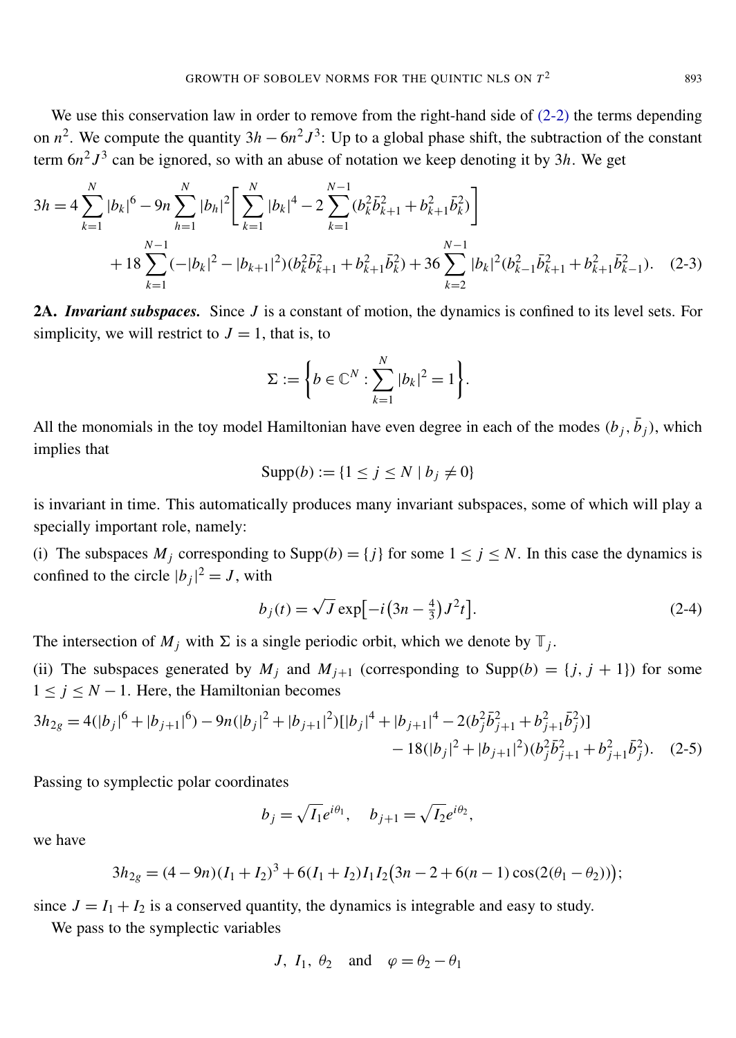We use this conservation law in order to remove from the right-hand side of (2-2) the terms depending on $n^2$. We compute the quantity $3h - 6n^2 J^3$: Up to a global phase shift, the subtraction of the constant term $6n^2 J^3$ can be ignored, so with an abuse of notation we keep denoting it by $3h$. We get

$$
\begin{aligned}
3h = 4\sum_{k=1}^{N} |b_k|^6 - 9n \sum_{h=1}^{N} |b_h|^2 \Bigg[ \sum_{k=1}^{N} |b_k|^4 - 2\sum_{k=1}^{N-1} (b_k^2 \bar{b}_{k+1}^2 + b_{k+1}^2 \bar{b}_k^2) \Bigg] \\
+ 18 \sum_{k=1}^{N-1} (-|b_k|^2 - |b_{k+1}|^2)(b_k^2 \bar{b}_{k+1}^2 + b_{k+1}^2 \bar{b}_k^2) + 36 \sum_{k=2}^{N-1} |b_k|^2 (b_{k-1}^2 \bar{b}_{k+1}^2 + b_{k+1}^2 \bar{b}_{k-1}^2). \quad \text{(2-3)}
\end{aligned}
$$

**2A. *Invariant subspaces.*** Since $J$ is a constant of motion, the dynamics is confined to its level sets. For simplicity, we will restrict to $J = 1$, that is, to

$$
\Sigma := \left\{ b \in \mathbb{C}^N : \sum_{k=1}^{N} |b_k|^2 = 1 \right\}.
$$

All the monomials in the toy model Hamiltonian have even degree in each of the modes $(b_j, \bar{b}_j)$, which implies that

$$
\mathrm{Supp}(b) := \{1 \le j \le N \mid b_j \neq 0\}
$$

is invariant in time. This automatically produces many invariant subspaces, some of which will play a specially important role, namely:

(i) The subspaces $M_j$ corresponding to $\mathrm{Supp}(b) = \{j\}$ for some $1 \le j \le N$. In this case the dynamics is confined to the circle $|b_j|^2 = J$, with

$$
b_j(t) = \sqrt{J} \exp\!\left[-i\left(3n - \tfrac{4}{3}\right) J^2 t\right]. \quad \text{(2-4)}
$$

The intersection of $M_j$ with $\Sigma$ is a single periodic orbit, which we denote by $\mathbb{T}_j$.

(ii) The subspaces generated by $M_j$ and $M_{j+1}$ (corresponding to $\mathrm{Supp}(b) = \{j, j+1\}$) for some $1 \le j \le N - 1$. Here, the Hamiltonian becomes

$$
\begin{aligned}
3h_{2g} = 4(|b_j|^6 + |b_{j+1}|^6) - 9n(|b_j|^2 + |b_{j+1}|^2)[|b_j|^4 + |b_{j+1}|^4 - 2(b_j^2 \bar{b}_{j+1}^2 + b_{j+1}^2 \bar{b}_j^2)] \\
- 18(|b_j|^2 + |b_{j+1}|^2)(b_j^2 \bar{b}_{j+1}^2 + b_{j+1}^2 \bar{b}_j^2). \quad \text{(2-5)}
\end{aligned}
$$

Passing to symplectic polar coordinates

$$
b_j = \sqrt{I_1} e^{i\theta_1}, \quad b_{j+1} = \sqrt{I_2} e^{i\theta_2},
$$

we have

$$
3h_{2g} = (4 - 9n)(I_1 + I_2)^3 + 6(I_1 + I_2) I_1 I_2 \big(3n - 2 + 6(n-1)\cos(2(\theta_1 - \theta_2))\big);
$$

since $J = I_1 + I_2$ is a conserved quantity, the dynamics is integrable and easy to study.

We pass to the symplectic variables

$$
J,\ I_1,\ \theta_2 \quad \text{and} \quad \varphi = \theta_2 - \theta_1
$$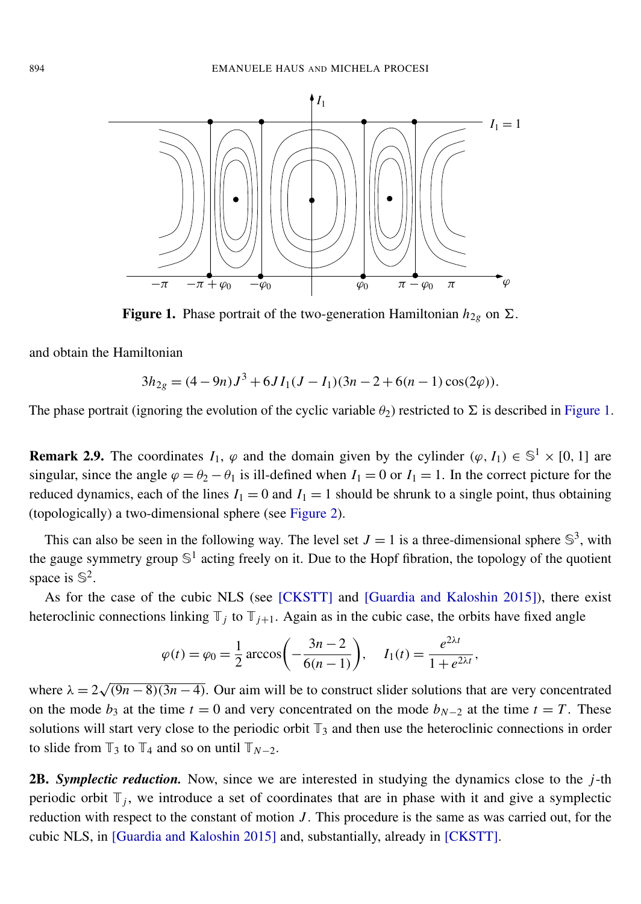**Figure 1.** Phase portrait of the two-generation Hamiltonian $h_{2g}$ on $\Sigma$.

and obtain the Hamiltonian

$$3h_{2g} = (4-9n)J^3 + 6JI_1(J-I_1)(3n-2+6(n-1)\cos(2\varphi)).$$

The phase portrait (ignoring the evolution of the cyclic variable $\theta_2$) restricted to $\Sigma$ is described in Figure 1.

**Remark 2.9.** The coordinates $I_1$, $\varphi$ and the domain given by the cylinder $(\varphi, I_1) \in \mathbb{S}^1 \times [0,1]$ are singular, since the angle $\varphi = \theta_2 - \theta_1$ is ill-defined when $I_1 = 0$ or $I_1 = 1$. In the correct picture for the reduced dynamics, each of the lines $I_1 = 0$ and $I_1 = 1$ should be shrunk to a single point, thus obtaining (topologically) a two-dimensional sphere (see Figure 2).

This can also be seen in the following way. The level set $J = 1$ is a three-dimensional sphere $\mathbb{S}^3$, with the gauge symmetry group $\mathbb{S}^1$ acting freely on it. Due to the Hopf fibration, the topology of the quotient space is $\mathbb{S}^2$.

As for the case of the cubic NLS (see [CKSTT] and [Guardia and Kaloshin 2015]), there exist heteroclinic connections linking $\mathbb{T}_j$ to $\mathbb{T}_{j+1}$. Again as in the cubic case, the orbits have fixed angle

$$\varphi(t) = \varphi_0 = \frac{1}{2}\arccos\left(-\frac{3n-2}{6(n-1)}\right), \qquad I_1(t) = \frac{e^{2\lambda t}}{1+e^{2\lambda t}},$$

where $\lambda = 2\sqrt{(9n-8)(3n-4)}$. Our aim will be to construct slider solutions that are very concentrated on the mode $b_3$ at the time $t = 0$ and very concentrated on the mode $b_{N-2}$ at the time $t = T$. These solutions will start very close to the periodic orbit $\mathbb{T}_3$ and then use the heteroclinic connections in order to slide from $\mathbb{T}_3$ to $\mathbb{T}_4$ and so on until $\mathbb{T}_{N-2}$.

**2B. *Symplectic reduction.*** Now, since we are interested in studying the dynamics close to the $j$-th periodic orbit $\mathbb{T}_j$, we introduce a set of coordinates that are in phase with it and give a symplectic reduction with respect to the constant of motion $J$. This procedure is the same as was carried out, for the cubic NLS, in [Guardia and Kaloshin 2015] and, substantially, already in [CKSTT].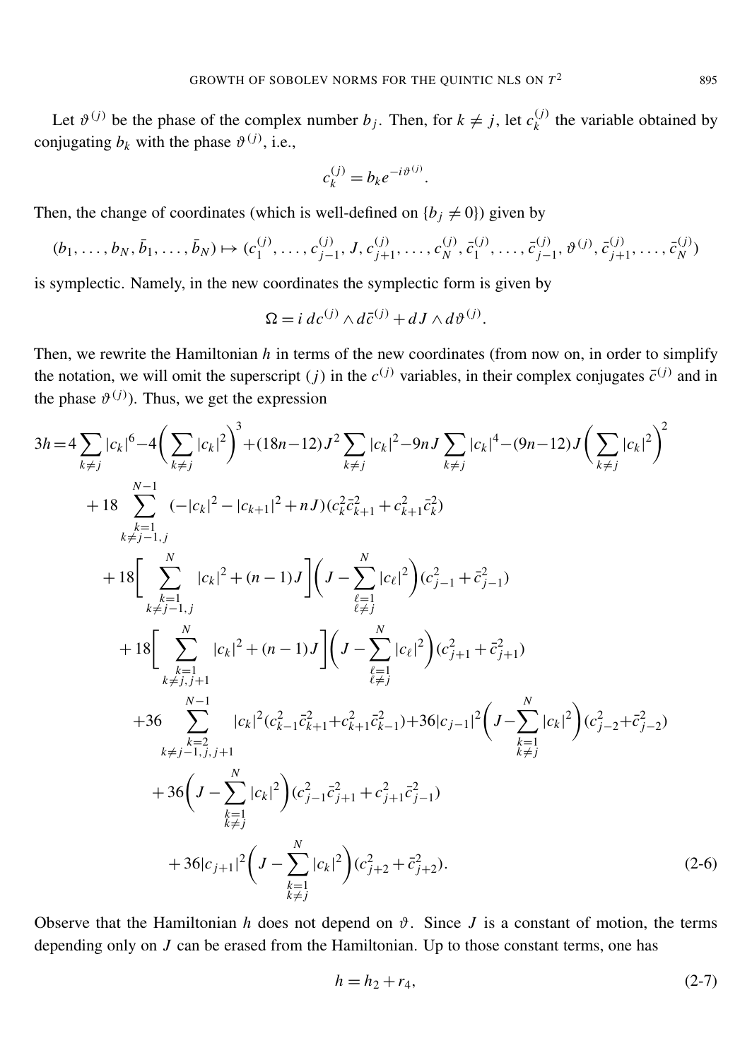Let $\vartheta^{(j)}$ be the phase of the complex number $b_j$. Then, for $k \neq j$, let $c_k^{(j)}$ the variable obtained by conjugating $b_k$ with the phase $\vartheta^{(j)}$, i.e.,

$$c_k^{(j)} = b_k e^{-i\vartheta^{(j)}}.$$

Then, the change of coordinates (which is well-defined on $\{b_j \neq 0\}$) given by

$$(b_1, \dots, b_N, \bar{b}_1, \dots, \bar{b}_N) \mapsto (c_1^{(j)}, \dots, c_{j-1}^{(j)}, J, c_{j+1}^{(j)}, \dots, c_N^{(j)}, \bar{c}_1^{(j)}, \dots, \bar{c}_{j-1}^{(j)}, \vartheta^{(j)}, \bar{c}_{j+1}^{(j)}, \dots, \bar{c}_N^{(j)})$$

is symplectic. Namely, in the new coordinates the symplectic form is given by

$$\Omega = i\, dc^{(j)} \wedge d\bar{c}^{(j)} + dJ \wedge d\vartheta^{(j)}.$$

Then, we rewrite the Hamiltonian $h$ in terms of the new coordinates (from now on, in order to simplify the notation, we will omit the superscript $(j)$ in the $c^{(j)}$ variables, in their complex conjugates $\bar{c}^{(j)}$ and in the phase $\vartheta^{(j)}$). Thus, we get the expression

$$\begin{aligned}
3h = {} & 4\sum_{k\neq j} |c_k|^6 - 4\bigg(\sum_{k\neq j} |c_k|^2\bigg)^3 + (18n-12)J^2 \sum_{k\neq j} |c_k|^2 - 9nJ \sum_{k\neq j} |c_k|^4 - (9n-12)J\bigg(\sum_{k\neq j} |c_k|^2\bigg)^2 \\
& + 18 \sum_{\substack{k=1 \\ k\neq j-1,j}}^{N-1} (-|c_k|^2 - |c_{k+1}|^2 + nJ)(c_k^2 \bar{c}_{k+1}^2 + c_{k+1}^2 \bar{c}_k^2) \\
& + 18\bigg[\sum_{\substack{k=1 \\ k\neq j-1,j}}^{N} |c_k|^2 + (n-1)J\bigg]\bigg(J - \sum_{\substack{\ell=1 \\ \ell\neq j}}^{N} |c_\ell|^2\bigg)(c_{j-1}^2 + \bar{c}_{j-1}^2) \\
& + 18\bigg[\sum_{\substack{k=1 \\ k\neq j,j+1}}^{N} |c_k|^2 + (n-1)J\bigg]\bigg(J - \sum_{\substack{\ell=1 \\ \ell\neq j}}^{N} |c_\ell|^2\bigg)(c_{j+1}^2 + \bar{c}_{j+1}^2) \\
& + 36 \sum_{\substack{k=2 \\ k\neq j-1,j,j+1}}^{N-1} |c_k|^2 (c_{k-1}^2 \bar{c}_{k+1}^2 + c_{k+1}^2 \bar{c}_{k-1}^2) + 36|c_{j-1}|^2\bigg(J - \sum_{\substack{k=1 \\ k\neq j}}^{N} |c_k|^2\bigg)(c_{j-2}^2 + \bar{c}_{j-2}^2) \\
& + 36\bigg(J - \sum_{\substack{k=1 \\ k\neq j}}^{N} |c_k|^2\bigg)(c_{j-1}^2 \bar{c}_{j+1}^2 + c_{j+1}^2 \bar{c}_{j-1}^2) \\
& + 36|c_{j+1}|^2\bigg(J - \sum_{\substack{k=1 \\ k\neq j}}^{N} |c_k|^2\bigg)(c_{j+2}^2 + \bar{c}_{j+2}^2).
\end{aligned} \tag{2-6}$$

Observe that the Hamiltonian $h$ does not depend on $\vartheta$. Since $J$ is a constant of motion, the terms depending only on $J$ can be erased from the Hamiltonian. Up to those constant terms, one has

$$h = h_2 + r_4, \tag{2-7}$$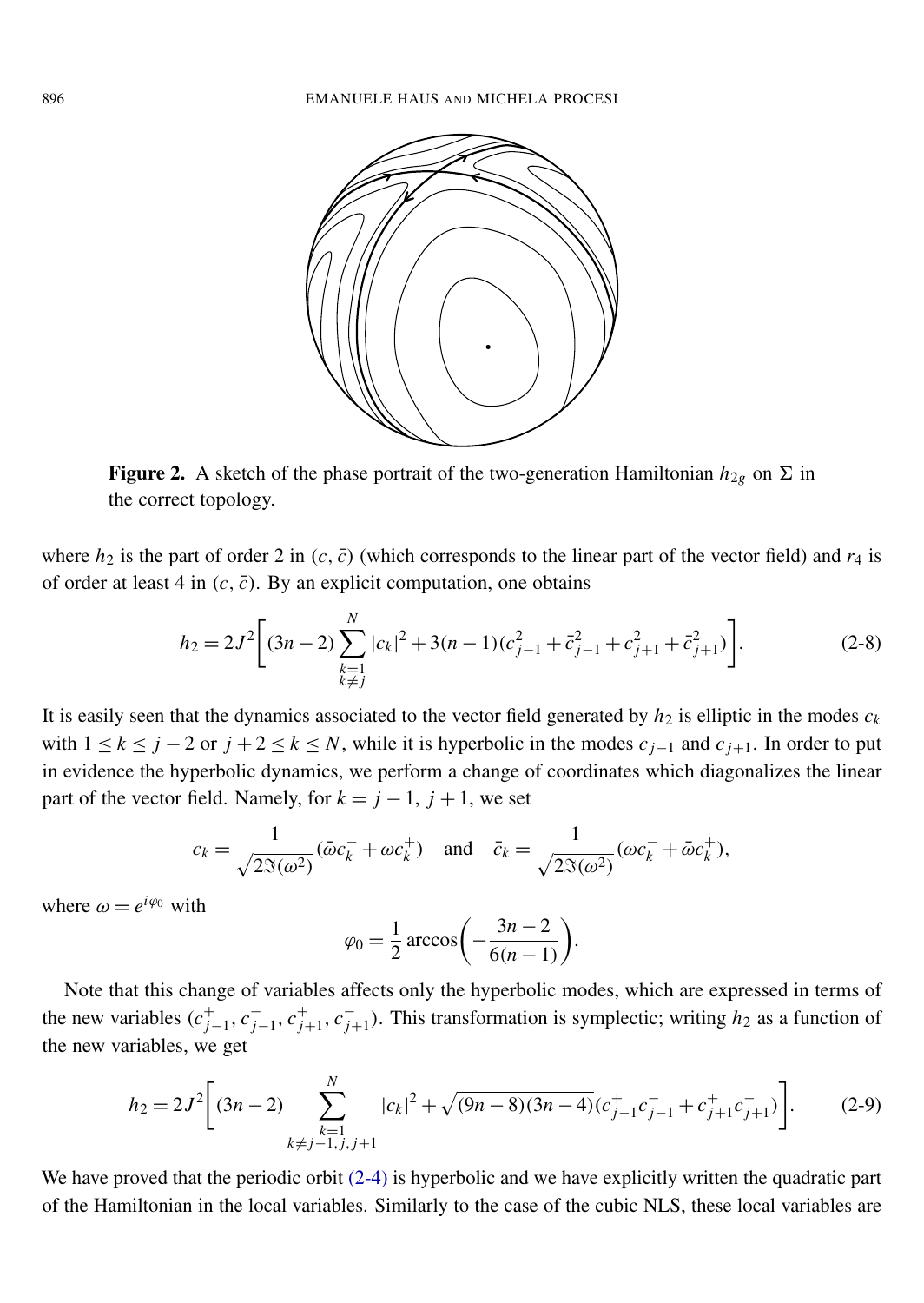**Figure 2.** A sketch of the phase portrait of the two-generation Hamiltonian $h_{2g}$ on $\Sigma$ in the correct topology.

where $h_2$ is the part of order 2 in $(c, \bar{c})$ (which corresponds to the linear part of the vector field) and $r_4$ is of order at least 4 in $(c, \bar{c})$. By an explicit computation, one obtains

$$h_2 = 2J^2\Bigg[(3n-2)\sum_{\substack{k=1\\k\neq j}}^{N}|c_k|^2 + 3(n-1)(c_{j-1}^2+\bar{c}_{j-1}^2+c_{j+1}^2+\bar{c}_{j+1}^2)\Bigg]. \tag{2-8}$$

It is easily seen that the dynamics associated to the vector field generated by $h_2$ is elliptic in the modes $c_k$ with $1 \le k \le j-2$ or $j+2 \le k \le N$, while it is hyperbolic in the modes $c_{j-1}$ and $c_{j+1}$. In order to put in evidence the hyperbolic dynamics, we perform a change of coordinates which diagonalizes the linear part of the vector field. Namely, for $k = j-1,\ j+1$, we set

$$c_k = \frac{1}{\sqrt{2\Im(\omega^2)}}(\bar{\omega}c_k^- + \omega c_k^+) \quad \text{and} \quad \bar{c}_k = \frac{1}{\sqrt{2\Im(\omega^2)}}(\omega c_k^- + \bar{\omega}c_k^+),$$

where $\omega = e^{i\varphi_0}$ with

$$\varphi_0 = \frac{1}{2}\arccos\bigg(-\frac{3n-2}{6(n-1)}\bigg).$$

Note that this change of variables affects only the hyperbolic modes, which are expressed in terms of the new variables $(c_{j-1}^+, c_{j-1}^-, c_{j+1}^+, c_{j+1}^-)$. This transformation is symplectic; writing $h_2$ as a function of the new variables, we get

$$h_2 = 2J^2\Bigg[(3n-2)\sum_{\substack{k=1\\k\neq j-1,j,j+1}}^{N}|c_k|^2 + \sqrt{(9n-8)(3n-4)}(c_{j-1}^+c_{j-1}^- + c_{j+1}^+c_{j+1}^-)\Bigg]. \tag{2-9}$$

We have proved that the periodic orbit (2-4) is hyperbolic and we have explicitly written the quadratic part of the Hamiltonian in the local variables. Similarly to the case of the cubic NLS, these local variables are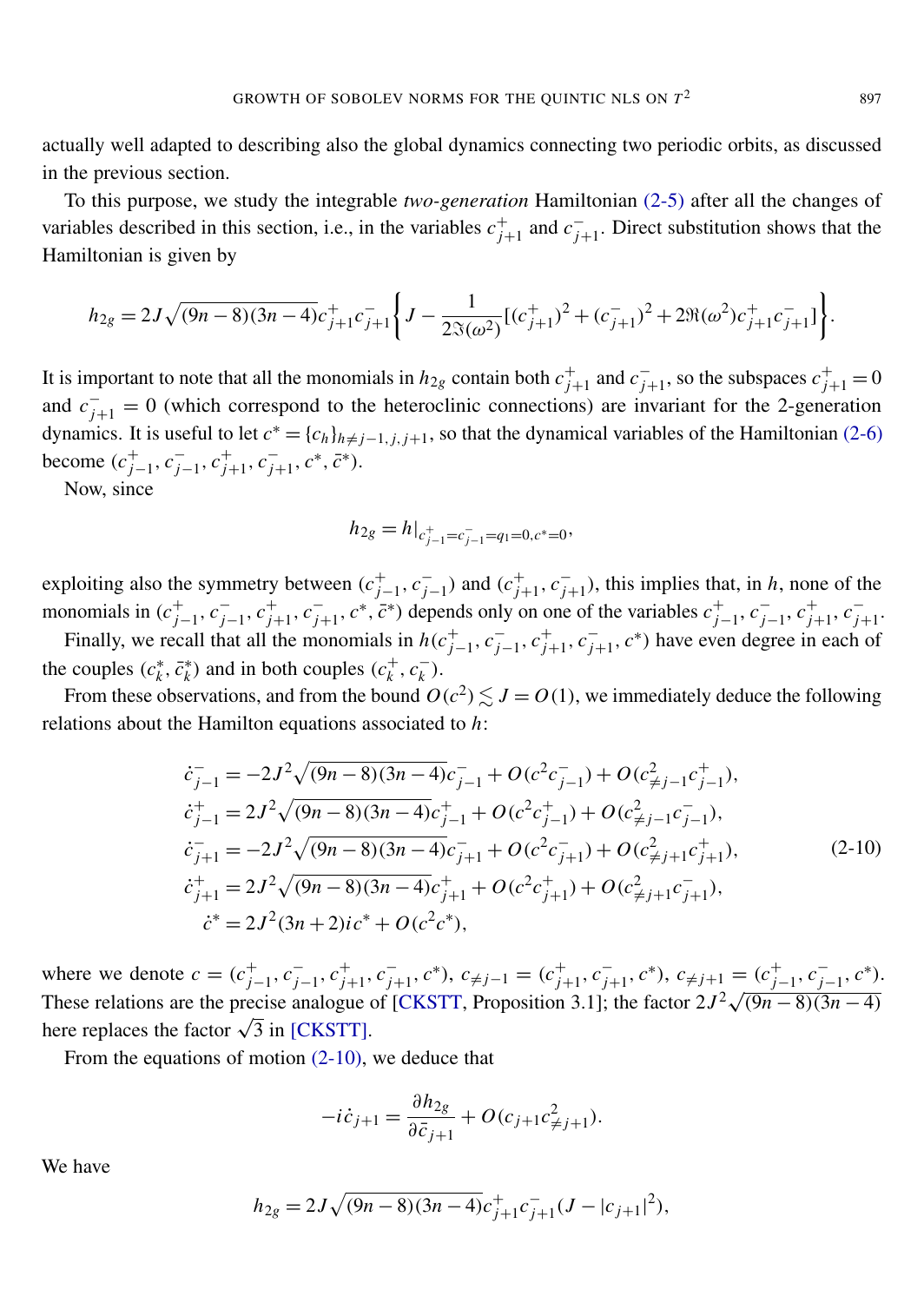actually well adapted to describing also the global dynamics connecting two periodic orbits, as discussed in the previous section.

To this purpose, we study the integrable *two-generation* Hamiltonian (2-5) after all the changes of variables described in this section, i.e., in the variables $c^+_{j+1}$ and $c^-_{j+1}$. Direct substitution shows that the Hamiltonian is given by

$$h_{2g} = 2J\sqrt{(9n-8)(3n-4)}\,c^+_{j+1}c^-_{j+1}\left\{ J - \frac{1}{2\Im(\omega^2)}\left[(c^+_{j+1})^2 + (c^-_{j+1})^2 + 2\Re(\omega^2)c^+_{j+1}c^-_{j+1}\right]\right\}.$$

It is important to note that all the monomials in $h_{2g}$ contain both $c^+_{j+1}$ and $c^-_{j+1}$, so the subspaces $c^+_{j+1} = 0$ and $c^-_{j+1} = 0$ (which correspond to the heteroclinic connections) are invariant for the 2-generation dynamics. It is useful to let $c^* = \{c_h\}_{h \neq j-1, j, j+1}$, so that the dynamical variables of the Hamiltonian (2-6) become $(c^+_{j-1}, c^-_{j-1}, c^+_{j+1}, c^-_{j+1}, c^*, \bar{c}^*)$.

Now, since

$$h_{2g} = h|_{c^+_{j-1} = c^-_{j-1} = q_1 = 0,\, c^* = 0},$$

exploiting also the symmetry between $(c^+_{j-1}, c^-_{j-1})$ and $(c^+_{j+1}, c^-_{j+1})$, this implies that, in $h$, none of the monomials in $(c^+_{j-1}, c^-_{j-1}, c^+_{j+1}, c^-_{j+1}, c^*, \bar{c}^*)$ depends only on one of the variables $c^+_{j-1}, c^-_{j-1}, c^+_{j+1}, c^-_{j+1}$.

Finally, we recall that all the monomials in $h(c^+_{j-1}, c^-_{j-1}, c^+_{j+1}, c^-_{j+1}, c^*)$ have even degree in each of the couples $(c^*_k, \bar{c}^*_k)$ and in both couples $(c^+_k, c^-_k)$.

From these observations, and from the bound $O(c^2) \lesssim J = O(1)$, we immediately deduce the following relations about the Hamilton equations associated to $h$:

$$\begin{aligned}
\dot{c}^-_{j-1} &= -2J^2\sqrt{(9n-8)(3n-4)}\,c^-_{j-1} + O(c^2 c^-_{j-1}) + O(c^2_{\neq j-1} c^+_{j-1}),\\
\dot{c}^+_{j-1} &= 2J^2\sqrt{(9n-8)(3n-4)}\,c^+_{j-1} + O(c^2 c^+_{j-1}) + O(c^2_{\neq j-1} c^-_{j-1}),\\
\dot{c}^-_{j+1} &= -2J^2\sqrt{(9n-8)(3n-4)}\,c^-_{j+1} + O(c^2 c^-_{j+1}) + O(c^2_{\neq j+1} c^+_{j+1}),\\
\dot{c}^+_{j+1} &= 2J^2\sqrt{(9n-8)(3n-4)}\,c^+_{j+1} + O(c^2 c^+_{j+1}) + O(c^2_{\neq j+1} c^-_{j+1}),\\
\dot{c}^* &= 2J^2(3n+2)i c^* + O(c^2 c^*),
\end{aligned} \tag{2-10}$$

where we denote $c = (c^+_{j-1}, c^-_{j-1}, c^+_{j+1}, c^-_{j+1}, c^*)$, $c_{\neq j-1} = (c^+_{j+1}, c^-_{j+1}, c^*)$, $c_{\neq j+1} = (c^+_{j-1}, c^-_{j-1}, c^*)$. These relations are the precise analogue of [CKSTT, Proposition 3.1]; the factor $2J^2\sqrt{(9n-8)(3n-4)}$ here replaces the factor $\sqrt{3}$ in [CKSTT].

From the equations of motion (2-10), we deduce that

$$-i\dot{c}_{j+1} = \frac{\partial h_{2g}}{\partial \bar{c}_{j+1}} + O(c_{j+1} c^2_{\neq j+1}).$$

We have

$$h_{2g} = 2J\sqrt{(9n-8)(3n-4)}\,c^+_{j+1}c^-_{j+1}(J - |c_{j+1}|^2),$$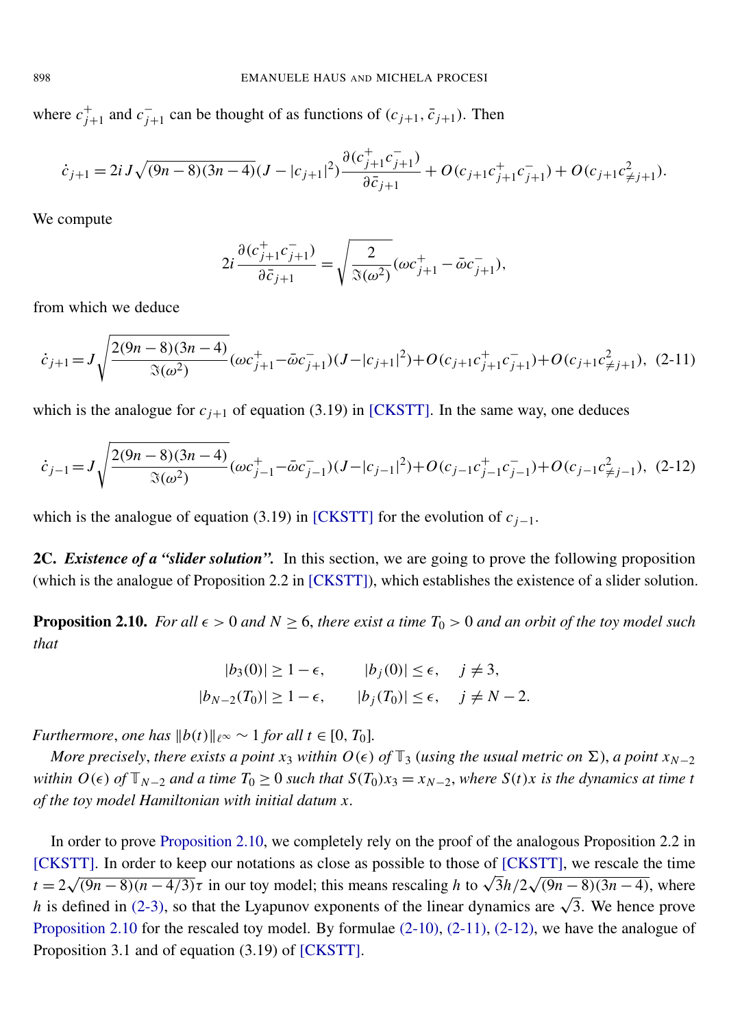where $c^+_{j+1}$ and $c^-_{j+1}$ can be thought of as functions of $(c_{j+1}, \bar{c}_{j+1})$. Then

$$\dot{c}_{j+1} = 2iJ\sqrt{(9n-8)(3n-4)}(J - |c_{j+1}|^2)\frac{\partial(c^+_{j+1}c^-_{j+1})}{\partial \bar{c}_{j+1}} + O(c_{j+1}c^+_{j+1}c^-_{j+1}) + O(c_{j+1}c^2_{\neq j+1}).$$

We compute

$$2i\frac{\partial(c^+_{j+1}c^-_{j+1})}{\partial \bar{c}_{j+1}} = \sqrt{\frac{2}{\Im(\omega^2)}}(\omega c^+_{j+1} - \bar{\omega}c^-_{j+1}),$$

from which we deduce

$$\dot{c}_{j+1} = J\sqrt{\frac{2(9n-8)(3n-4)}{\Im(\omega^2)}}(\omega c^+_{j+1} - \bar{\omega}c^-_{j+1})(J - |c_{j+1}|^2) + O(c_{j+1}c^+_{j+1}c^-_{j+1}) + O(c_{j+1}c^2_{\neq j+1}), \quad (2\text{-}11)$$

which is the analogue for $c_{j+1}$ of equation (3.19) in [CKSTT]. In the same way, one deduces

$$\dot{c}_{j-1} = J\sqrt{\frac{2(9n-8)(3n-4)}{\Im(\omega^2)}}(\omega c^+_{j-1} - \bar{\omega}c^-_{j-1})(J - |c_{j-1}|^2) + O(c_{j-1}c^+_{j-1}c^-_{j-1}) + O(c_{j-1}c^2_{\neq j-1}), \quad (2\text{-}12)$$

which is the analogue of equation (3.19) in [CKSTT] for the evolution of $c_{j-1}$.

**2C. *Existence of a "slider solution".*** In this section, we are going to prove the following proposition (which is the analogue of Proposition 2.2 in [CKSTT]), which establishes the existence of a slider solution.

**Proposition 2.10.** *For all $\epsilon > 0$ and $N \geq 6$, there exist a time $T_0 > 0$ and an orbit of the toy model such that*

$$|b_3(0)| \geq 1 - \epsilon, \qquad |b_j(0)| \leq \epsilon, \quad j \neq 3,$$
$$|b_{N-2}(T_0)| \geq 1 - \epsilon, \qquad |b_j(T_0)| \leq \epsilon, \quad j \neq N-2.$$

*Furthermore, one has $\|b(t)\|_{\ell^\infty} \sim 1$ for all $t \in [0, T_0]$.*

*More precisely, there exists a point $x_3$ within $O(\epsilon)$ of $\mathbb{T}_3$ (using the usual metric on $\Sigma$), a point $x_{N-2}$ within $O(\epsilon)$ of $\mathbb{T}_{N-2}$ and a time $T_0 \geq 0$ such that $S(T_0)x_3 = x_{N-2}$, where $S(t)x$ is the dynamics at time $t$ of the toy model Hamiltonian with initial datum $x$.*

In order to prove Proposition 2.10, we completely rely on the proof of the analogous Proposition 2.2 in [CKSTT]. In order to keep our notations as close as possible to those of [CKSTT], we rescale the time $t = 2\sqrt{(9n-8)(n-4/3)}\tau$ in our toy model; this means rescaling $h$ to $\sqrt{3}h/2\sqrt{(9n-8)(3n-4)}$, where $h$ is defined in (2-3), so that the Lyapunov exponents of the linear dynamics are $\sqrt{3}$. We hence prove Proposition 2.10 for the rescaled toy model. By formulae (2-10), (2-11), (2-12), we have the analogue of Proposition 3.1 and of equation (3.19) of [CKSTT].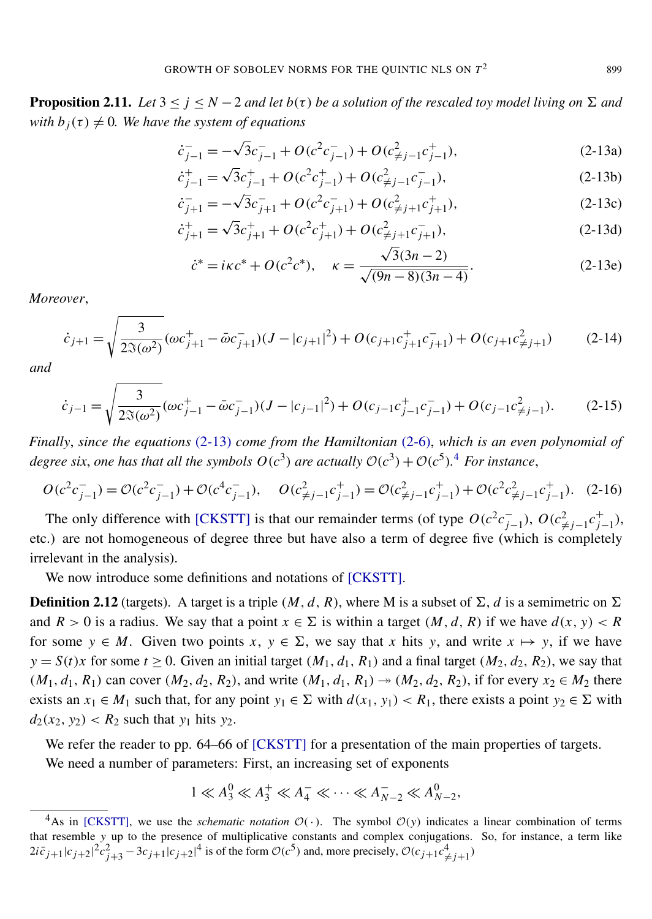**Proposition 2.11.** *Let $3 \le j \le N-2$ and let $b(\tau)$ be a solution of the rescaled toy model living on $\Sigma$ and with $b_j(\tau) \neq 0$. We have the system of equations*

$$\dot{c}_{j-1}^- = -\sqrt{3}c_{j-1}^- + O(c^2 c_{j-1}^-) + O(c_{\neq j-1}^2 c_{j-1}^+), \tag{2-13a}$$

$$\dot{c}_{j-1}^+ = \sqrt{3}c_{j-1}^+ + O(c^2 c_{j-1}^+) + O(c_{\neq j-1}^2 c_{j-1}^-), \tag{2-13b}$$

$$\dot{c}_{j+1}^- = -\sqrt{3}c_{j+1}^- + O(c^2 c_{j+1}^-) + O(c_{\neq j+1}^2 c_{j+1}^+), \tag{2-13c}$$

$$\dot{c}_{j+1}^+ = \sqrt{3}c_{j+1}^+ + O(c^2 c_{j+1}^+) + O(c_{\neq j+1}^2 c_{j+1}^-), \tag{2-13d}$$

$$\dot{c}^* = i\kappa c^* + O(c^2 c^*), \quad \kappa = \frac{\sqrt{3}(3n-2)}{\sqrt{(9n-8)(3n-4)}}. \tag{2-13e}$$

*Moreover*,

$$\dot{c}_{j+1} = \sqrt{\frac{3}{2\Im(\omega^2)}}(\omega c_{j+1}^+ - \bar{\omega}c_{j+1}^-)(J - |c_{j+1}|^2) + O(c_{j+1}c_{j+1}^+ c_{j+1}^-) + O(c_{j+1}c_{\neq j+1}^2) \tag{2-14}$$

*and*

$$\dot{c}_{j-1} = \sqrt{\frac{3}{2\Im(\omega^2)}}(\omega c_{j-1}^+ - \bar{\omega}c_{j-1}^-)(J - |c_{j-1}|^2) + O(c_{j-1}c_{j-1}^+ c_{j-1}^-) + O(c_{j-1}c_{\neq j-1}^2). \tag{2-15}$$

*Finally*, *since the equations* (2-13) *come from the Hamiltonian* (2-6), *which is an even polynomial of degree six*, *one has that all the symbols $O(c^3)$ are actually $\mathcal{O}(c^3) + \mathcal{O}(c^5)$.*[4] *For instance*,

$$O(c^2 c_{j-1}^-) = \mathcal{O}(c^2 c_{j-1}^-) + \mathcal{O}(c^4 c_{j-1}^-), \quad O(c_{\neq j-1}^2 c_{j-1}^+) = \mathcal{O}(c_{\neq j-1}^2 c_{j-1}^+) + \mathcal{O}(c^2 c_{\neq j-1}^2 c_{j-1}^+). \tag{2-16}$$

The only difference with [CKSTT] is that our remainder terms (of type $O(c^2 c_{j-1}^-)$, $O(c_{\neq j-1}^2 c_{j-1}^+)$, etc.) are not homogeneous of degree three but have also a term of degree five (which is completely irrelevant in the analysis).

We now introduce some definitions and notations of [CKSTT].

**Definition 2.12** (targets). A target is a triple $(M, d, R)$, where M is a subset of $\Sigma$, $d$ is a semimetric on $\Sigma$ and $R > 0$ is a radius. We say that a point $x \in \Sigma$ is within a target $(M, d, R)$ if we have $d(x, y) < R$ for some $y \in M$. Given two points $x$, $y \in \Sigma$, we say that $x$ hits $y$, and write $x \mapsto y$, if we have $y = S(t)x$ for some $t \ge 0$. Given an initial target $(M_1, d_1, R_1)$ and a final target $(M_2, d_2, R_2)$, we say that $(M_1, d_1, R_1)$ can cover $(M_2, d_2, R_2)$, and write $(M_1, d_1, R_1) \twoheadrightarrow (M_2, d_2, R_2)$, if for every $x_2 \in M_2$ there exists an $x_1 \in M_1$ such that, for any point $y_1 \in \Sigma$ with $d(x_1, y_1) < R_1$, there exists a point $y_2 \in \Sigma$ with $d_2(x_2, y_2) < R_2$ such that $y_1$ hits $y_2$.

We refer the reader to pp. 64–66 of [CKSTT] for a presentation of the main properties of targets.

We need a number of parameters: First, an increasing set of exponents

$$1 \ll A_3^0 \ll A_3^+ \ll A_4^- \ll \cdots \ll A_{N-2}^- \ll A_{N-2}^0,$$

---

[4] As in [CKSTT], we use the *schematic notation* $\mathcal{O}(\cdot)$. The symbol $\mathcal{O}(y)$ indicates a linear combination of terms that resemble $y$ up to the presence of multiplicative constants and complex conjugations. So, for instance, a term like $2i\bar{c}_{j+1}|c_{j+2}|^2 c_{j+3}^2 - 3c_{j+1}|c_{j+2}|^4$ is of the form $\mathcal{O}(c^5)$ and, more precisely, $\mathcal{O}(c_{j+1}c_{\neq j+1}^4)$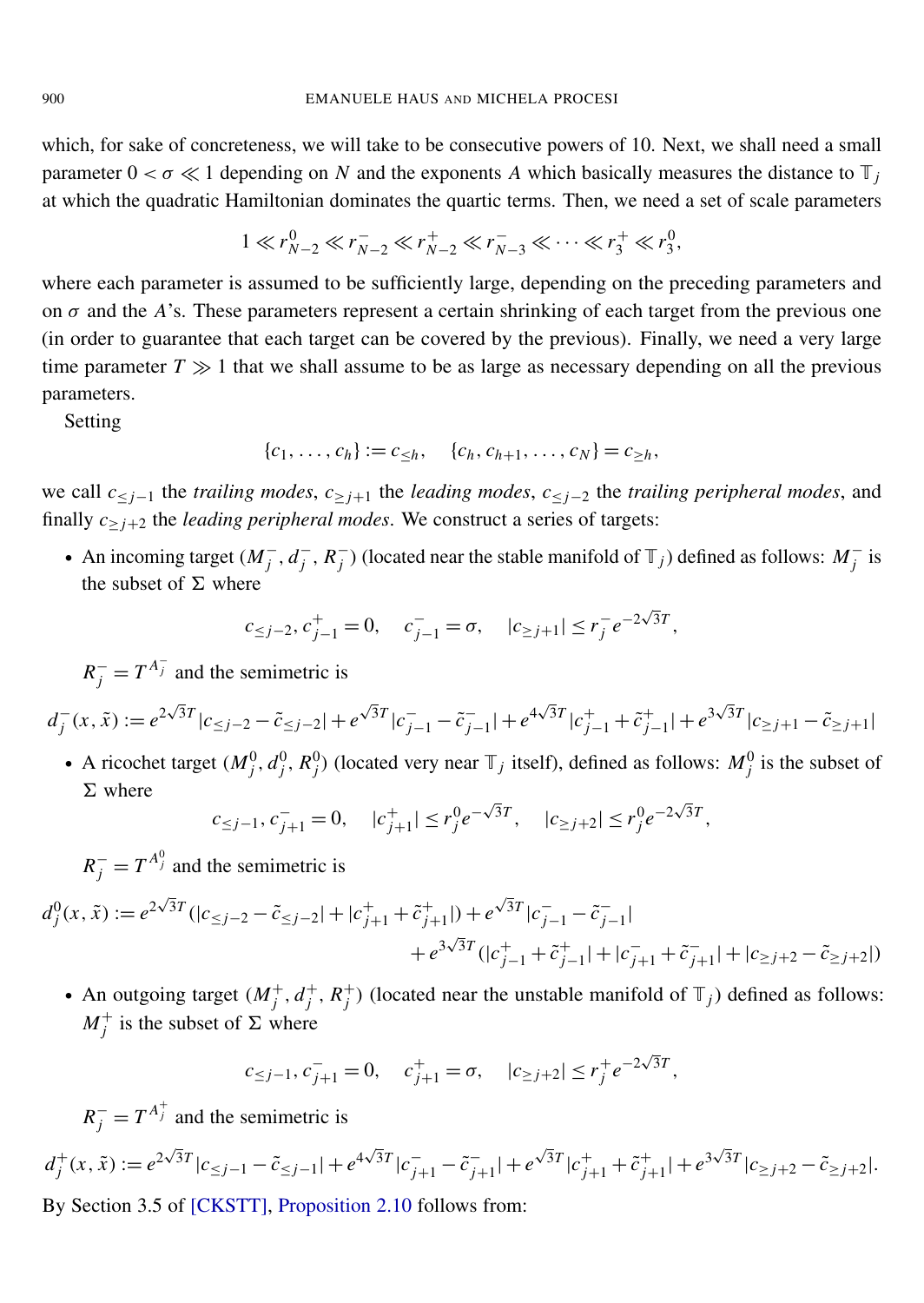which, for sake of concreteness, we will take to be consecutive powers of 10. Next, we shall need a small parameter $0 < \sigma \ll 1$ depending on $N$ and the exponents $A$ which basically measures the distance to $\mathbb{T}_j$ at which the quadratic Hamiltonian dominates the quartic terms. Then, we need a set of scale parameters

$$1 \ll r^0_{N-2} \ll r^-_{N-2} \ll r^+_{N-2} \ll r^-_{N-3} \ll \cdots \ll r^+_3 \ll r^0_3,$$

where each parameter is assumed to be sufficiently large, depending on the preceding parameters and on $\sigma$ and the $A$'s. These parameters represent a certain shrinking of each target from the previous one (in order to guarantee that each target can be covered by the previous). Finally, we need a very large time parameter $T \gg 1$ that we shall assume to be as large as necessary depending on all the previous parameters.

Setting

$$\{c_1, \dots, c_h\} := c_{\leq h}, \quad \{c_h, c_{h+1}, \dots, c_N\} = c_{\geq h},$$

we call $c_{\leq j-1}$ the *trailing modes*, $c_{\geq j+1}$ the *leading modes*, $c_{\leq j-2}$ the *trailing peripheral modes*, and finally $c_{\geq j+2}$ the *leading peripheral modes*. We construct a series of targets:

- An incoming target $(M^-_j, d^-_j, R^-_j)$ (located near the stable manifold of $\mathbb{T}_j$) defined as follows: $M^-_j$ is the subset of $\Sigma$ where

$$c_{\leq j-2}, c^+_{j-1} = 0, \quad c^-_{j-1} = \sigma, \quad |c_{\geq j+1}| \leq r^-_j e^{-2\sqrt{3}T},$$

  $R^-_j = T^{A^-_j}$ and the semimetric is

$$d^-_j(x, \tilde{x}) := e^{2\sqrt{3}T}|c_{\leq j-2} - \tilde{c}_{\leq j-2}| + e^{\sqrt{3}T}|c^-_{j-1} - \tilde{c}^-_{j-1}| + e^{4\sqrt{3}T}|c^+_{j-1} + \tilde{c}^+_{j-1}| + e^{3\sqrt{3}T}|c_{\geq j+1} - \tilde{c}_{\geq j+1}|$$

- A ricochet target $(M^0_j, d^0_j, R^0_j)$ (located very near $\mathbb{T}_j$ itself), defined as follows: $M^0_j$ is the subset of $\Sigma$ where

$$c_{\leq j-1}, c^-_{j+1} = 0, \quad |c^+_{j+1}| \leq r^0_j e^{-\sqrt{3}T}, \quad |c_{\geq j+2}| \leq r^0_j e^{-2\sqrt{3}T},$$

  $R^-_j = T^{A^0_j}$ and the semimetric is

$$\begin{aligned} d^0_j(x, \tilde{x}) := e^{2\sqrt{3}T}(|c_{\leq j-2} - \tilde{c}_{\leq j-2}| + |c^+_{j+1} + \tilde{c}^+_{j+1}|) + e^{\sqrt{3}T}|c^-_{j-1} - \tilde{c}^-_{j-1}| \\ + e^{3\sqrt{3}T}(|c^+_{j-1} + \tilde{c}^+_{j-1}| + |c^-_{j+1} + \tilde{c}^-_{j+1}| + |c_{\geq j+2} - \tilde{c}_{\geq j+2}|) \end{aligned}$$

- An outgoing target $(M^+_j, d^+_j, R^+_j)$ (located near the unstable manifold of $\mathbb{T}_j$) defined as follows: $M^+_j$ is the subset of $\Sigma$ where

$$c_{\leq j-1}, c^-_{j+1} = 0, \quad c^+_{j+1} = \sigma, \quad |c_{\geq j+2}| \leq r^+_j e^{-2\sqrt{3}T},$$

  $R^-_j = T^{A^+_j}$ and the semimetric is

$$d^+_j(x, \tilde{x}) := e^{2\sqrt{3}T}|c_{\leq j-1} - \tilde{c}_{\leq j-1}| + e^{4\sqrt{3}T}|c^-_{j+1} - \tilde{c}^-_{j+1}| + e^{\sqrt{3}T}|c^+_{j+1} + \tilde{c}^+_{j+1}| + e^{3\sqrt{3}T}|c_{\geq j+2} - \tilde{c}_{\geq j+2}|.$$

By Section 3.5 of [CKSTT], Proposition 2.10 follows from: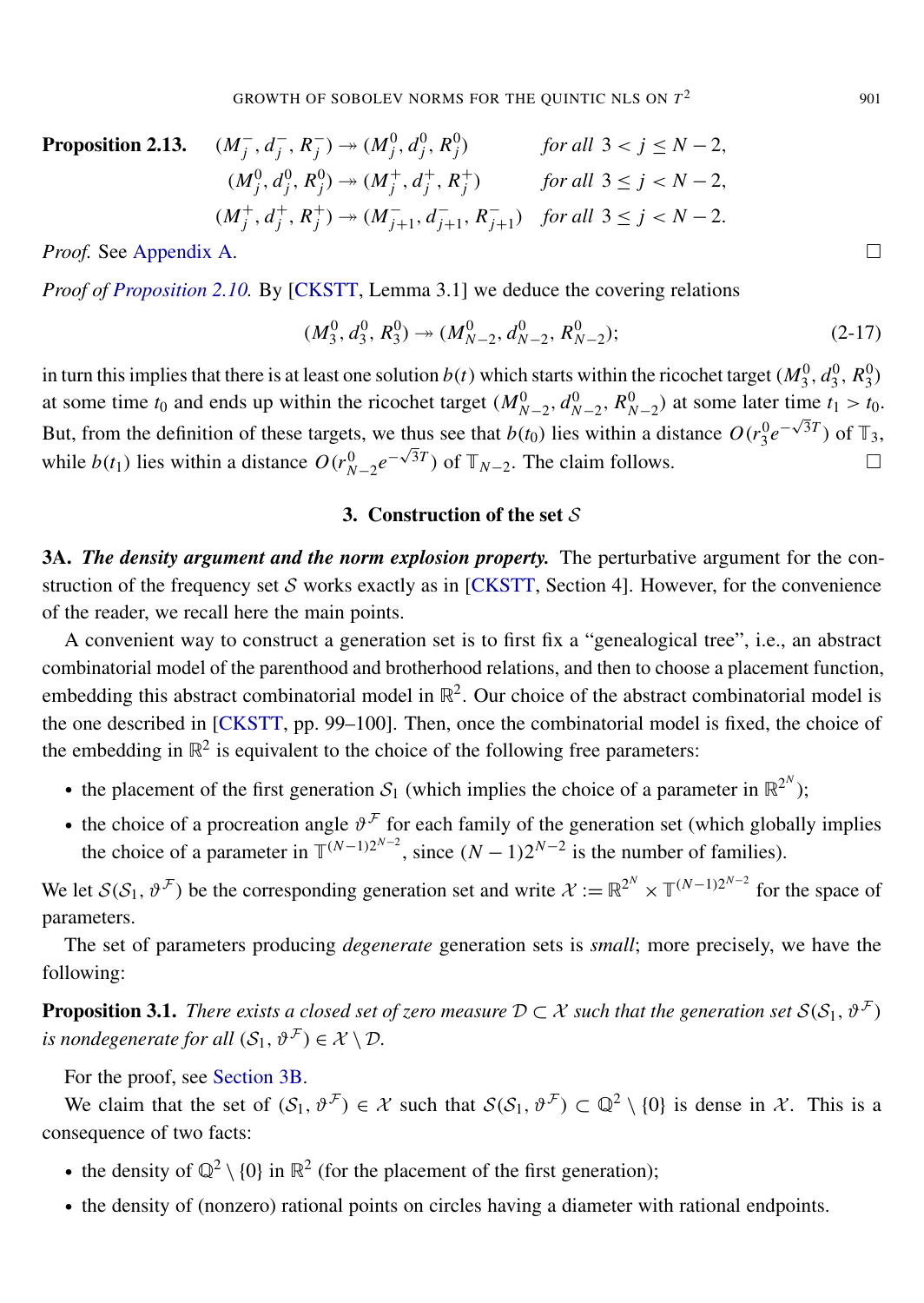**Proposition 2.13.**

$$\begin{aligned}
(M_j^-, d_j^-, R_j^-) &\twoheadrightarrow (M_j^0, d_j^0, R_j^0) && \text{for all } 3 < j \le N-2,\\
(M_j^0, d_j^0, R_j^0) &\twoheadrightarrow (M_j^+, d_j^+, R_j^+) && \text{for all } 3 \le j < N-2,\\
(M_j^+, d_j^+, R_j^+) &\twoheadrightarrow (M_{j+1}^-, d_{j+1}^-, R_{j+1}^-) && \text{for all } 3 \le j < N-2.
\end{aligned}$$

*Proof.* See Appendix A. $\square$

*Proof of Proposition 2.10.* By [CKSTT, Lemma 3.1] we deduce the covering relations

$$(M_3^0, d_3^0, R_3^0) \twoheadrightarrow (M_{N-2}^0, d_{N-2}^0, R_{N-2}^0); \tag{2-17}$$

in turn this implies that there is at least one solution $b(t)$ which starts within the ricochet target $(M_3^0, d_3^0, R_3^0)$ at some time $t_0$ and ends up within the ricochet target $(M_{N-2}^0, d_{N-2}^0, R_{N-2}^0)$ at some later time $t_1 > t_0$. But, from the definition of these targets, we thus see that $b(t_0)$ lies within a distance $O(r_3^0 e^{-\sqrt{3}T})$ of $\mathbb{T}_3$, while $b(t_1)$ lies within a distance $O(r_{N-2}^0 e^{-\sqrt{3}T})$ of $\mathbb{T}_{N-2}$. The claim follows. $\square$

## 3. Construction of the set $\mathcal{S}$

**3A. *The density argument and the norm explosion property.*** The perturbative argument for the construction of the frequency set $\mathcal{S}$ works exactly as in [CKSTT, Section 4]. However, for the convenience of the reader, we recall here the main points.

A convenient way to construct a generation set is to first fix a "genealogical tree", i.e., an abstract combinatorial model of the parenthood and brotherhood relations, and then to choose a placement function, embedding this abstract combinatorial model in $\mathbb{R}^2$. Our choice of the abstract combinatorial model is the one described in [CKSTT, pp. 99–100]. Then, once the combinatorial model is fixed, the choice of the embedding in $\mathbb{R}^2$ is equivalent to the choice of the following free parameters:

- the placement of the first generation $\mathcal{S}_1$ (which implies the choice of a parameter in $\mathbb{R}^{2^N}$);
- the choice of a procreation angle $\vartheta^{\mathcal{F}}$ for each family of the generation set (which globally implies the choice of a parameter in $\mathbb{T}^{(N-1)2^{N-2}}$, since $(N-1)2^{N-2}$ is the number of families).

We let $\mathcal{S}(\mathcal{S}_1, \vartheta^{\mathcal{F}})$ be the corresponding generation set and write $\mathcal{X} := \mathbb{R}^{2^N} \times \mathbb{T}^{(N-1)2^{N-2}}$ for the space of parameters.

The set of parameters producing *degenerate* generation sets is *small*; more precisely, we have the following:

**Proposition 3.1.** *There exists a closed set of zero measure $\mathcal{D} \subset \mathcal{X}$ such that the generation set $\mathcal{S}(\mathcal{S}_1, \vartheta^{\mathcal{F}})$ is nondegenerate for all $(\mathcal{S}_1, \vartheta^{\mathcal{F}}) \in \mathcal{X} \setminus \mathcal{D}$.*

For the proof, see Section 3B.

We claim that the set of $(\mathcal{S}_1, \vartheta^{\mathcal{F}}) \in \mathcal{X}$ such that $\mathcal{S}(\mathcal{S}_1, \vartheta^{\mathcal{F}}) \subset \mathbb{Q}^2 \setminus \{0\}$ is dense in $\mathcal{X}$. This is a consequence of two facts:

- the density of $\mathbb{Q}^2 \setminus \{0\}$ in $\mathbb{R}^2$ (for the placement of the first generation);
- the density of (nonzero) rational points on circles having a diameter with rational endpoints.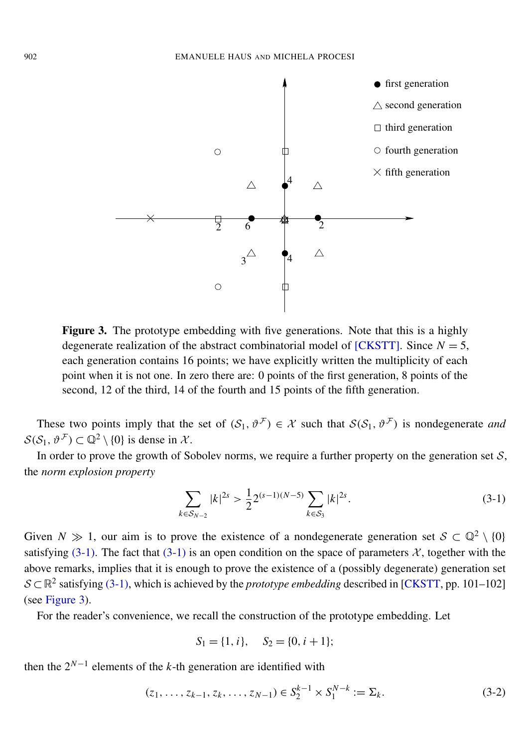**Figure 3.** The prototype embedding with five generations. Note that this is a highly degenerate realization of the abstract combinatorial model of [CKSTT]. Since $N = 5$, each generation contains 16 points; we have explicitly written the multiplicity of each point when it is not one. In zero there are: 0 points of the first generation, 8 points of the second, 12 of the third, 14 of the fourth and 15 points of the fifth generation.

These two points imply that the set of $(\mathcal{S}_1, \vartheta^{\mathcal{F}}) \in \mathcal{X}$ such that $\mathcal{S}(\mathcal{S}_1, \vartheta^{\mathcal{F}})$ is nondegenerate *and* $\mathcal{S}(\mathcal{S}_1, \vartheta^{\mathcal{F}}) \subset \mathbb{Q}^2 \setminus \{0\}$ is dense in $\mathcal{X}$.

In order to prove the growth of Sobolev norms, we require a further property on the generation set $\mathcal{S}$, the *norm explosion property*

$$\sum_{k \in \mathcal{S}_{N-2}} |k|^{2s} > \frac{1}{2} 2^{(s-1)(N-5)} \sum_{k \in \mathcal{S}_3} |k|^{2s}. \tag{3-1}$$

Given $N \gg 1$, our aim is to prove the existence of a nondegenerate generation set $\mathcal{S} \subset \mathbb{Q}^2 \setminus \{0\}$ satisfying (3-1). The fact that (3-1) is an open condition on the space of parameters $\mathcal{X}$, together with the above remarks, implies that it is enough to prove the existence of a (possibly degenerate) generation set $\mathcal{S} \subset \mathbb{R}^2$ satisfying (3-1), which is achieved by the *prototype embedding* described in [CKSTT, pp. 101–102] (see Figure 3).

For the reader's convenience, we recall the construction of the prototype embedding. Let

$$S_1 = \{1, i\}, \quad S_2 = \{0, i + 1\};$$

then the $2^{N-1}$ elements of the $k$-th generation are identified with

$$(z_1, \dots, z_{k-1}, z_k, \dots, z_{N-1}) \in S_2^{k-1} \times S_1^{N-k} := \Sigma_k. \tag{3-2}$$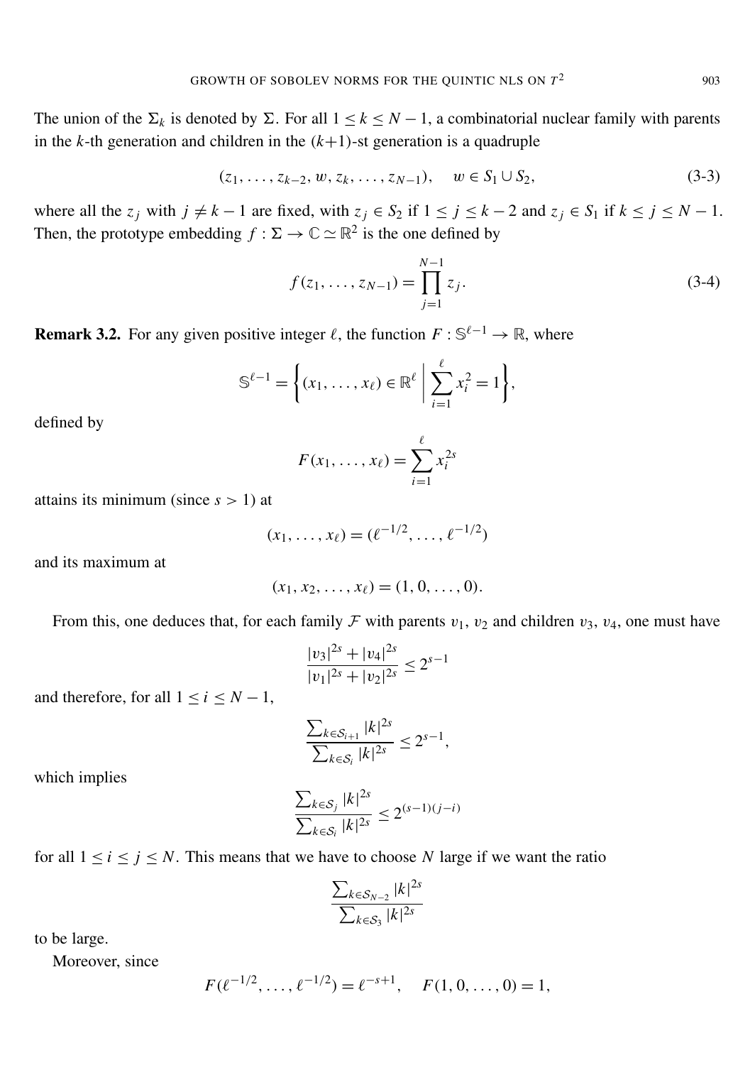The union of the $\Sigma_k$ is denoted by $\Sigma$. For all $1 \le k \le N-1$, a combinatorial nuclear family with parents in the $k$-th generation and children in the $(k+1)$-st generation is a quadruple

$$(z_1, \dots, z_{k-2}, w, z_k, \dots, z_{N-1}), \quad w \in S_1 \cup S_2, \tag{3-3}$$

where all the $z_j$ with $j \neq k-1$ are fixed, with $z_j \in S_2$ if $1 \le j \le k-2$ and $z_j \in S_1$ if $k \le j \le N-1$. Then, the prototype embedding $f : \Sigma \to \mathbb{C} \simeq \mathbb{R}^2$ is the one defined by

$$f(z_1, \dots, z_{N-1}) = \prod_{j=1}^{N-1} z_j. \tag{3-4}$$

**Remark 3.2.** For any given positive integer $\ell$, the function $F : \mathbb{S}^{\ell-1} \to \mathbb{R}$, where

$$\mathbb{S}^{\ell-1} = \left\{ (x_1, \dots, x_\ell) \in \mathbb{R}^\ell \;\middle|\; \sum_{i=1}^{\ell} x_i^2 = 1 \right\},$$

defined by

$$F(x_1, \dots, x_\ell) = \sum_{i=1}^{\ell} x_i^{2s}$$

attains its minimum (since $s > 1$) at

$$(x_1, \dots, x_\ell) = (\ell^{-1/2}, \dots, \ell^{-1/2})$$

and its maximum at

$$(x_1, x_2, \dots, x_\ell) = (1, 0, \dots, 0).$$

From this, one deduces that, for each family $\mathcal{F}$ with parents $v_1$, $v_2$ and children $v_3$, $v_4$, one must have

$$\frac{|v_3|^{2s} + |v_4|^{2s}}{|v_1|^{2s} + |v_2|^{2s}} \le 2^{s-1}$$

and therefore, for all $1 \le i \le N-1$,

$$\frac{\sum_{k \in \mathcal{S}_{i+1}} |k|^{2s}}{\sum_{k \in \mathcal{S}_i} |k|^{2s}} \le 2^{s-1},$$

which implies

$$\frac{\sum_{k \in \mathcal{S}_j} |k|^{2s}}{\sum_{k \in \mathcal{S}_i} |k|^{2s}} \le 2^{(s-1)(j-i)}$$

for all $1 \le i \le j \le N$. This means that we have to choose $N$ large if we want the ratio

$$\frac{\sum_{k \in \mathcal{S}_{N-2}} |k|^{2s}}{\sum_{k \in \mathcal{S}_3} |k|^{2s}}$$

to be large.

Moreover, since

$$F(\ell^{-1/2}, \dots, \ell^{-1/2}) = \ell^{-s+1}, \quad F(1, 0, \dots, 0) = 1,$$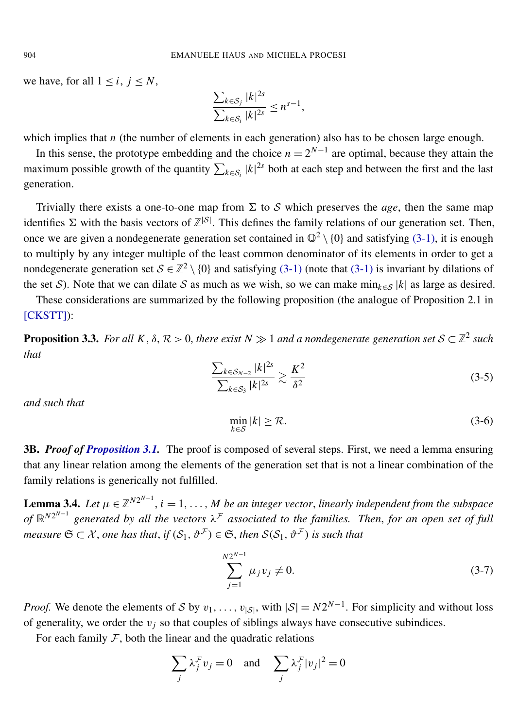we have, for all $1 \le i,\ j \le N$,

$$\frac{\sum_{k\in\mathcal{S}_j}|k|^{2s}}{\sum_{k\in\mathcal{S}_i}|k|^{2s}} \le n^{s-1},$$

which implies that $n$ (the number of elements in each generation) also has to be chosen large enough.

In this sense, the prototype embedding and the choice $n = 2^{N-1}$ are optimal, because they attain the maximum possible growth of the quantity $\sum_{k\in\mathcal{S}_i}|k|^{2s}$ both at each step and between the first and the last generation.

Trivially there exists a one-to-one map from $\Sigma$ to $\mathcal{S}$ which preserves the *age*, then the same map identifies $\Sigma$ with the basis vectors of $\mathbb{Z}^{|\mathcal{S}|}$. This defines the family relations of our generation set. Then, once we are given a nondegenerate generation set contained in $\mathbb{Q}^2\setminus\{0\}$ and satisfying (3-1), it is enough to multiply by any integer multiple of the least common denominator of its elements in order to get a nondegenerate generation set $\mathcal{S}\in\mathbb{Z}^2\setminus\{0\}$ and satisfying (3-1) (note that (3-1) is invariant by dilations of the set $\mathcal{S}$). Note that we can dilate $\mathcal{S}$ as much as we wish, so we can make $\min_{k\in\mathcal{S}}|k|$ as large as desired.

These considerations are summarized by the following proposition (the analogue of Proposition 2.1 in [CKSTT]):

**Proposition 3.3.** *For all $K, \delta, \mathcal{R} > 0$, there exist $N \gg 1$ and a nondegenerate generation set $\mathcal{S}\subset\mathbb{Z}^2$ such that*

$$\frac{\sum_{k\in\mathcal{S}_{N-2}}|k|^{2s}}{\sum_{k\in\mathcal{S}_3}|k|^{2s}} \gtrsim \frac{K^2}{\delta^2} \tag{3-5}$$

*and such that*

$$\min_{k\in\mathcal{S}}|k| \ge \mathcal{R}. \tag{3-6}$$

### 3B. *Proof of Proposition 3.1.*

The proof is composed of several steps. First, we need a lemma ensuring that any linear relation among the elements of the generation set that is not a linear combination of the family relations is generically not fulfilled.

**Lemma 3.4.** *Let $\mu\in\mathbb{Z}^{N2^{N-1}}$, $i = 1,\dots,M$ be an integer vector, linearly independent from the subspace of $\mathbb{R}^{N2^{N-1}}$ generated by all the vectors $\lambda^{\mathcal{F}}$ associated to the families. Then, for an open set of full measure $\mathfrak{S}\subset\mathcal{X}$, one has that, if $(\mathcal{S}_1,\vartheta^{\mathcal{F}})\in\mathfrak{S}$, then $\mathcal{S}(\mathcal{S}_1,\vartheta^{\mathcal{F}})$ is such that*

$$\sum_{j=1}^{N2^{N-1}} \mu_j v_j \ne 0. \tag{3-7}$$

*Proof.* We denote the elements of $\mathcal{S}$ by $v_1,\dots,v_{|\mathcal{S}|}$, with $|\mathcal{S}| = N2^{N-1}$. For simplicity and without loss of generality, we order the $v_j$ so that couples of siblings always have consecutive subindices.

For each family $\mathcal{F}$, both the linear and the quadratic relations

$$\sum_j \lambda_j^{\mathcal{F}} v_j = 0 \quad\text{and}\quad \sum_j \lambda_j^{\mathcal{F}}|v_j|^2 = 0$$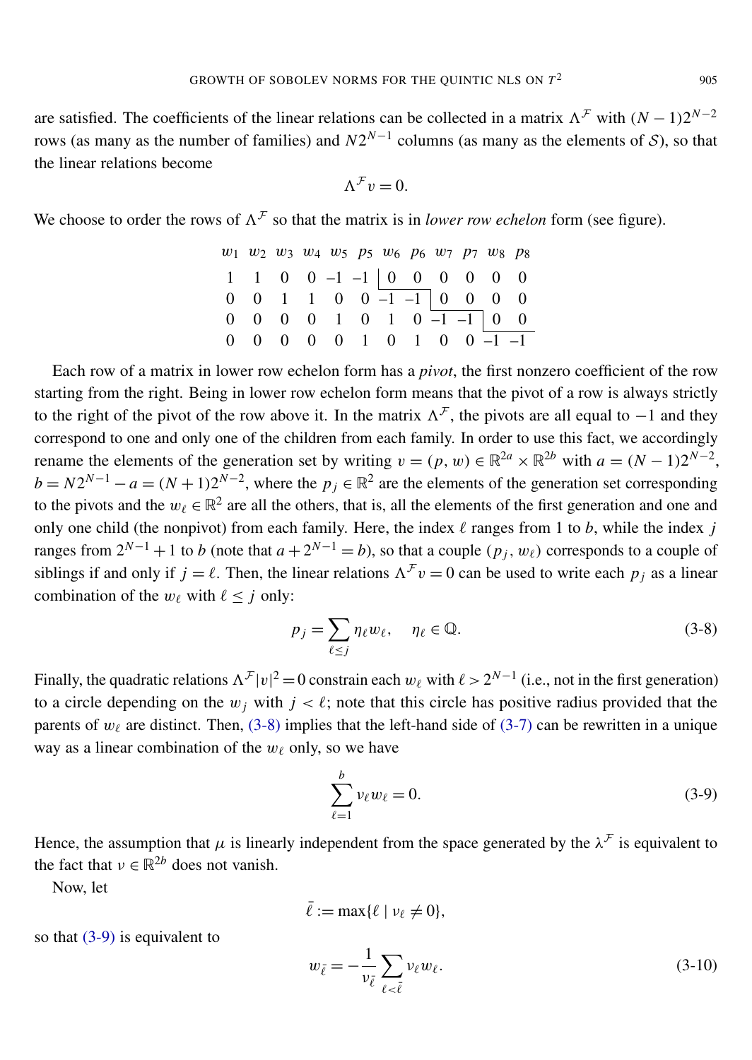are satisfied. The coefficients of the linear relations can be collected in a matrix $\Lambda^{\mathcal{F}}$ with $(N-1)2^{N-2}$ rows (as many as the number of families) and $N2^{N-1}$ columns (as many as the elements of $\mathcal{S}$), so that the linear relations become

$$\Lambda^{\mathcal{F}} v = 0.$$

We choose to order the rows of $\Lambda^{\mathcal{F}}$ so that the matrix is in *lower row echelon* form (see figure).

| $w_1$ | $w_2$ | $w_3$ | $w_4$ | $w_5$ | $p_5$ | $w_6$ | $p_6$ | $w_7$ | $p_7$ | $w_8$ | $p_8$ |
|---|---|---|---|---|---|---|---|---|---|---|---|
| 1 | 1 | 0 | 0 | –1 | –1 | 0 | 0 | 0 | 0 | 0 | 0 |
| 0 | 0 | 1 | 1 | 0 | 0 | –1 | –1 | 0 | 0 | 0 | 0 |
| 0 | 0 | 0 | 0 | 1 | 0 | 1 | 0 | –1 | –1 | 0 | 0 |
| 0 | 0 | 0 | 0 | 0 | 1 | 0 | 1 | 0 | 0 | –1 | –1 |

Each row of a matrix in lower row echelon form has a *pivot*, the first nonzero coefficient of the row starting from the right. Being in lower row echelon form means that the pivot of a row is always strictly to the right of the pivot of the row above it. In the matrix $\Lambda^{\mathcal{F}}$, the pivots are all equal to $-1$ and they correspond to one and only one of the children from each family. In order to use this fact, we accordingly rename the elements of the generation set by writing $v = (p, w) \in \mathbb{R}^{2a} \times \mathbb{R}^{2b}$ with $a = (N-1)2^{N-2}$, $b = N2^{N-1} - a = (N+1)2^{N-2}$, where the $p_j \in \mathbb{R}^2$ are the elements of the generation set corresponding to the pivots and the $w_\ell \in \mathbb{R}^2$ are all the others, that is, all the elements of the first generation and one and only one child (the nonpivot) from each family. Here, the index $\ell$ ranges from 1 to $b$, while the index $j$ ranges from $2^{N-1}+1$ to $b$ (note that $a + 2^{N-1} = b$), so that a couple $(p_j, w_\ell)$ corresponds to a couple of siblings if and only if $j = \ell$. Then, the linear relations $\Lambda^{\mathcal{F}} v = 0$ can be used to write each $p_j$ as a linear combination of the $w_\ell$ with $\ell \le j$ only:

$$p_j = \sum_{\ell \le j} \eta_\ell w_\ell, \quad \eta_\ell \in \mathbb{Q}. \tag{3-8}$$

Finally, the quadratic relations $\Lambda^{\mathcal{F}} |v|^2 = 0$ constrain each $w_\ell$ with $\ell > 2^{N-1}$ (i.e., not in the first generation) to a circle depending on the $w_j$ with $j < \ell$; note that this circle has positive radius provided that the parents of $w_\ell$ are distinct. Then, (3-8) implies that the left-hand side of (3-7) can be rewritten in a unique way as a linear combination of the $w_\ell$ only, so we have

$$\sum_{\ell=1}^{b} \nu_\ell w_\ell = 0. \tag{3-9}$$

Hence, the assumption that $\mu$ is linearly independent from the space generated by the $\lambda^{\mathcal{F}}$ is equivalent to the fact that $\nu \in \mathbb{R}^{2b}$ does not vanish.

Now, let

$$\bar{\ell} := \max\{\ell \mid \nu_\ell \neq 0\},$$

so that (3-9) is equivalent to

$$w_{\bar{\ell}} = -\frac{1}{\nu_{\bar{\ell}}} \sum_{\ell < \bar{\ell}} \nu_\ell w_\ell. \tag{3-10}$$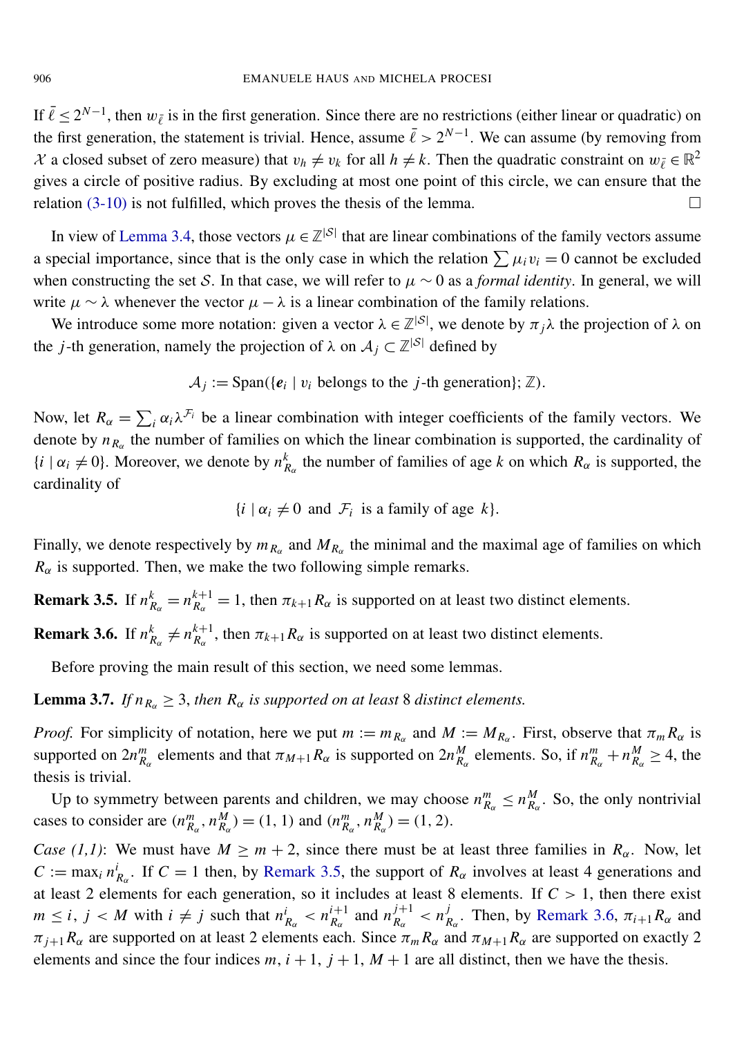If $\bar{\ell} \leq 2^{N-1}$, then $w_{\bar{\ell}}$ is in the first generation. Since there are no restrictions (either linear or quadratic) on the first generation, the statement is trivial. Hence, assume $\bar{\ell} > 2^{N-1}$. We can assume (by removing from $\mathcal{X}$ a closed subset of zero measure) that $v_h \neq v_k$ for all $h \neq k$. Then the quadratic constraint on $w_{\bar{\ell}} \in \mathbb{R}^2$ gives a circle of positive radius. By excluding at most one point of this circle, we can ensure that the relation (3-10) is not fulfilled, which proves the thesis of the lemma. $\square$

In view of Lemma 3.4, those vectors $\mu \in \mathbb{Z}^{|\mathcal{S}|}$ that are linear combinations of the family vectors assume a special importance, since that is the only case in which the relation $\sum \mu_i v_i = 0$ cannot be excluded when constructing the set $\mathcal{S}$. In that case, we will refer to $\mu \sim 0$ as a *formal identity*. In general, we will write $\mu \sim \lambda$ whenever the vector $\mu - \lambda$ is a linear combination of the family relations.

We introduce some more notation: given a vector $\lambda \in \mathbb{Z}^{|\mathcal{S}|}$, we denote by $\pi_j \lambda$ the projection of $\lambda$ on the $j$-th generation, namely the projection of $\lambda$ on $\mathcal{A}_j \subset \mathbb{Z}^{|\mathcal{S}|}$ defined by

$$\mathcal{A}_j := \mathrm{Span}(\{\boldsymbol{e}_i \mid v_i \text{ belongs to the } j\text{-th generation}\}; \mathbb{Z}).$$

Now, let $R_\alpha = \sum_i \alpha_i \lambda^{\mathcal{F}_i}$ be a linear combination with integer coefficients of the family vectors. We denote by $n_{R_\alpha}$ the number of families on which the linear combination is supported, the cardinality of $\{i \mid \alpha_i \neq 0\}$. Moreover, we denote by $n^k_{R_\alpha}$ the number of families of age $k$ on which $R_\alpha$ is supported, the cardinality of

$$\{i \mid \alpha_i \neq 0 \ \text{ and } \ \mathcal{F}_i \ \text{ is a family of age } \ k\}.$$

Finally, we denote respectively by $m_{R_\alpha}$ and $M_{R_\alpha}$ the minimal and the maximal age of families on which $R_\alpha$ is supported. Then, we make the two following simple remarks.

**Remark 3.5.** If $n^k_{R_\alpha} = n^{k+1}_{R_\alpha} = 1$, then $\pi_{k+1} R_\alpha$ is supported on at least two distinct elements.

**Remark 3.6.** If $n^k_{R_\alpha} \neq n^{k+1}_{R_\alpha}$, then $\pi_{k+1} R_\alpha$ is supported on at least two distinct elements.

Before proving the main result of this section, we need some lemmas.

**Lemma 3.7.** *If $n_{R_\alpha} \geq 3$, then $R_\alpha$ is supported on at least 8 distinct elements.*

*Proof.* For simplicity of notation, here we put $m := m_{R_\alpha}$ and $M := M_{R_\alpha}$. First, observe that $\pi_m R_\alpha$ is supported on $2n^m_{R_\alpha}$ elements and that $\pi_{M+1} R_\alpha$ is supported on $2n^M_{R_\alpha}$ elements. So, if $n^m_{R_\alpha} + n^M_{R_\alpha} \geq 4$, the thesis is trivial.

Up to symmetry between parents and children, we may choose $n^m_{R_\alpha} \leq n^M_{R_\alpha}$. So, the only nontrivial cases to consider are $(n^m_{R_\alpha}, n^M_{R_\alpha}) = (1, 1)$ and $(n^m_{R_\alpha}, n^M_{R_\alpha}) = (1, 2)$.

*Case (1,1)*: We must have $M \geq m+2$, since there must be at least three families in $R_\alpha$. Now, let $C := \max_i n^i_{R_\alpha}$. If $C = 1$ then, by Remark 3.5, the support of $R_\alpha$ involves at least 4 generations and at least 2 elements for each generation, so it includes at least 8 elements. If $C > 1$, then there exist $m \leq i,\ j < M$ with $i \neq j$ such that $n^i_{R_\alpha} < n^{i+1}_{R_\alpha}$ and $n^{j+1}_{R_\alpha} < n^j_{R_\alpha}$. Then, by Remark 3.6, $\pi_{i+1} R_\alpha$ and $\pi_{j+1} R_\alpha$ are supported on at least 2 elements each. Since $\pi_m R_\alpha$ and $\pi_{M+1} R_\alpha$ are supported on exactly 2 elements and since the four indices $m,\ i+1,\ j+1,\ M+1$ are all distinct, then we have the thesis.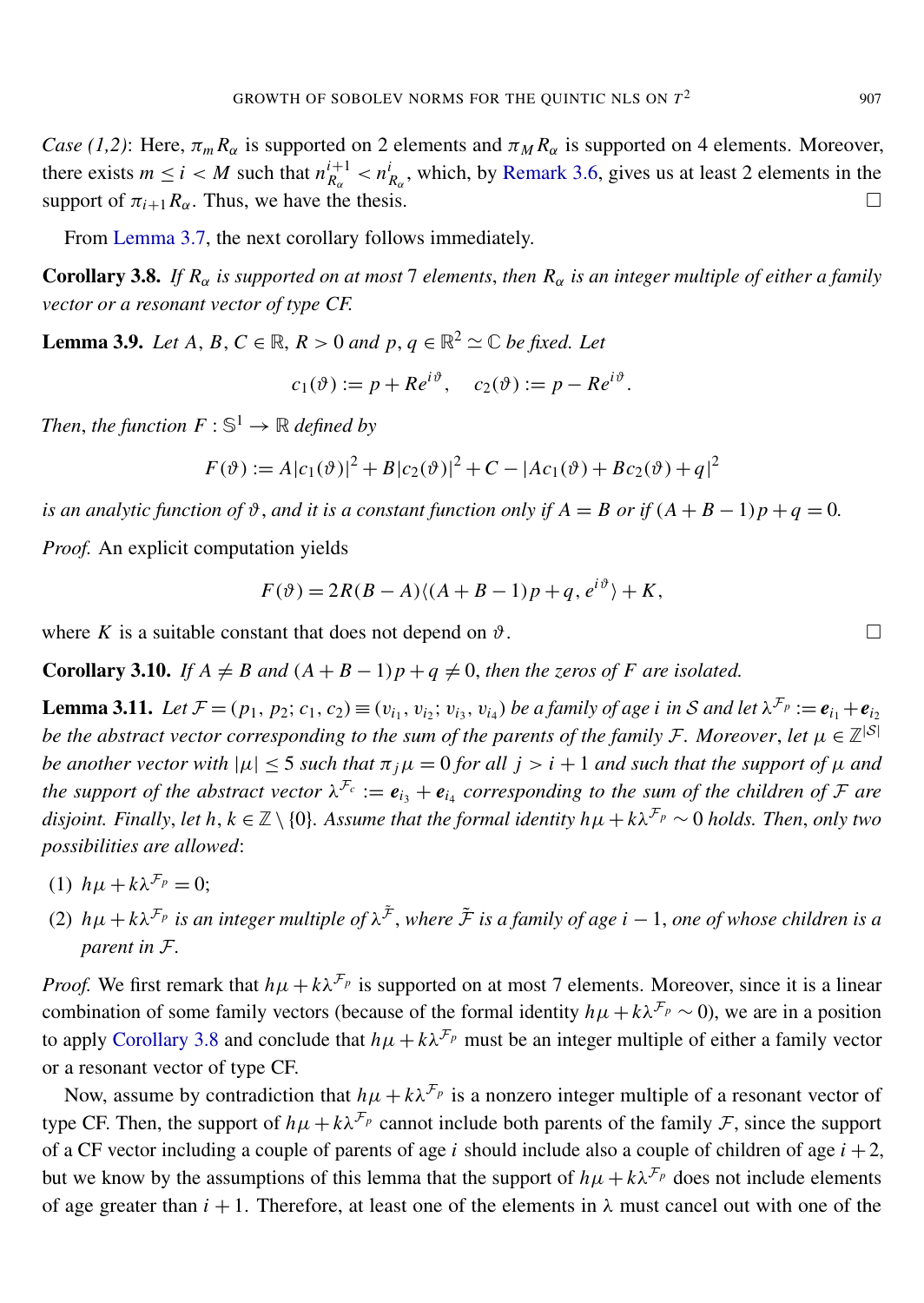*Case (1,2)*: Here, $\pi_m R_\alpha$ is supported on 2 elements and $\pi_M R_\alpha$ is supported on 4 elements. Moreover, there exists $m \le i < M$ such that $n_{R_\alpha}^{i+1} < n_{R_\alpha}^{i}$, which, by Remark 3.6, gives us at least 2 elements in the support of $\pi_{i+1} R_\alpha$. Thus, we have the thesis. □

From Lemma 3.7, the next corollary follows immediately.

**Corollary 3.8.** *If $R_\alpha$ is supported on at most 7 elements, then $R_\alpha$ is an integer multiple of either a family vector or a resonant vector of type CF.*

**Lemma 3.9.** *Let $A, B, C \in \mathbb{R}$, $R > 0$ and $p, q \in \mathbb{R}^2 \simeq \mathbb{C}$ be fixed. Let*

$$c_1(\vartheta) := p + Re^{i\vartheta}, \quad c_2(\vartheta) := p - Re^{i\vartheta}.$$

*Then, the function $F : \mathbb{S}^1 \to \mathbb{R}$ defined by*

$$F(\vartheta) := A|c_1(\vartheta)|^2 + B|c_2(\vartheta)|^2 + C - |Ac_1(\vartheta) + Bc_2(\vartheta) + q|^2$$

*is an analytic function of $\vartheta$, and it is a constant function only if $A = B$ or if $(A + B - 1)p + q = 0$.*

*Proof.* An explicit computation yields

$$F(\vartheta) = 2R(B - A)\langle (A + B - 1)p + q, e^{i\vartheta}\rangle + K,$$

where $K$ is a suitable constant that does not depend on $\vartheta$. □

**Corollary 3.10.** *If $A \neq B$ and $(A + B - 1)p + q \neq 0$, then the zeros of $F$ are isolated.*

**Lemma 3.11.** *Let $\mathcal{F} = (p_1, p_2; c_1, c_2) \equiv (v_{i_1}, v_{i_2}; v_{i_3}, v_{i_4})$ be a family of age $i$ in $\mathcal{S}$ and let $\lambda^{\mathcal{F}_p} := \boldsymbol{e}_{i_1} + \boldsymbol{e}_{i_2}$ be the abstract vector corresponding to the sum of the parents of the family $\mathcal{F}$. Moreover, let $\mu \in \mathbb{Z}^{|\mathcal{S}|}$ be another vector with $|\mu| \le 5$ such that $\pi_j \mu = 0$ for all $j > i + 1$ and such that the support of $\mu$ and the support of the abstract vector $\lambda^{\mathcal{F}_c} := \boldsymbol{e}_{i_3} + \boldsymbol{e}_{i_4}$ corresponding to the sum of the children of $\mathcal{F}$ are disjoint. Finally, let $h, k \in \mathbb{Z} \setminus \{0\}$. Assume that the formal identity $h\mu + k\lambda^{\mathcal{F}_p} \sim 0$ holds. Then, only two possibilities are allowed*:

(1) $h\mu + k\lambda^{\mathcal{F}_p} = 0$;

(2) $h\mu + k\lambda^{\mathcal{F}_p}$ *is an integer multiple of* $\lambda^{\tilde{\mathcal{F}}}$, *where* $\tilde{\mathcal{F}}$ *is a family of age* $i - 1$, *one of whose children is a parent in* $\mathcal{F}$.

*Proof.* We first remark that $h\mu + k\lambda^{\mathcal{F}_p}$ is supported on at most 7 elements. Moreover, since it is a linear combination of some family vectors (because of the formal identity $h\mu + k\lambda^{\mathcal{F}_p} \sim 0$), we are in a position to apply Corollary 3.8 and conclude that $h\mu + k\lambda^{\mathcal{F}_p}$ must be an integer multiple of either a family vector or a resonant vector of type CF.

Now, assume by contradiction that $h\mu + k\lambda^{\mathcal{F}_p}$ is a nonzero integer multiple of a resonant vector of type CF. Then, the support of $h\mu + k\lambda^{\mathcal{F}_p}$ cannot include both parents of the family $\mathcal{F}$, since the support of a CF vector including a couple of parents of age $i$ should include also a couple of children of age $i + 2$, but we know by the assumptions of this lemma that the support of $h\mu + k\lambda^{\mathcal{F}_p}$ does not include elements of age greater than $i + 1$. Therefore, at least one of the elements in $\lambda$ must cancel out with one of the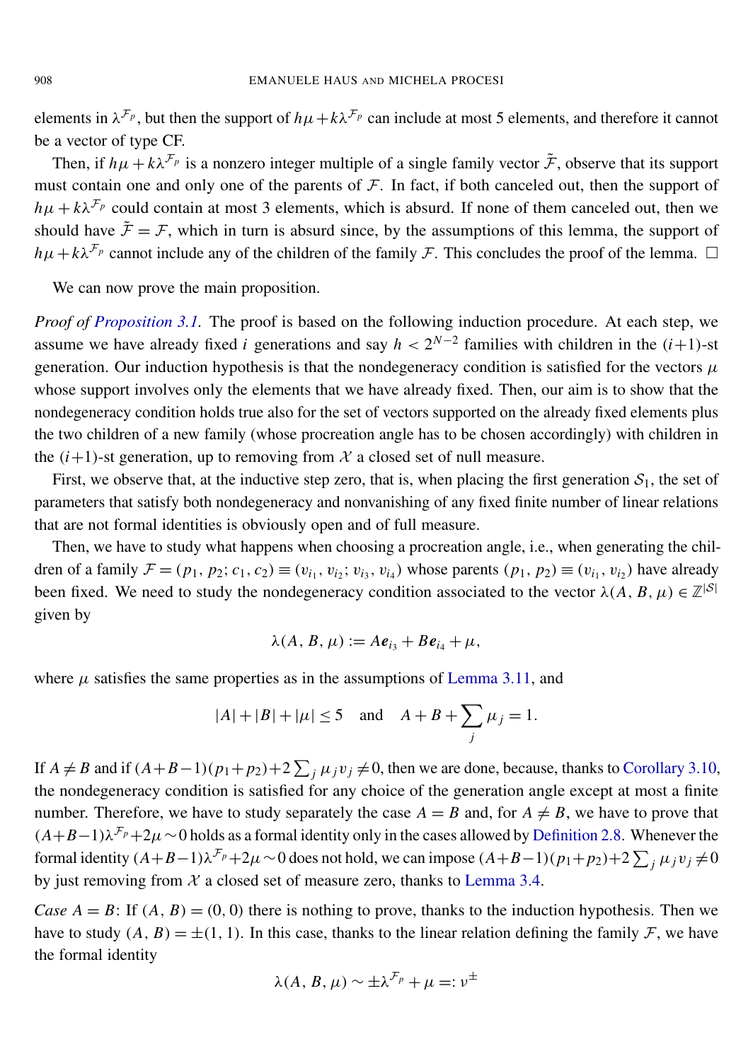elements in $\lambda^{\mathcal{F}_p}$, but then the support of $h\mu + k\lambda^{\mathcal{F}_p}$ can include at most 5 elements, and therefore it cannot be a vector of type CF.

Then, if $h\mu + k\lambda^{\mathcal{F}_p}$ is a nonzero integer multiple of a single family vector $\tilde{\mathcal{F}}$, observe that its support must contain one and only one of the parents of $\mathcal{F}$. In fact, if both canceled out, then the support of $h\mu + k\lambda^{\mathcal{F}_p}$ could contain at most 3 elements, which is absurd. If none of them canceled out, then we should have $\tilde{\mathcal{F}} = \mathcal{F}$, which in turn is absurd since, by the assumptions of this lemma, the support of $h\mu + k\lambda^{\mathcal{F}_p}$ cannot include any of the children of the family $\mathcal{F}$. This concludes the proof of the lemma. $\square$

We can now prove the main proposition.

*Proof of Proposition 3.1.* The proof is based on the following induction procedure. At each step, we assume we have already fixed $i$ generations and say $h < 2^{N-2}$ families with children in the $(i+1)$-st generation. Our induction hypothesis is that the nondegeneracy condition is satisfied for the vectors $\mu$ whose support involves only the elements that we have already fixed. Then, our aim is to show that the nondegeneracy condition holds true also for the set of vectors supported on the already fixed elements plus the two children of a new family (whose procreation angle has to be chosen accordingly) with children in the $(i+1)$-st generation, up to removing from $\mathcal{X}$ a closed set of null measure.

First, we observe that, at the inductive step zero, that is, when placing the first generation $\mathcal{S}_1$, the set of parameters that satisfy both nondegeneracy and nonvanishing of any fixed finite number of linear relations that are not formal identities is obviously open and of full measure.

Then, we have to study what happens when choosing a procreation angle, i.e., when generating the children of a family $\mathcal{F} = (p_1, p_2; c_1, c_2) \equiv (v_{i_1}, v_{i_2}; v_{i_3}, v_{i_4})$ whose parents $(p_1, p_2) \equiv (v_{i_1}, v_{i_2})$ have already been fixed. We need to study the nondegeneracy condition associated to the vector $\lambda(A, B, \mu) \in \mathbb{Z}^{|\mathcal{S}|}$ given by

$$\lambda(A, B, \mu) := A\boldsymbol{e}_{i_3} + B\boldsymbol{e}_{i_4} + \mu,$$

where $\mu$ satisfies the same properties as in the assumptions of Lemma 3.11, and

$$|A| + |B| + |\mu| \leq 5 \quad \text{and} \quad A + B + \sum_j \mu_j = 1.$$

If $A \neq B$ and if $(A+B-1)(p_1+p_2)+2\sum_j \mu_j v_j \neq 0$, then we are done, because, thanks to Corollary 3.10, the nondegeneracy condition is satisfied for any choice of the generation angle except at most a finite number. Therefore, we have to study separately the case $A = B$ and, for $A \neq B$, we have to prove that $(A+B-1)\lambda^{\mathcal{F}_p}+2\mu \sim 0$ holds as a formal identity only in the cases allowed by Definition 2.8. Whenever the formal identity $(A+B-1)\lambda^{\mathcal{F}_p}+2\mu \sim 0$ does not hold, we can impose $(A+B-1)(p_1+p_2)+2\sum_j \mu_j v_j \neq 0$ by just removing from $\mathcal{X}$ a closed set of measure zero, thanks to Lemma 3.4.

*Case $A = B$*: If $(A, B) = (0, 0)$ there is nothing to prove, thanks to the induction hypothesis. Then we have to study $(A, B) = \pm(1, 1)$. In this case, thanks to the linear relation defining the family $\mathcal{F}$, we have the formal identity

$$\lambda(A, B, \mu) \sim \pm\lambda^{\mathcal{F}_p} + \mu =: \nu^{\pm}$$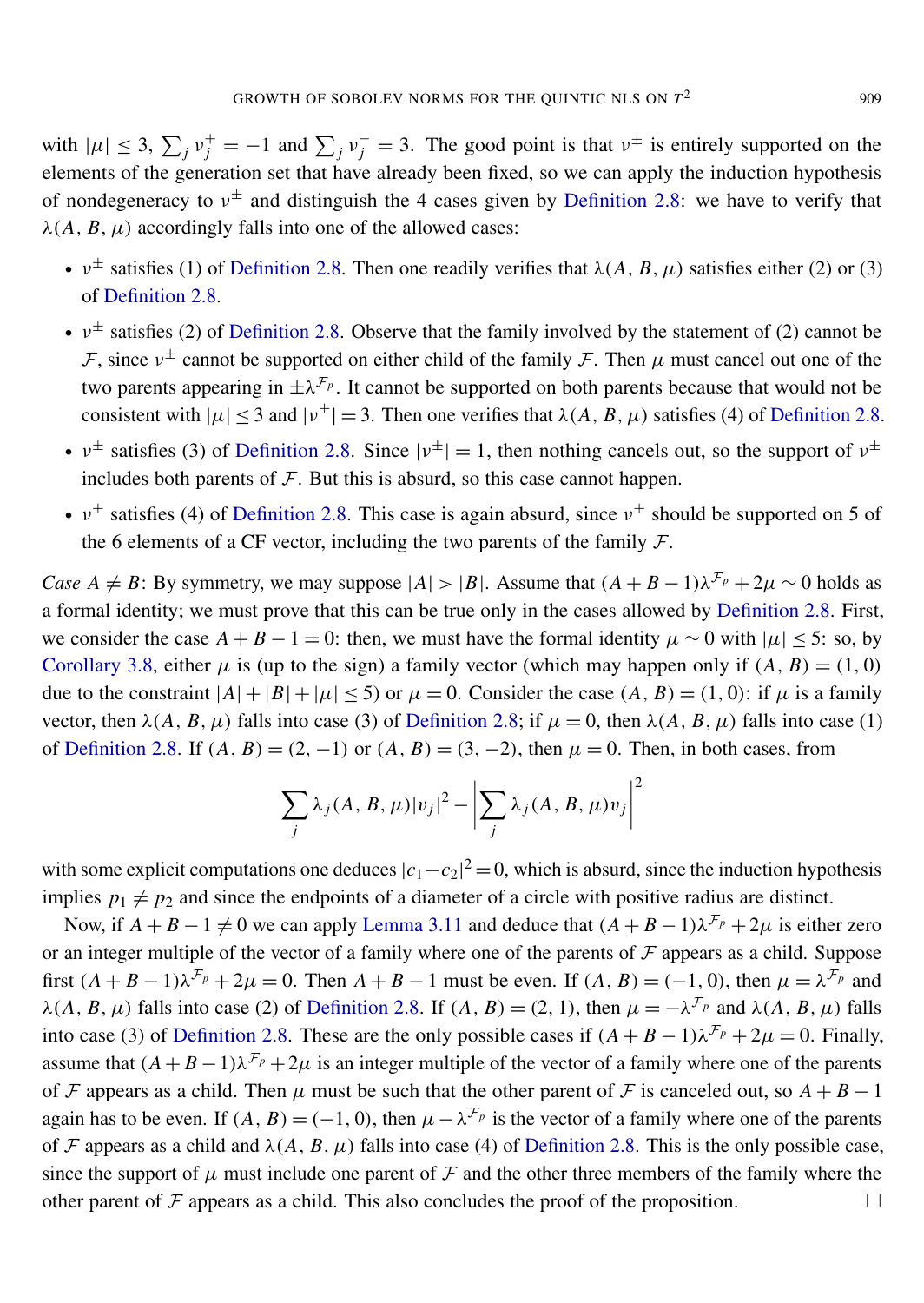with $|\mu| \leq 3$, $\sum_j \nu_j^+ = -1$ and $\sum_j \nu_j^- = 3$. The good point is that $\nu^\pm$ is entirely supported on the elements of the generation set that have already been fixed, so we can apply the induction hypothesis of nondegeneracy to $\nu^\pm$ and distinguish the 4 cases given by Definition 2.8: we have to verify that $\lambda(A, B, \mu)$ accordingly falls into one of the allowed cases:

- $\nu^\pm$ satisfies (1) of Definition 2.8. Then one readily verifies that $\lambda(A, B, \mu)$ satisfies either (2) or (3) of Definition 2.8.
- $\nu^\pm$ satisfies (2) of Definition 2.8. Observe that the family involved by the statement of (2) cannot be $\mathcal{F}$, since $\nu^\pm$ cannot be supported on either child of the family $\mathcal{F}$. Then $\mu$ must cancel out one of the two parents appearing in $\pm\lambda^{\mathcal{F}_p}$. It cannot be supported on both parents because that would not be consistent with $|\mu| \leq 3$ and $|\nu^\pm| = 3$. Then one verifies that $\lambda(A, B, \mu)$ satisfies (4) of Definition 2.8.
- $\nu^\pm$ satisfies (3) of Definition 2.8. Since $|\nu^\pm| = 1$, then nothing cancels out, so the support of $\nu^\pm$ includes both parents of $\mathcal{F}$. But this is absurd, so this case cannot happen.
- $\nu^\pm$ satisfies (4) of Definition 2.8. This case is again absurd, since $\nu^\pm$ should be supported on 5 of the 6 elements of a CF vector, including the two parents of the family $\mathcal{F}$.

*Case $A \neq B$*: By symmetry, we may suppose $|A| > |B|$. Assume that $(A + B - 1)\lambda^{\mathcal{F}_p} + 2\mu \sim 0$ holds as a formal identity; we must prove that this can be true only in the cases allowed by Definition 2.8. First, we consider the case $A + B - 1 = 0$: then, we must have the formal identity $\mu \sim 0$ with $|\mu| \leq 5$: so, by Corollary 3.8, either $\mu$ is (up to the sign) a family vector (which may happen only if $(A, B) = (1, 0)$ due to the constraint $|A| + |B| + |\mu| \leq 5$) or $\mu = 0$. Consider the case $(A, B) = (1, 0)$: if $\mu$ is a family vector, then $\lambda(A, B, \mu)$ falls into case (3) of Definition 2.8; if $\mu = 0$, then $\lambda(A, B, \mu)$ falls into case (1) of Definition 2.8. If $(A, B) = (2, -1)$ or $(A, B) = (3, -2)$, then $\mu = 0$. Then, in both cases, from

$$\sum_j \lambda_j(A, B, \mu)|v_j|^2 - \left|\sum_j \lambda_j(A, B, \mu)v_j\right|^2$$

with some explicit computations one deduces $|c_1 - c_2|^2 = 0$, which is absurd, since the induction hypothesis implies $p_1 \neq p_2$ and since the endpoints of a diameter of a circle with positive radius are distinct.

Now, if $A + B - 1 \neq 0$ we can apply Lemma 3.11 and deduce that $(A + B - 1)\lambda^{\mathcal{F}_p} + 2\mu$ is either zero or an integer multiple of the vector of a family where one of the parents of $\mathcal{F}$ appears as a child. Suppose first $(A + B - 1)\lambda^{\mathcal{F}_p} + 2\mu = 0$. Then $A + B - 1$ must be even. If $(A, B) = (-1, 0)$, then $\mu = \lambda^{\mathcal{F}_p}$ and $\lambda(A, B, \mu)$ falls into case (2) of Definition 2.8. If $(A, B) = (2, 1)$, then $\mu = -\lambda^{\mathcal{F}_p}$ and $\lambda(A, B, \mu)$ falls into case (3) of Definition 2.8. These are the only possible cases if $(A + B - 1)\lambda^{\mathcal{F}_p} + 2\mu = 0$. Finally, assume that $(A + B - 1)\lambda^{\mathcal{F}_p} + 2\mu$ is an integer multiple of the vector of a family where one of the parents of $\mathcal{F}$ appears as a child. Then $\mu$ must be such that the other parent of $\mathcal{F}$ is canceled out, so $A + B - 1$ again has to be even. If $(A, B) = (-1, 0)$, then $\mu - \lambda^{\mathcal{F}_p}$ is the vector of a family where one of the parents of $\mathcal{F}$ appears as a child and $\lambda(A, B, \mu)$ falls into case (4) of Definition 2.8. This is the only possible case, since the support of $\mu$ must include one parent of $\mathcal{F}$ and the other three members of the family where the other parent of $\mathcal{F}$ appears as a child. This also concludes the proof of the proposition. $\square$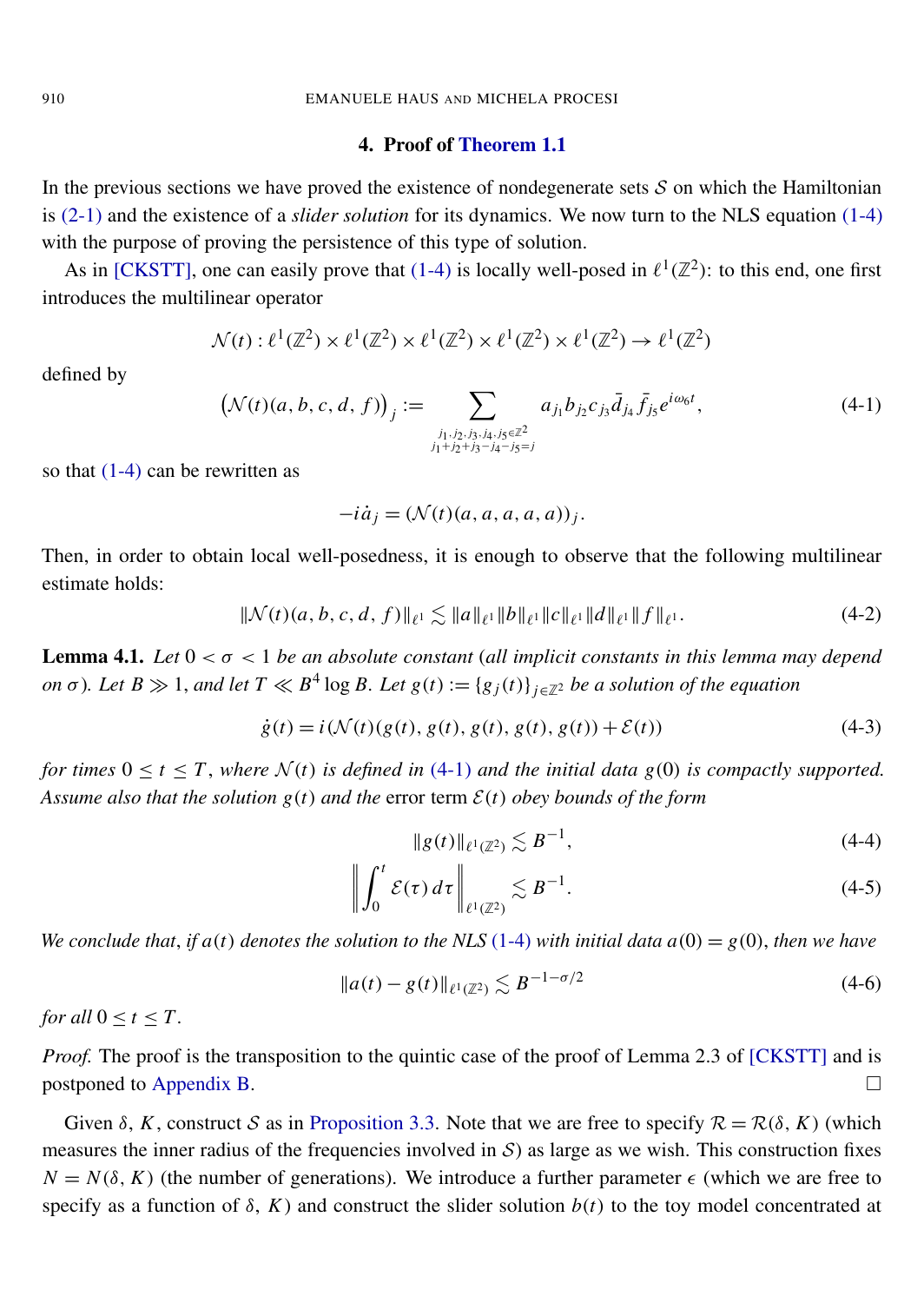## 4. Proof of Theorem 1.1

In the previous sections we have proved the existence of nondegenerate sets $\mathcal{S}$ on which the Hamiltonian is (2-1) and the existence of a *slider solution* for its dynamics. We now turn to the NLS equation (1-4) with the purpose of proving the persistence of this type of solution.

As in [CKSTT], one can easily prove that (1-4) is locally well-posed in $\ell^1(\mathbb{Z}^2)$: to this end, one first introduces the multilinear operator

$$\mathcal{N}(t) : \ell^1(\mathbb{Z}^2) \times \ell^1(\mathbb{Z}^2) \times \ell^1(\mathbb{Z}^2) \times \ell^1(\mathbb{Z}^2) \times \ell^1(\mathbb{Z}^2) \to \ell^1(\mathbb{Z}^2)$$

defined by

$$\big(\mathcal{N}(t)(a, b, c, d, f)\big)_j := \sum_{\substack{j_1, j_2, j_3, j_4, j_5 \in \mathbb{Z}^2 \\ j_1 + j_2 + j_3 - j_4 - j_5 = j}} a_{j_1} b_{j_2} c_{j_3} \bar{d}_{j_4} \bar{f}_{j_5} e^{i\omega_6 t}, \tag{4-1}$$

so that (1-4) can be rewritten as

$$-i\dot{a}_j = (\mathcal{N}(t)(a, a, a, a, a))_j.$$

Then, in order to obtain local well-posedness, it is enough to observe that the following multilinear estimate holds:

$$\|\mathcal{N}(t)(a, b, c, d, f)\|_{\ell^1} \lesssim \|a\|_{\ell^1} \|b\|_{\ell^1} \|c\|_{\ell^1} \|d\|_{\ell^1} \|f\|_{\ell^1}. \tag{4-2}$$

**Lemma 4.1.** *Let $0 < \sigma < 1$ be an absolute constant* (*all implicit constants in this lemma may depend on $\sigma$*). *Let $B \gg 1$, and let $T \ll B^4 \log B$. Let $g(t) := \{g_j(t)\}_{j \in \mathbb{Z}^2}$ be a solution of the equation*

$$\dot{g}(t) = i(\mathcal{N}(t)(g(t), g(t), g(t), g(t), g(t)) + \mathcal{E}(t)) \tag{4-3}$$

*for times $0 \le t \le T$, where $\mathcal{N}(t)$ is defined in (4-1) and the initial data $g(0)$ is compactly supported. Assume also that the solution $g(t)$ and the* error term *$\mathcal{E}(t)$ obey bounds of the form*

$$\|g(t)\|_{\ell^1(\mathbb{Z}^2)} \lesssim B^{-1}, \tag{4-4}$$

$$\left\| \int_0^t \mathcal{E}(\tau)\, d\tau \right\|_{\ell^1(\mathbb{Z}^2)} \lesssim B^{-1}. \tag{4-5}$$

*We conclude that, if $a(t)$ denotes the solution to the NLS (1-4) with initial data $a(0) = g(0)$, then we have*

$$\|a(t) - g(t)\|_{\ell^1(\mathbb{Z}^2)} \lesssim B^{-1-\sigma/2} \tag{4-6}$$

*for all $0 \le t \le T$.*

*Proof.* The proof is the transposition to the quintic case of the proof of Lemma 2.3 of [CKSTT] and is postponed to Appendix B. □

Given $\delta$, $K$, construct $\mathcal{S}$ as in Proposition 3.3. Note that we are free to specify $\mathcal{R} = \mathcal{R}(\delta, K)$ (which measures the inner radius of the frequencies involved in $\mathcal{S}$) as large as we wish. This construction fixes $N = N(\delta, K)$ (the number of generations). We introduce a further parameter $\epsilon$ (which we are free to specify as a function of $\delta$, $K$) and construct the slider solution $b(t)$ to the toy model concentrated at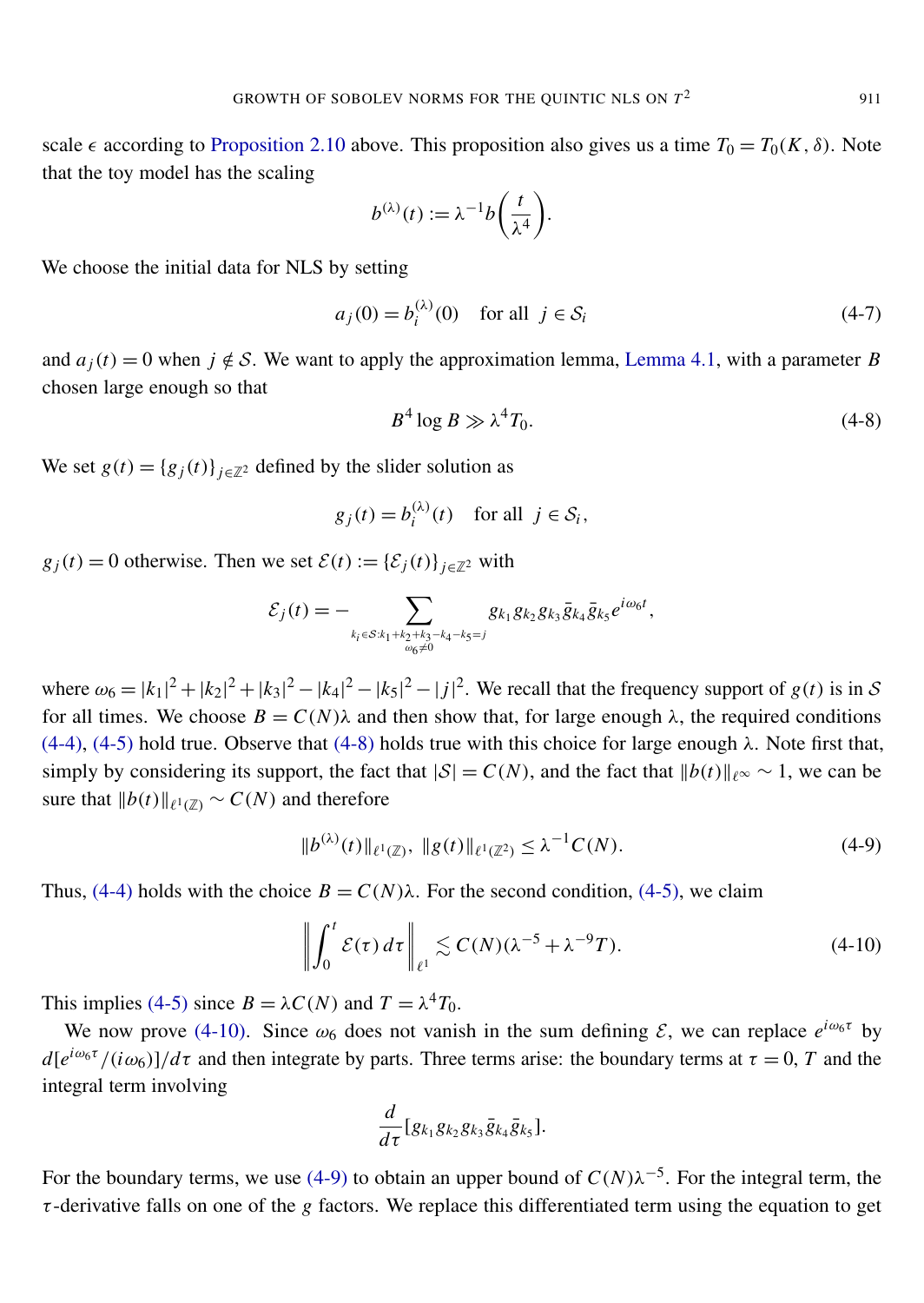scale $\epsilon$ according to Proposition 2.10 above. This proposition also gives us a time $T_0 = T_0(K, \delta)$. Note that the toy model has the scaling

$$b^{(\lambda)}(t) := \lambda^{-1} b\left(\frac{t}{\lambda^4}\right).$$

We choose the initial data for NLS by setting

$$a_j(0) = b_i^{(\lambda)}(0) \quad \text{for all } j \in \mathcal{S}_i \tag{4-7}$$

and $a_j(t) = 0$ when $j \notin \mathcal{S}$. We want to apply the approximation lemma, Lemma 4.1, with a parameter $B$ chosen large enough so that

$$B^4 \log B \gg \lambda^4 T_0. \tag{4-8}$$

We set $g(t) = \{g_j(t)\}_{j \in \mathbb{Z}^2}$ defined by the slider solution as

$$g_j(t) = b_i^{(\lambda)}(t) \quad \text{for all } j \in \mathcal{S}_i,$$

$g_j(t) = 0$ otherwise. Then we set $\mathcal{E}(t) := \{\mathcal{E}_j(t)\}_{j \in \mathbb{Z}^2}$ with

$$\mathcal{E}_j(t) = -\sum_{\substack{k_i \in \mathcal{S}: k_1 + k_2 + k_3 - k_4 - k_5 = j \\ \omega_6 \neq 0}} g_{k_1} g_{k_2} g_{k_3} \bar{g}_{k_4} \bar{g}_{k_5} e^{i\omega_6 t},$$

where $\omega_6 = |k_1|^2 + |k_2|^2 + |k_3|^2 - |k_4|^2 - |k_5|^2 - |j|^2$. We recall that the frequency support of $g(t)$ is in $\mathcal{S}$ for all times. We choose $B = C(N)\lambda$ and then show that, for large enough $\lambda$, the required conditions (4-4), (4-5) hold true. Observe that (4-8) holds true with this choice for large enough $\lambda$. Note first that, simply by considering its support, the fact that $|\mathcal{S}| = C(N)$, and the fact that $\|b(t)\|_{\ell^\infty} \sim 1$, we can be sure that $\|b(t)\|_{\ell^1(\mathbb{Z})} \sim C(N)$ and therefore

$$\|b^{(\lambda)}(t)\|_{\ell^1(\mathbb{Z})}, \ \|g(t)\|_{\ell^1(\mathbb{Z}^2)} \leq \lambda^{-1} C(N). \tag{4-9}$$

Thus, (4-4) holds with the choice $B = C(N)\lambda$. For the second condition, (4-5), we claim

$$\left\| \int_0^t \mathcal{E}(\tau)\, d\tau \right\|_{\ell^1} \lesssim C(N)(\lambda^{-5} + \lambda^{-9} T). \tag{4-10}$$

This implies (4-5) since $B = \lambda C(N)$ and $T = \lambda^4 T_0$.

We now prove (4-10). Since $\omega_6$ does not vanish in the sum defining $\mathcal{E}$, we can replace $e^{i\omega_6 \tau}$ by $d[e^{i\omega_6 \tau}/(i\omega_6)]/d\tau$ and then integrate by parts. Three terms arise: the boundary terms at $\tau = 0, T$ and the integral term involving

$$\frac{d}{d\tau}[g_{k_1} g_{k_2} g_{k_3} \bar{g}_{k_4} \bar{g}_{k_5}].$$

For the boundary terms, we use (4-9) to obtain an upper bound of $C(N)\lambda^{-5}$. For the integral term, the $\tau$-derivative falls on one of the $g$ factors. We replace this differentiated term using the equation to get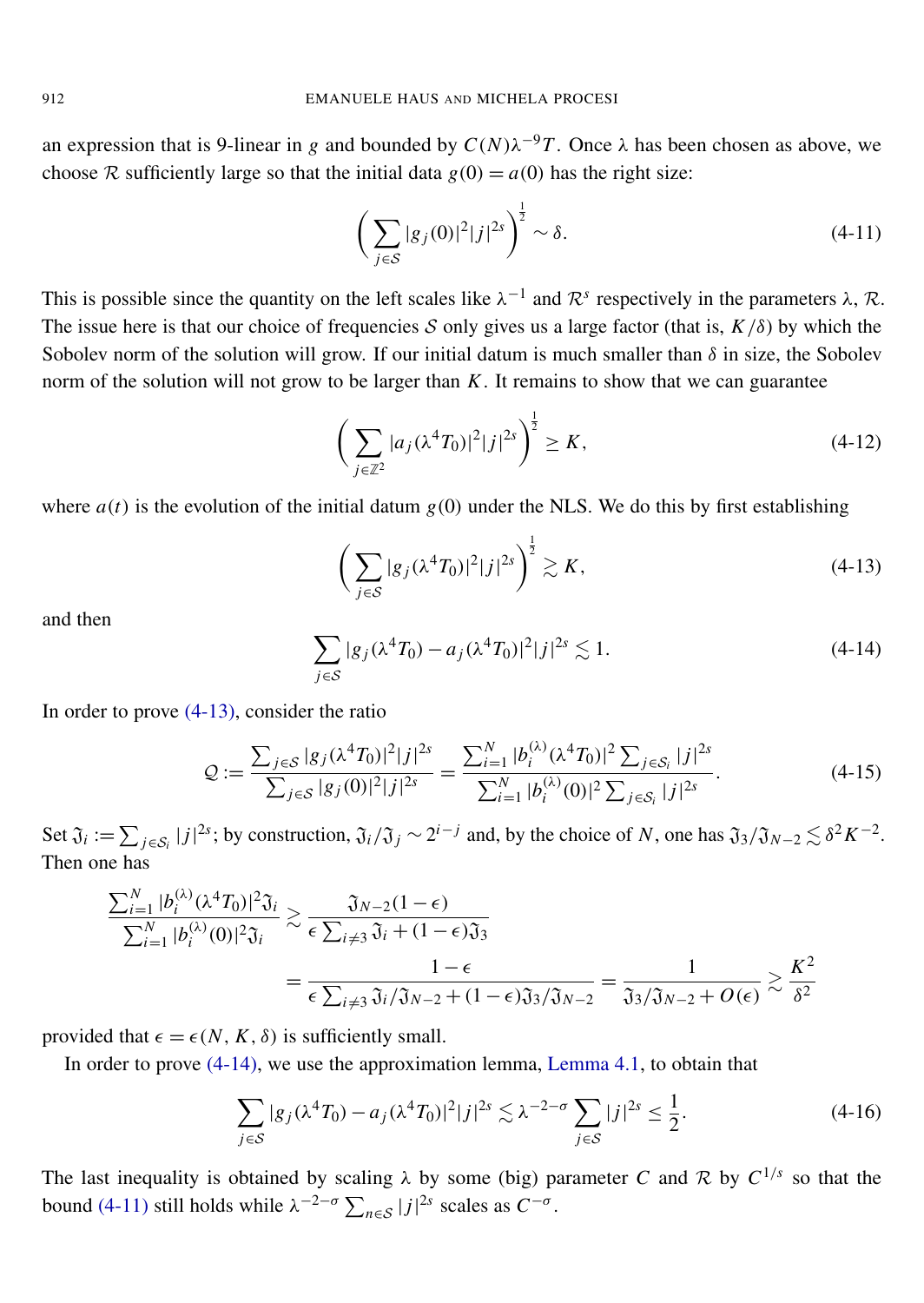an expression that is 9-linear in $g$ and bounded by $C(N)\lambda^{-9}T$. Once $\lambda$ has been chosen as above, we choose $\mathcal{R}$ sufficiently large so that the initial data $g(0) = a(0)$ has the right size:

$$\left(\sum_{j\in\mathcal{S}} |g_j(0)|^2 |j|^{2s}\right)^{\frac{1}{2}} \sim \delta. \tag{4-11}$$

This is possible since the quantity on the left scales like $\lambda^{-1}$ and $\mathcal{R}^s$ respectively in the parameters $\lambda$, $\mathcal{R}$. The issue here is that our choice of frequencies $\mathcal{S}$ only gives us a large factor (that is, $K/\delta$) by which the Sobolev norm of the solution will grow. If our initial datum is much smaller than $\delta$ in size, the Sobolev norm of the solution will not grow to be larger than $K$. It remains to show that we can guarantee

$$\left(\sum_{j\in\mathbb{Z}^2} |a_j(\lambda^4 T_0)|^2 |j|^{2s}\right)^{\frac{1}{2}} \geq K, \tag{4-12}$$

where $a(t)$ is the evolution of the initial datum $g(0)$ under the NLS. We do this by first establishing

$$\left(\sum_{j\in\mathcal{S}} |g_j(\lambda^4 T_0)|^2 |j|^{2s}\right)^{\frac{1}{2}} \gtrsim K, \tag{4-13}$$

and then

$$\sum_{j\in\mathcal{S}} |g_j(\lambda^4 T_0) - a_j(\lambda^4 T_0)|^2 |j|^{2s} \lesssim 1. \tag{4-14}$$

In order to prove (4-13), consider the ratio

$$\mathcal{Q} := \frac{\sum_{j\in\mathcal{S}} |g_j(\lambda^4 T_0)|^2 |j|^{2s}}{\sum_{j\in\mathcal{S}} |g_j(0)|^2 |j|^{2s}} = \frac{\sum_{i=1}^N |b_i^{(\lambda)}(\lambda^4 T_0)|^2 \sum_{j\in\mathcal{S}_i} |j|^{2s}}{\sum_{i=1}^N |b_i^{(\lambda)}(0)|^2 \sum_{j\in\mathcal{S}_i} |j|^{2s}}. \tag{4-15}$$

Set $\mathfrak{J}_i := \sum_{j\in\mathcal{S}_i} |j|^{2s}$; by construction, $\mathfrak{J}_i/\mathfrak{J}_j \sim 2^{i-j}$ and, by the choice of $N$, one has $\mathfrak{J}_3/\mathfrak{J}_{N-2} \lesssim \delta^2 K^{-2}$. Then one has

$$\begin{aligned}
\frac{\sum_{i=1}^N |b_i^{(\lambda)}(\lambda^4 T_0)|^2 \mathfrak{J}_i}{\sum_{i=1}^N |b_i^{(\lambda)}(0)|^2 \mathfrak{J}_i} &\gtrsim \frac{\mathfrak{J}_{N-2}(1-\epsilon)}{\epsilon \sum_{i\neq 3} \mathfrak{J}_i + (1-\epsilon)\mathfrak{J}_3} \\
&= \frac{1-\epsilon}{\epsilon \sum_{i\neq 3} \mathfrak{J}_i/\mathfrak{J}_{N-2} + (1-\epsilon)\mathfrak{J}_3/\mathfrak{J}_{N-2}} = \frac{1}{\mathfrak{J}_3/\mathfrak{J}_{N-2} + O(\epsilon)} \gtrsim \frac{K^2}{\delta^2}
\end{aligned}$$

provided that $\epsilon = \epsilon(N, K, \delta)$ is sufficiently small.

In order to prove (4-14), we use the approximation lemma, Lemma 4.1, to obtain that

$$\sum_{j\in\mathcal{S}} |g_j(\lambda^4 T_0) - a_j(\lambda^4 T_0)|^2 |j|^{2s} \lesssim \lambda^{-2-\sigma} \sum_{j\in\mathcal{S}} |j|^{2s} \leq \frac{1}{2}. \tag{4-16}$$

The last inequality is obtained by scaling $\lambda$ by some (big) parameter $C$ and $\mathcal{R}$ by $C^{1/s}$ so that the bound (4-11) still holds while $\lambda^{-2-\sigma} \sum_{n\in\mathcal{S}} |j|^{2s}$ scales as $C^{-\sigma}$.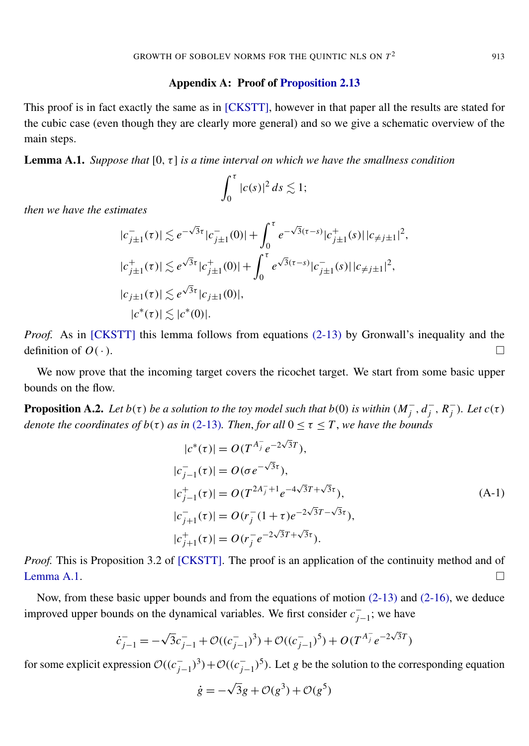## Appendix A: Proof of Proposition 2.13

This proof is in fact exactly the same as in [CKSTT], however in that paper all the results are stated for the cubic case (even though they are clearly more general) and so we give a schematic overview of the main steps.

**Lemma A.1.** *Suppose that* $[0, \tau]$ *is a time interval on which we have the smallness condition*

$$\int_0^\tau |c(s)|^2 \, ds \lesssim 1;$$

*then we have the estimates*

$$|c_{j\pm 1}^-(\tau)| \lesssim e^{-\sqrt{3}\tau}|c_{j\pm 1}^-(0)| + \int_0^\tau e^{-\sqrt{3}(\tau - s)}|c_{j\pm 1}^+(s)|\,|c_{\neq j\pm 1}|^2,$$

$$|c_{j\pm 1}^+(\tau)| \lesssim e^{\sqrt{3}\tau}|c_{j\pm 1}^+(0)| + \int_0^\tau e^{\sqrt{3}(\tau - s)}|c_{j\pm 1}^-(s)|\,|c_{\neq j\pm 1}|^2,$$

$$|c_{j\pm 1}(\tau)| \lesssim e^{\sqrt{3}\tau}|c_{j\pm 1}(0)|,$$

$$|c^*(\tau)| \lesssim |c^*(0)|.$$

*Proof.* As in [CKSTT] this lemma follows from equations (2-13) by Gronwall's inequality and the definition of $O(\cdot)$. $\square$

We now prove that the incoming target covers the ricochet target. We start from some basic upper bounds on the flow.

**Proposition A.2.** *Let* $b(\tau)$ *be a solution to the toy model such that* $b(0)$ *is within* $(M_j^-, d_j^-, R_j^-)$. *Let* $c(\tau)$ *denote the coordinates of* $b(\tau)$ *as in (2-13). Then, for all* $0 \le \tau \le T$, *we have the bounds*

$$
\begin{aligned}
|c^*(\tau)| &= O(T^{A_j^-}e^{-2\sqrt{3}T}),\\
|c_{j-1}^-(\tau)| &= O(\sigma e^{-\sqrt{3}\tau}),\\
|c_{j-1}^+(\tau)| &= O(T^{2A_j^-+1}e^{-4\sqrt{3}T+\sqrt{3}\tau}),\\
|c_{j+1}^-(\tau)| &= O(r_j^-(1+\tau)e^{-2\sqrt{3}T-\sqrt{3}\tau}),\\
|c_{j+1}^+(\tau)| &= O(r_j^- e^{-2\sqrt{3}T+\sqrt{3}\tau}).
\end{aligned}
\tag{A-1}
$$

*Proof.* This is Proposition 3.2 of [CKSTT]. The proof is an application of the continuity method and of Lemma A.1. $\square$

Now, from these basic upper bounds and from the equations of motion (2-13) and (2-16), we deduce improved upper bounds on the dynamical variables. We first consider $c_{j-1}^-$; we have

$$\dot{c}_{j-1}^- = -\sqrt{3}c_{j-1}^- + \mathcal{O}((c_{j-1}^-)^3) + \mathcal{O}((c_{j-1}^-)^5) + O(T^{A_j^-}e^{-2\sqrt{3}T})$$

for some explicit expression $\mathcal{O}((c_{j-1}^-)^3) + \mathcal{O}((c_{j-1}^-)^5)$. Let $g$ be the solution to the corresponding equation

$$\dot{g} = -\sqrt{3}g + \mathcal{O}(g^3) + \mathcal{O}(g^5)$$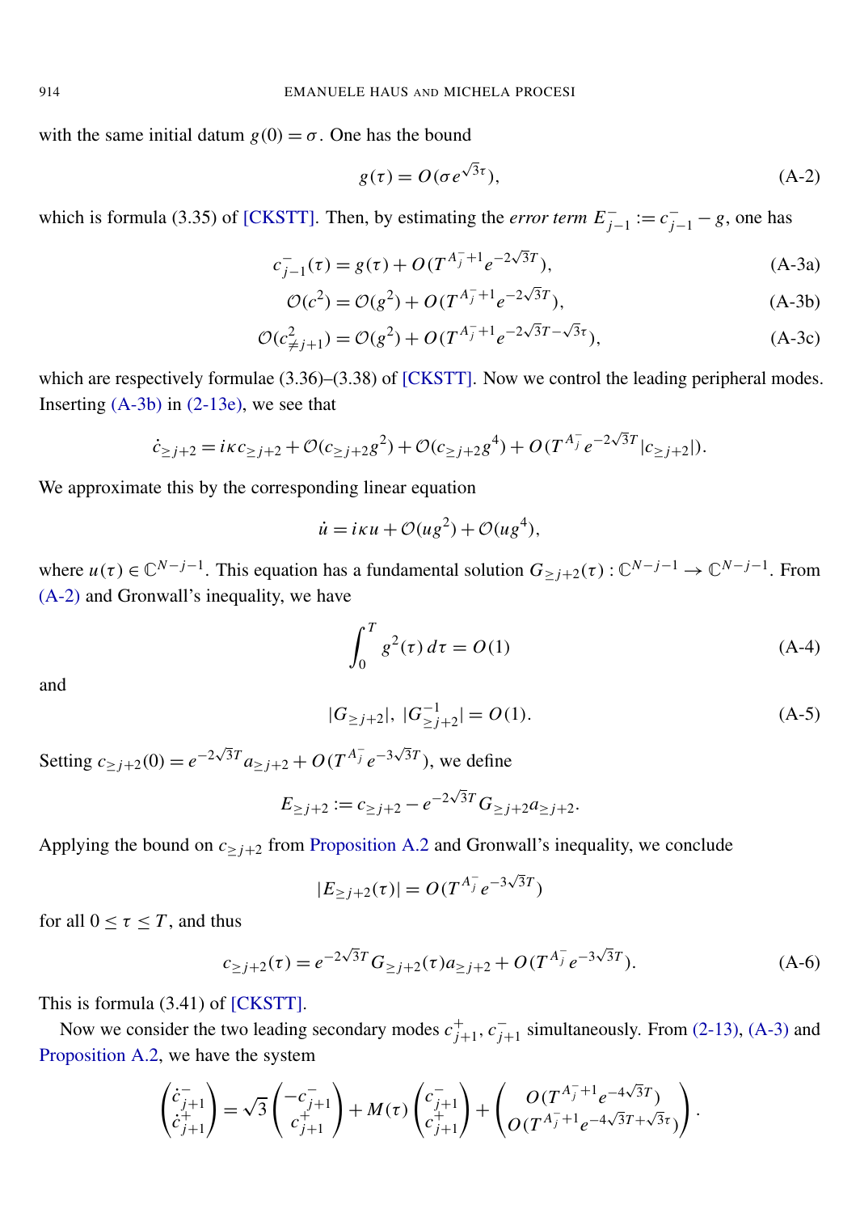with the same initial datum $g(0) = \sigma$. One has the bound

$$g(\tau) = O(\sigma e^{\sqrt{3}\tau}), \tag{A-2}$$

which is formula (3.35) of [CKSTT]. Then, by estimating the *error term* $E^-_{j-1} := c^-_{j-1} - g$, one has

$$c^-_{j-1}(\tau) = g(\tau) + O(T^{A^-_j+1} e^{-2\sqrt{3}T}), \tag{A-3a}$$

$$\mathcal{O}(c^2) = \mathcal{O}(g^2) + O(T^{A^-_j+1} e^{-2\sqrt{3}T}), \tag{A-3b}$$

$$\mathcal{O}(c^2_{\neq j+1}) = \mathcal{O}(g^2) + O(T^{A^-_j+1} e^{-2\sqrt{3}T-\sqrt{3}\tau}), \tag{A-3c}$$

which are respectively formulae (3.36)–(3.38) of [CKSTT]. Now we control the leading peripheral modes. Inserting (A-3b) in (2-13e), we see that

$$\dot{c}_{\geq j+2} = i\kappa c_{\geq j+2} + \mathcal{O}(c_{\geq j+2} g^2) + \mathcal{O}(c_{\geq j+2} g^4) + O(T^{A^-_j} e^{-2\sqrt{3}T} |c_{\geq j+2}|).$$

We approximate this by the corresponding linear equation

$$\dot{u} = i\kappa u + \mathcal{O}(u g^2) + \mathcal{O}(u g^4),$$

where $u(\tau) \in \mathbb{C}^{N-j-1}$. This equation has a fundamental solution $G_{\geq j+2}(\tau) : \mathbb{C}^{N-j-1} \to \mathbb{C}^{N-j-1}$. From (A-2) and Gronwall's inequality, we have

$$\int_0^T g^2(\tau)\, d\tau = O(1) \tag{A-4}$$

and

$$|G_{\geq j+2}|,\ |G^{-1}_{\geq j+2}| = O(1). \tag{A-5}$$

Setting $c_{\geq j+2}(0) = e^{-2\sqrt{3}T} a_{\geq j+2} + O(T^{A^-_j} e^{-3\sqrt{3}T})$, we define

$$E_{\geq j+2} := c_{\geq j+2} - e^{-2\sqrt{3}T} G_{\geq j+2} a_{\geq j+2}.$$

Applying the bound on $c_{\geq j+2}$ from Proposition A.2 and Gronwall's inequality, we conclude

$$|E_{\geq j+2}(\tau)| = O(T^{A^-_j} e^{-3\sqrt{3}T})$$

for all $0 \leq \tau \leq T$, and thus

$$c_{\geq j+2}(\tau) = e^{-2\sqrt{3}T} G_{\geq j+2}(\tau) a_{\geq j+2} + O(T^{A^-_j} e^{-3\sqrt{3}T}). \tag{A-6}$$

This is formula (3.41) of [CKSTT].

Now we consider the two leading secondary modes $c^+_{j+1}, c^-_{j+1}$ simultaneously. From (2-13), (A-3) and Proposition A.2, we have the system

$$\begin{pmatrix} \dot{c}^-_{j+1} \\ \dot{c}^+_{j+1} \end{pmatrix} = \sqrt{3} \begin{pmatrix} -c^-_{j+1} \\ c^+_{j+1} \end{pmatrix} + M(\tau) \begin{pmatrix} c^-_{j+1} \\ c^+_{j+1} \end{pmatrix} + \begin{pmatrix} O(T^{A^-_j+1} e^{-4\sqrt{3}T}) \\ O(T^{A^-_j+1} e^{-4\sqrt{3}T+\sqrt{3}\tau}) \end{pmatrix}.$$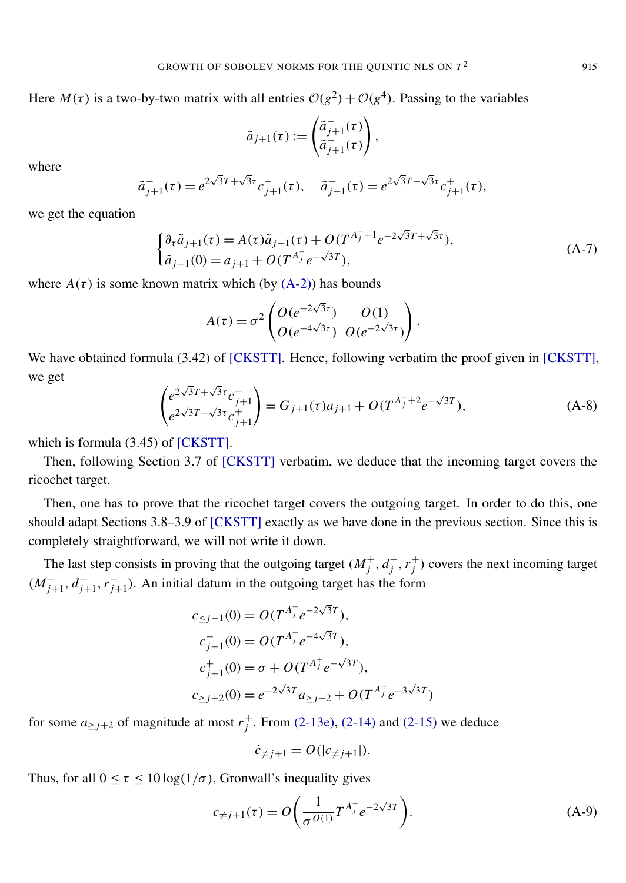Here $M(\tau)$ is a two-by-two matrix with all entries $\mathcal{O}(g^2)+\mathcal{O}(g^4)$. Passing to the variables

$$\tilde{a}_{j+1}(\tau) := \begin{pmatrix} \tilde{a}^-_{j+1}(\tau) \\ \tilde{a}^+_{j+1}(\tau) \end{pmatrix},$$

where

$$\tilde{a}^-_{j+1}(\tau) = e^{2\sqrt{3}T+\sqrt{3}\tau} c^-_{j+1}(\tau), \quad \tilde{a}^+_{j+1}(\tau) = e^{2\sqrt{3}T-\sqrt{3}\tau} c^+_{j+1}(\tau),$$

we get the equation

$$\begin{cases} \partial_\tau \tilde{a}_{j+1}(\tau) = A(\tau)\tilde{a}_{j+1}(\tau) + O(T^{A^-_j+1} e^{-2\sqrt{3}T+\sqrt{3}\tau}), \\ \tilde{a}_{j+1}(0) = a_{j+1} + O(T^{A^-_j} e^{-\sqrt{3}T}), \end{cases} \tag{A-7}$$

where $A(\tau)$ is some known matrix which (by (A-2)) has bounds

$$A(\tau) = \sigma^2 \begin{pmatrix} O(e^{-2\sqrt{3}\tau}) & O(1) \\ O(e^{-4\sqrt{3}\tau}) & O(e^{-2\sqrt{3}\tau}) \end{pmatrix}.$$

We have obtained formula (3.42) of [CKSTT]. Hence, following verbatim the proof given in [CKSTT], we get

$$\begin{pmatrix} e^{2\sqrt{3}T+\sqrt{3}\tau} c^-_{j+1} \\ e^{2\sqrt{3}T-\sqrt{3}\tau} c^+_{j+1} \end{pmatrix} = G_{j+1}(\tau) a_{j+1} + O(T^{A^-_j+2} e^{-\sqrt{3}T}), \tag{A-8}$$

which is formula (3.45) of [CKSTT].

Then, following Section 3.7 of [CKSTT] verbatim, we deduce that the incoming target covers the ricochet target.

Then, one has to prove that the ricochet target covers the outgoing target. In order to do this, one should adapt Sections 3.8–3.9 of [CKSTT] exactly as we have done in the previous section. Since this is completely straightforward, we will not write it down.

The last step consists in proving that the outgoing target $(M^+_j, d^+_j, r^+_j)$ covers the next incoming target $(M^-_{j+1}, d^-_{j+1}, r^-_{j+1})$. An initial datum in the outgoing target has the form

$$\begin{aligned} c_{\le j-1}(0) &= O(T^{A^+_j} e^{-2\sqrt{3}T}), \\ c^-_{j+1}(0) &= O(T^{A^+_j} e^{-4\sqrt{3}T}), \\ c^+_{j+1}(0) &= \sigma + O(T^{A^+_j} e^{-\sqrt{3}T}), \\ c_{\ge j+2}(0) &= e^{-2\sqrt{3}T} a_{\ge j+2} + O(T^{A^+_j} e^{-3\sqrt{3}T}) \end{aligned}$$

for some $a_{\ge j+2}$ of magnitude at most $r^+_j$. From (2-13e), (2-14) and (2-15) we deduce

$$\dot{c}_{\ne j+1} = O(|c_{\ne j+1}|).$$

Thus, for all $0 \le \tau \le 10\log(1/\sigma)$, Gronwall's inequality gives

$$c_{\ne j+1}(\tau) = O\left(\frac{1}{\sigma^{O(1)}} T^{A^+_j} e^{-2\sqrt{3}T}\right). \tag{A-9}$$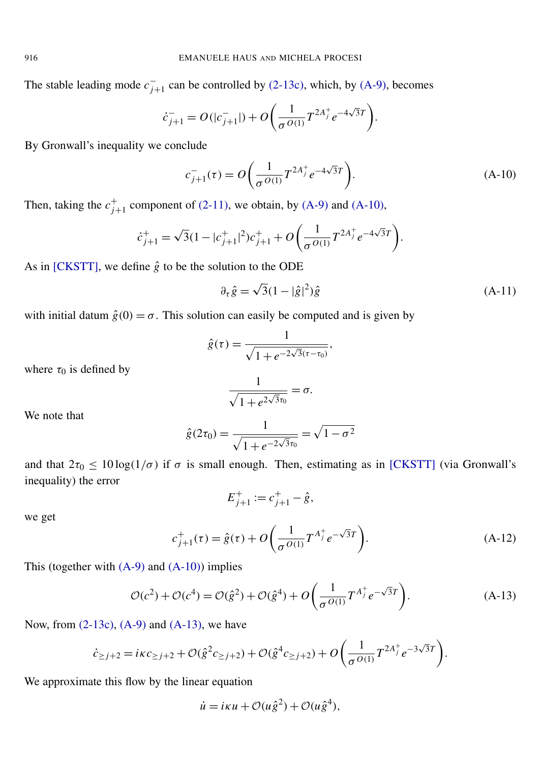The stable leading mode $c^-_{j+1}$ can be controlled by (2-13c), which, by (A-9), becomes

$$\dot{c}^-_{j+1} = O(|c^-_{j+1}|) + O\left(\frac{1}{\sigma^{O(1)}} T^{2A^+_j} e^{-4\sqrt{3}T}\right).$$

By Gronwall's inequality we conclude

$$c^-_{j+1}(\tau) = O\left(\frac{1}{\sigma^{O(1)}} T^{2A^+_j} e^{-4\sqrt{3}T}\right). \tag{A-10}$$

Then, taking the $c^+_{j+1}$ component of (2-11), we obtain, by (A-9) and (A-10),

$$\dot{c}^+_{j+1} = \sqrt{3}(1 - |c^+_{j+1}|^2) c^+_{j+1} + O\left(\frac{1}{\sigma^{O(1)}} T^{2A^+_j} e^{-4\sqrt{3}T}\right).$$

As in [CKSTT], we define $\hat{g}$ to be the solution to the ODE

$$\partial_\tau \hat{g} = \sqrt{3}(1 - |\hat{g}|^2)\hat{g} \tag{A-11}$$

with initial datum $\hat{g}(0) = \sigma$. This solution can easily be computed and is given by

$$\hat{g}(\tau) = \frac{1}{\sqrt{1 + e^{-2\sqrt{3}(\tau - \tau_0)}}},$$

where $\tau_0$ is defined by

$$\frac{1}{\sqrt{1 + e^{2\sqrt{3}\tau_0}}} = \sigma.$$

We note that

$$\hat{g}(2\tau_0) = \frac{1}{\sqrt{1 + e^{-2\sqrt{3}\tau_0}}} = \sqrt{1 - \sigma^2}$$

and that $2\tau_0 \le 10 \log(1/\sigma)$ if $\sigma$ is small enough. Then, estimating as in [CKSTT] (via Gronwall's inequality) the error

$$E^+_{j+1} := c^+_{j+1} - \hat{g},$$

we get

$$c^+_{j+1}(\tau) = \hat{g}(\tau) + O\left(\frac{1}{\sigma^{O(1)}} T^{A^+_j} e^{-\sqrt{3}T}\right). \tag{A-12}$$

This (together with (A-9) and (A-10)) implies

$$\mathcal{O}(c^2) + \mathcal{O}(c^4) = \mathcal{O}(\hat{g}^2) + \mathcal{O}(\hat{g}^4) + O\left(\frac{1}{\sigma^{O(1)}} T^{A^+_j} e^{-\sqrt{3}T}\right). \tag{A-13}$$

Now, from (2-13c), (A-9) and (A-13), we have

$$\dot{c}_{\ge j+2} = i\kappa c_{\ge j+2} + \mathcal{O}(\hat{g}^2 c_{\ge j+2}) + \mathcal{O}(\hat{g}^4 c_{\ge j+2}) + O\left(\frac{1}{\sigma^{O(1)}} T^{2A^+_j} e^{-3\sqrt{3}T}\right).$$

We approximate this flow by the linear equation

$$\dot{u} = i\kappa u + \mathcal{O}(u\hat{g}^2) + \mathcal{O}(u\hat{g}^4),$$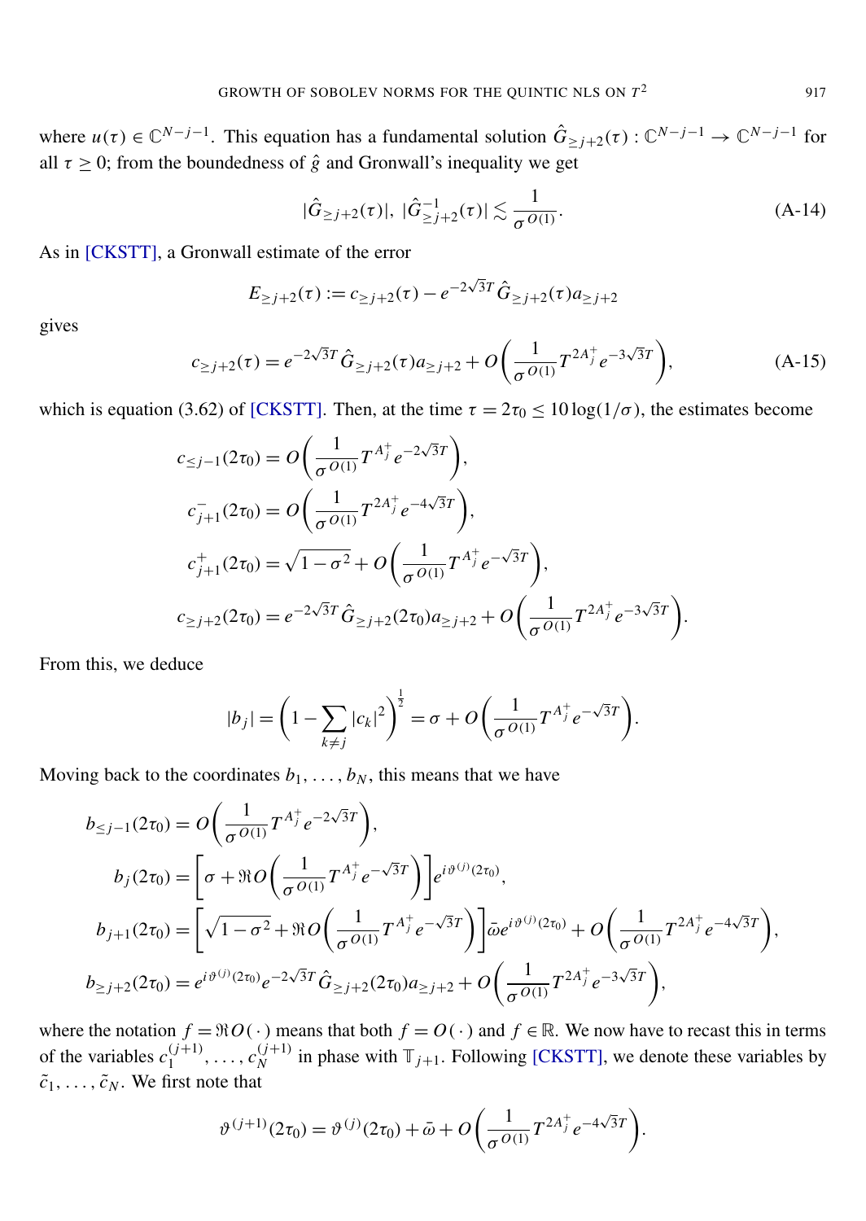where $u(\tau) \in \mathbb{C}^{N-j-1}$. This equation has a fundamental solution $\hat{G}_{\geq j+2}(\tau) : \mathbb{C}^{N-j-1} \to \mathbb{C}^{N-j-1}$ for all $\tau \geq 0$; from the boundedness of $\hat{g}$ and Gronwall's inequality we get

$$|\hat{G}_{\geq j+2}(\tau)|,\ |\hat{G}^{-1}_{\geq j+2}(\tau)| \lesssim \frac{1}{\sigma^{O(1)}}. \tag{A-14}$$

As in [CKSTT], a Gronwall estimate of the error

$$E_{\geq j+2}(\tau) := c_{\geq j+2}(\tau) - e^{-2\sqrt{3}T}\hat{G}_{\geq j+2}(\tau) a_{\geq j+2}$$

gives

$$c_{\geq j+2}(\tau) = e^{-2\sqrt{3}T}\hat{G}_{\geq j+2}(\tau) a_{\geq j+2} + O\left(\frac{1}{\sigma^{O(1)}} T^{2A_j^+} e^{-3\sqrt{3}T}\right), \tag{A-15}$$

which is equation (3.62) of [CKSTT]. Then, at the time $\tau = 2\tau_0 \leq 10\log(1/\sigma)$, the estimates become

$$\begin{aligned}
c_{\leq j-1}(2\tau_0) &= O\left(\frac{1}{\sigma^{O(1)}} T^{A_j^+} e^{-2\sqrt{3}T}\right),\\
c^-_{j+1}(2\tau_0) &= O\left(\frac{1}{\sigma^{O(1)}} T^{2A_j^+} e^{-4\sqrt{3}T}\right),\\
c^+_{j+1}(2\tau_0) &= \sqrt{1-\sigma^2} + O\left(\frac{1}{\sigma^{O(1)}} T^{A_j^+} e^{-\sqrt{3}T}\right),\\
c_{\geq j+2}(2\tau_0) &= e^{-2\sqrt{3}T}\hat{G}_{\geq j+2}(2\tau_0) a_{\geq j+2} + O\left(\frac{1}{\sigma^{O(1)}} T^{2A_j^+} e^{-3\sqrt{3}T}\right).
\end{aligned}$$

From this, we deduce

$$|b_j| = \left(1 - \sum_{k\neq j} |c_k|^2\right)^{\frac{1}{2}} = \sigma + O\left(\frac{1}{\sigma^{O(1)}} T^{A_j^+} e^{-\sqrt{3}T}\right).$$

Moving back to the coordinates $b_1, \ldots, b_N$, this means that we have

$$\begin{aligned}
b_{\leq j-1}(2\tau_0) &= O\left(\frac{1}{\sigma^{O(1)}} T^{A_j^+} e^{-2\sqrt{3}T}\right),\\
b_j(2\tau_0) &= \left[\sigma + \Re O\left(\frac{1}{\sigma^{O(1)}} T^{A_j^+} e^{-\sqrt{3}T}\right)\right] e^{i\vartheta^{(j)}(2\tau_0)},\\
b_{j+1}(2\tau_0) &= \left[\sqrt{1-\sigma^2} + \Re O\left(\frac{1}{\sigma^{O(1)}} T^{A_j^+} e^{-\sqrt{3}T}\right)\right]\bar{\omega} e^{i\vartheta^{(j)}(2\tau_0)} + O\left(\frac{1}{\sigma^{O(1)}} T^{2A_j^+} e^{-4\sqrt{3}T}\right),\\
b_{\geq j+2}(2\tau_0) &= e^{i\vartheta^{(j)}(2\tau_0)} e^{-2\sqrt{3}T}\hat{G}_{\geq j+2}(2\tau_0) a_{\geq j+2} + O\left(\frac{1}{\sigma^{O(1)}} T^{2A_j^+} e^{-3\sqrt{3}T}\right),
\end{aligned}$$

where the notation $f = \Re O(\cdot)$ means that both $f = O(\cdot)$ and $f \in \mathbb{R}$. We now have to recast this in terms of the variables $c_1^{(j+1)}, \ldots, c_N^{(j+1)}$ in phase with $\mathbb{T}_{j+1}$. Following [CKSTT], we denote these variables by $\tilde{c}_1, \ldots, \tilde{c}_N$. We first note that

$$\vartheta^{(j+1)}(2\tau_0) = \vartheta^{(j)}(2\tau_0) + \bar{\omega} + O\left(\frac{1}{\sigma^{O(1)}} T^{2A_j^+} e^{-4\sqrt{3}T}\right).$$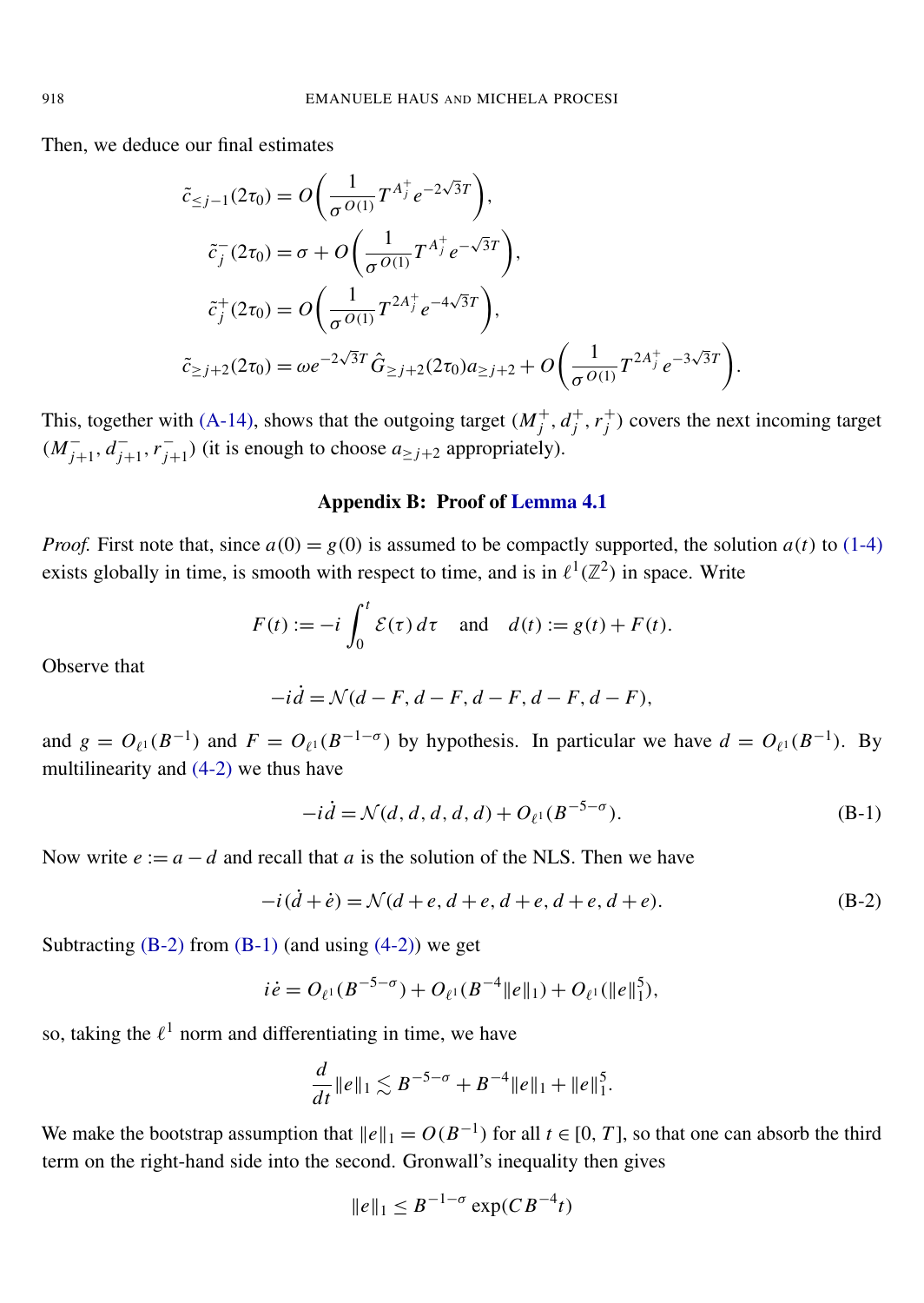Then, we deduce our final estimates

$$
\begin{aligned}
\tilde{c}_{\leq j-1}(2\tau_0) &= O\bigg(\frac{1}{\sigma^{O(1)}} T^{A_j^+} e^{-2\sqrt{3}T}\bigg), \\
\tilde{c}_j^-(2\tau_0) &= \sigma + O\bigg(\frac{1}{\sigma^{O(1)}} T^{A_j^+} e^{-\sqrt{3}T}\bigg), \\
\tilde{c}_j^+(2\tau_0) &= O\bigg(\frac{1}{\sigma^{O(1)}} T^{2A_j^+} e^{-4\sqrt{3}T}\bigg), \\
\tilde{c}_{\geq j+2}(2\tau_0) &= \omega e^{-2\sqrt{3}T} \hat{G}_{\geq j+2}(2\tau_0) a_{\geq j+2} + O\bigg(\frac{1}{\sigma^{O(1)}} T^{2A_j^+} e^{-3\sqrt{3}T}\bigg).
\end{aligned}
$$

This, together with (A-14), shows that the outgoing target $(M_j^+, d_j^+, r_j^+)$ covers the next incoming target $(M_{j+1}^-, d_{j+1}^-, r_{j+1}^-)$ (it is enough to choose $a_{\geq j+2}$ appropriately).

## Appendix B: Proof of Lemma 4.1

*Proof.* First note that, since $a(0) = g(0)$ is assumed to be compactly supported, the solution $a(t)$ to (1-4) exists globally in time, is smooth with respect to time, and is in $\ell^1(\mathbb{Z}^2)$ in space. Write

$$
F(t) := -i \int_0^t \mathcal{E}(\tau)\, d\tau \quad \text{and} \quad d(t) := g(t) + F(t).
$$

Observe that

$$
-i\dot{d} = \mathcal{N}(d - F, d - F, d - F, d - F, d - F),
$$

and $g = O_{\ell^1}(B^{-1})$ and $F = O_{\ell^1}(B^{-1-\sigma})$ by hypothesis. In particular we have $d = O_{\ell^1}(B^{-1})$. By multilinearity and (4-2) we thus have

$$
-i\dot{d} = \mathcal{N}(d, d, d, d, d) + O_{\ell^1}(B^{-5-\sigma}). \tag{B-1}
$$

Now write $e := a - d$ and recall that $a$ is the solution of the NLS. Then we have

$$
-i(\dot{d} + \dot{e}) = \mathcal{N}(d + e, d + e, d + e, d + e, d + e). \tag{B-2}
$$

Subtracting (B-2) from (B-1) (and using (4-2)) we get

$$
i\dot{e} = O_{\ell^1}(B^{-5-\sigma}) + O_{\ell^1}(B^{-4}\|e\|_1) + O_{\ell^1}(\|e\|_1^5),
$$

so, taking the $\ell^1$ norm and differentiating in time, we have

$$
\frac{d}{dt}\|e\|_1 \lesssim B^{-5-\sigma} + B^{-4}\|e\|_1 + \|e\|_1^5.
$$

We make the bootstrap assumption that $\|e\|_1 = O(B^{-1})$ for all $t \in [0, T]$, so that one can absorb the third term on the right-hand side into the second. Gronwall's inequality then gives

$$
\|e\|_1 \leq B^{-1-\sigma} \exp(CB^{-4}t)
$$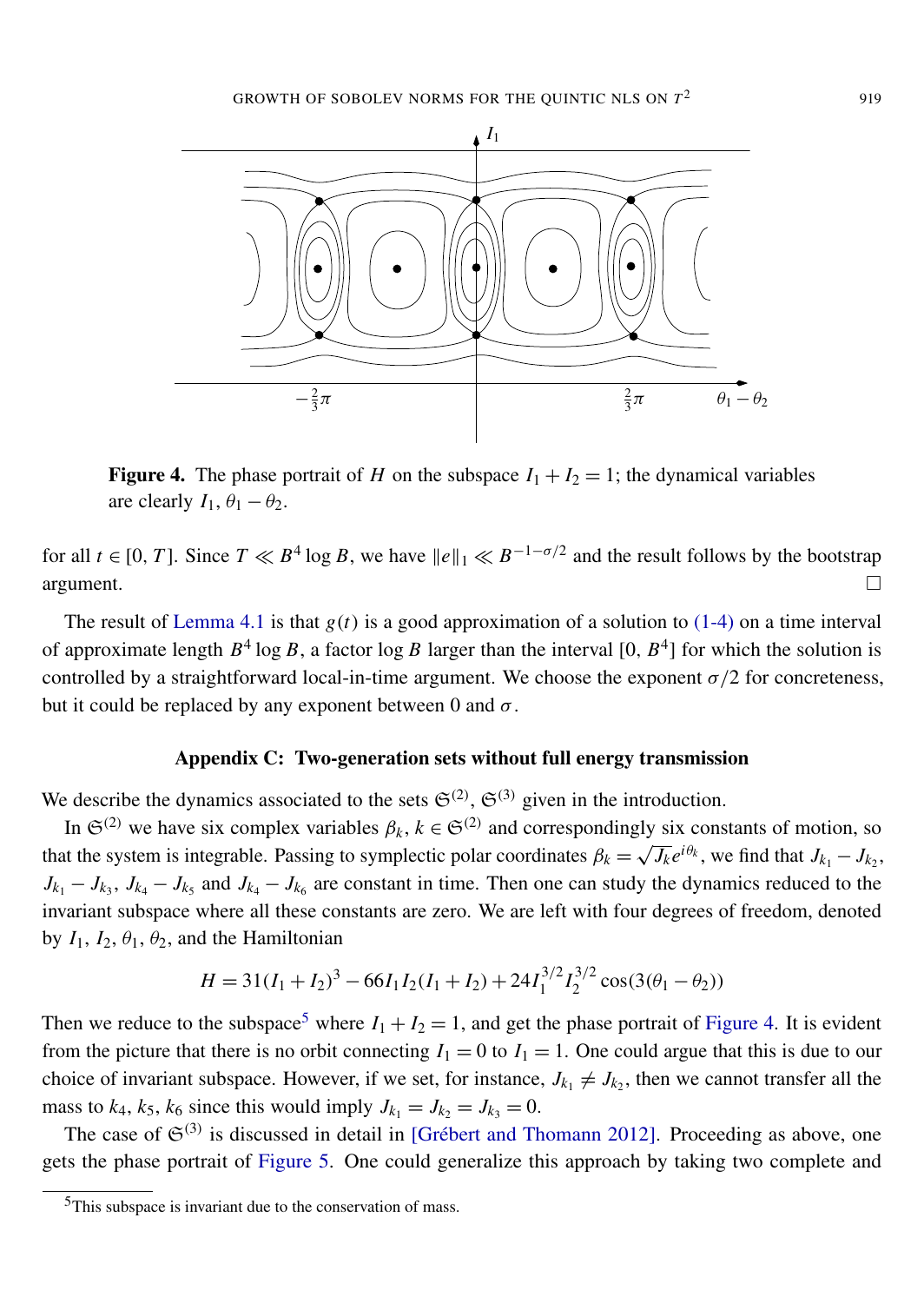**Figure 4.** The phase portrait of $H$ on the subspace $I_1 + I_2 = 1$; the dynamical variables are clearly $I_1$, $\theta_1 - \theta_2$.

for all $t \in [0, T]$. Since $T \ll B^4 \log B$, we have $\|e\|_1 \ll B^{-1-\sigma/2}$ and the result follows by the bootstrap argument. □

The result of Lemma 4.1 is that $g(t)$ is a good approximation of a solution to (1-4) on a time interval of approximate length $B^4 \log B$, a factor $\log B$ larger than the interval $[0, B^4]$ for which the solution is controlled by a straightforward local-in-time argument. We choose the exponent $\sigma/2$ for concreteness, but it could be replaced by any exponent between 0 and $\sigma$.

## Appendix C: Two-generation sets without full energy transmission

We describe the dynamics associated to the sets $\mathfrak{S}^{(2)}$, $\mathfrak{S}^{(3)}$ given in the introduction.

In $\mathfrak{S}^{(2)}$ we have six complex variables $\beta_k$, $k \in \mathfrak{S}^{(2)}$ and correspondingly six constants of motion, so that the system is integrable. Passing to symplectic polar coordinates $\beta_k = \sqrt{J_k} e^{i\theta_k}$, we find that $J_{k_1} - J_{k_2}$, $J_{k_1} - J_{k_3}$, $J_{k_4} - J_{k_5}$ and $J_{k_4} - J_{k_6}$ are constant in time. Then one can study the dynamics reduced to the invariant subspace where all these constants are zero. We are left with four degrees of freedom, denoted by $I_1$, $I_2$, $\theta_1$, $\theta_2$, and the Hamiltonian

$$H = 31(I_1 + I_2)^3 - 66 I_1 I_2 (I_1 + I_2) + 24 I_1^{3/2} I_2^{3/2} \cos(3(\theta_1 - \theta_2))$$

Then we reduce to the subspace[5] where $I_1 + I_2 = 1$, and get the phase portrait of Figure 4. It is evident from the picture that there is no orbit connecting $I_1 = 0$ to $I_1 = 1$. One could argue that this is due to our choice of invariant subspace. However, if we set, for instance, $J_{k_1} \neq J_{k_2}$, then we cannot transfer all the mass to $k_4$, $k_5$, $k_6$ since this would imply $J_{k_1} = J_{k_2} = J_{k_3} = 0$.

The case of $\mathfrak{S}^{(3)}$ is discussed in detail in [Grébert and Thomann 2012]. Proceeding as above, one gets the phase portrait of Figure 5. One could generalize this approach by taking two complete and

[5] This subspace is invariant due to the conservation of mass.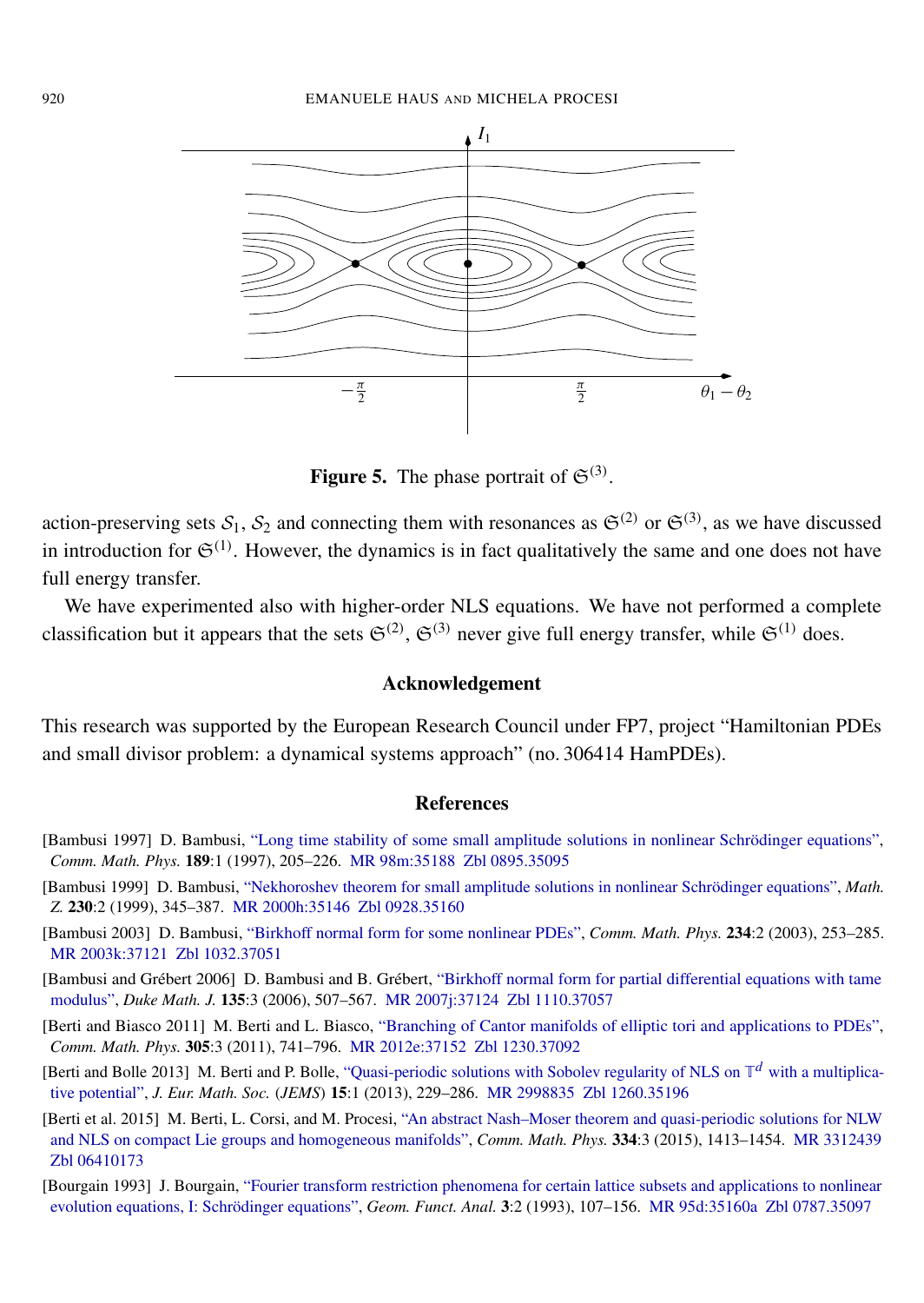Figure 5. The phase portrait of $\mathfrak{S}^{(3)}$.

action-preserving sets $\mathcal{S}_1$, $\mathcal{S}_2$ and connecting them with resonances as $\mathfrak{S}^{(2)}$ or $\mathfrak{S}^{(3)}$, as we have discussed in introduction for $\mathfrak{S}^{(1)}$. However, the dynamics is in fact qualitatively the same and one does not have full energy transfer.

We have experimented also with higher-order NLS equations. We have not performed a complete classification but it appears that the sets $\mathfrak{S}^{(2)}$, $\mathfrak{S}^{(3)}$ never give full energy transfer, while $\mathfrak{S}^{(1)}$ does.

## Acknowledgement

This research was supported by the European Research Council under FP7, project "Hamiltonian PDEs and small divisor problem: a dynamical systems approach" (no. 306414 HamPDEs).

## References

[Bambusi 1997] D. Bambusi, "Long time stability of some small amplitude solutions in nonlinear Schrödinger equations", *Comm. Math. Phys.* **189**:1 (1997), 205–226. MR 98m:35188 Zbl 0895.35095

[Bambusi 1999] D. Bambusi, "Nekhoroshev theorem for small amplitude solutions in nonlinear Schrödinger equations", *Math. Z.* **230**:2 (1999), 345–387. MR 2000h:35146 Zbl 0928.35160

[Bambusi 2003] D. Bambusi, "Birkhoff normal form for some nonlinear PDEs", *Comm. Math. Phys.* **234**:2 (2003), 253–285. MR 2003k:37121 Zbl 1032.37051

[Bambusi and Grébert 2006] D. Bambusi and B. Grébert, "Birkhoff normal form for partial differential equations with tame modulus", *Duke Math. J.* **135**:3 (2006), 507–567. MR 2007j:37124 Zbl 1110.37057

[Berti and Biasco 2011] M. Berti and L. Biasco, "Branching of Cantor manifolds of elliptic tori and applications to PDEs", *Comm. Math. Phys.* **305**:3 (2011), 741–796. MR 2012e:37152 Zbl 1230.37092

[Berti and Bolle 2013] M. Berti and P. Bolle, "Quasi-periodic solutions with Sobolev regularity of NLS on $\mathbb{T}^d$ with a multiplicative potential", *J. Eur. Math. Soc.* (*JEMS*) **15**:1 (2013), 229–286. MR 2998835 Zbl 1260.35196

[Berti et al. 2015] M. Berti, L. Corsi, and M. Procesi, "An abstract Nash–Moser theorem and quasi-periodic solutions for NLW and NLS on compact Lie groups and homogeneous manifolds", *Comm. Math. Phys.* **334**:3 (2015), 1413–1454. MR 3312439 Zbl 06410173

[Bourgain 1993] J. Bourgain, "Fourier transform restriction phenomena for certain lattice subsets and applications to nonlinear evolution equations, I: Schrödinger equations", *Geom. Funct. Anal.* **3**:2 (1993), 107–156. MR 95d:35160a Zbl 0787.35097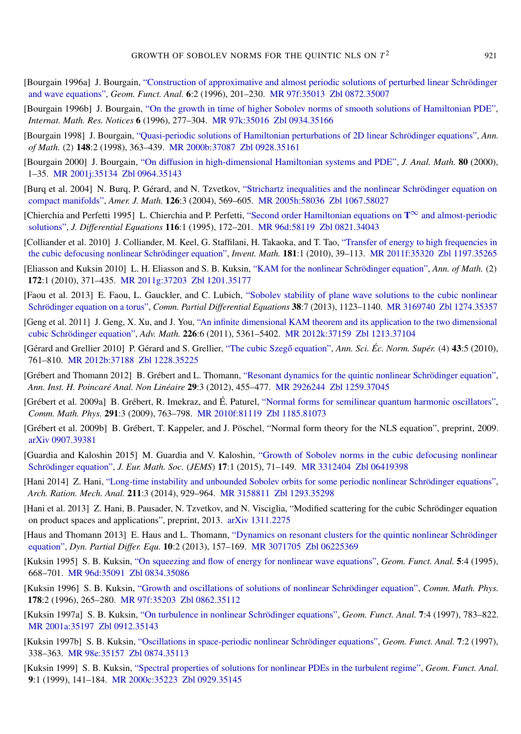[Bourgain 1996a] J. Bourgain, "Construction of approximative and almost periodic solutions of perturbed linear Schrödinger and wave equations", *Geom. Funct. Anal.* **6**:2 (1996), 201–230. MR 97f:35013 Zbl 0872.35007

[Bourgain 1996b] J. Bourgain, "On the growth in time of higher Sobolev norms of smooth solutions of Hamiltonian PDE", *Internat. Math. Res. Notices* **6** (1996), 277–304. MR 97k:35016 Zbl 0934.35166

[Bourgain 1998] J. Bourgain, "Quasi-periodic solutions of Hamiltonian perturbations of 2D linear Schrödinger equations", *Ann. of Math.* (2) **148**:2 (1998), 363–439. MR 2000b:37087 Zbl 0928.35161

[Bourgain 2000] J. Bourgain, "On diffusion in high-dimensional Hamiltonian systems and PDE", *J. Anal. Math.* **80** (2000), 1–35. MR 2001j:35134 Zbl 0964.35143

[Burq et al. 2004] N. Burq, P. Gérard, and N. Tzvetkov, "Strichartz inequalities and the nonlinear Schrödinger equation on compact manifolds", *Amer. J. Math.* **126**:3 (2004), 569–605. MR 2005h:58036 Zbl 1067.58027

[Chierchia and Perfetti 1995] L. Chierchia and P. Perfetti, "Second order Hamiltonian equations on $\mathbf{T}^{\infty}$ and almost-periodic solutions", *J. Differential Equations* **116**:1 (1995), 172–201. MR 96d:58119 Zbl 0821.34043

[Colliander et al. 2010] J. Colliander, M. Keel, G. Staffilani, H. Takaoka, and T. Tao, "Transfer of energy to high frequencies in the cubic defocusing nonlinear Schrödinger equation", *Invent. Math.* **181**:1 (2010), 39–113. MR 2011f:35320 Zbl 1197.35265

[Eliasson and Kuksin 2010] L. H. Eliasson and S. B. Kuksin, "KAM for the nonlinear Schrödinger equation", *Ann. of Math.* (2) **172**:1 (2010), 371–435. MR 2011g:37203 Zbl 1201.35177

[Faou et al. 2013] E. Faou, L. Gauckler, and C. Lubich, "Sobolev stability of plane wave solutions to the cubic nonlinear Schrödinger equation on a torus", *Comm. Partial Differential Equations* **38**:7 (2013), 1123–1140. MR 3169740 Zbl 1274.35357

[Geng et al. 2011] J. Geng, X. Xu, and J. You, "An infinite dimensional KAM theorem and its application to the two dimensional cubic Schrödinger equation", *Adv. Math.* **226**:6 (2011), 5361–5402. MR 2012k:37159 Zbl 1213.37104

[Gérard and Grellier 2010] P. Gérard and S. Grellier, "The cubic Szegő equation", *Ann. Sci. Éc. Norm. Supér.* (4) **43**:5 (2010), 761–810. MR 2012b:37188 Zbl 1228.35225

[Grébert and Thomann 2012] B. Grébert and L. Thomann, "Resonant dynamics for the quintic nonlinear Schrödinger equation", *Ann. Inst. H. Poincaré Anal. Non Linéaire* **29**:3 (2012), 455–477. MR 2926244 Zbl 1259.37045

[Grébert et al. 2009a] B. Grébert, R. Imekraz, and É. Paturel, "Normal forms for semilinear quantum harmonic oscillators", *Comm. Math. Phys.* **291**:3 (2009), 763–798. MR 2010f:81119 Zbl 1185.81073

[Grébert et al. 2009b] B. Grébert, T. Kappeler, and J. Pöschel, "Normal form theory for the NLS equation", preprint, 2009. arXiv 0907.39381

[Guardia and Kaloshin 2015] M. Guardia and V. Kaloshin, "Growth of Sobolev norms in the cubic defocusing nonlinear Schrödinger equation", *J. Eur. Math. Soc.* (*JEMS*) **17**:1 (2015), 71–149. MR 3312404 Zbl 06419398

[Hani 2014] Z. Hani, "Long-time instability and unbounded Sobolev orbits for some periodic nonlinear Schrödinger equations", *Arch. Ration. Mech. Anal.* **211**:3 (2014), 929–964. MR 3158811 Zbl 1293.35298

[Hani et al. 2013] Z. Hani, B. Pausader, N. Tzvetkov, and N. Visciglia, "Modified scattering for the cubic Schrödinger equation on product spaces and applications", preprint, 2013. arXiv 1311.2275

[Haus and Thomann 2013] E. Haus and L. Thomann, "Dynamics on resonant clusters for the quintic nonlinear Schrödinger equation", *Dyn. Partial Differ. Equ.* **10**:2 (2013), 157–169. MR 3071705 Zbl 06225369

[Kuksin 1995] S. B. Kuksin, "On squeezing and flow of energy for nonlinear wave equations", *Geom. Funct. Anal.* **5**:4 (1995), 668–701. MR 96d:35091 Zbl 0834.35086

[Kuksin 1996] S. B. Kuksin, "Growth and oscillations of solutions of nonlinear Schrödinger equation", *Comm. Math. Phys.* **178**:2 (1996), 265–280. MR 97f:35203 Zbl 0862.35112

[Kuksin 1997a] S. B. Kuksin, "On turbulence in nonlinear Schrödinger equations", *Geom. Funct. Anal.* **7**:4 (1997), 783–822. MR 2001a:35197 Zbl 0912.35143

[Kuksin 1997b] S. B. Kuksin, "Oscillations in space-periodic nonlinear Schrödinger equations", *Geom. Funct. Anal.* **7**:2 (1997), 338–363. MR 98e:35157 Zbl 0874.35113

[Kuksin 1999] S. B. Kuksin, "Spectral properties of solutions for nonlinear PDEs in the turbulent regime", *Geom. Funct. Anal.* **9**:1 (1999), 141–184. MR 2000c:35223 Zbl 0929.35145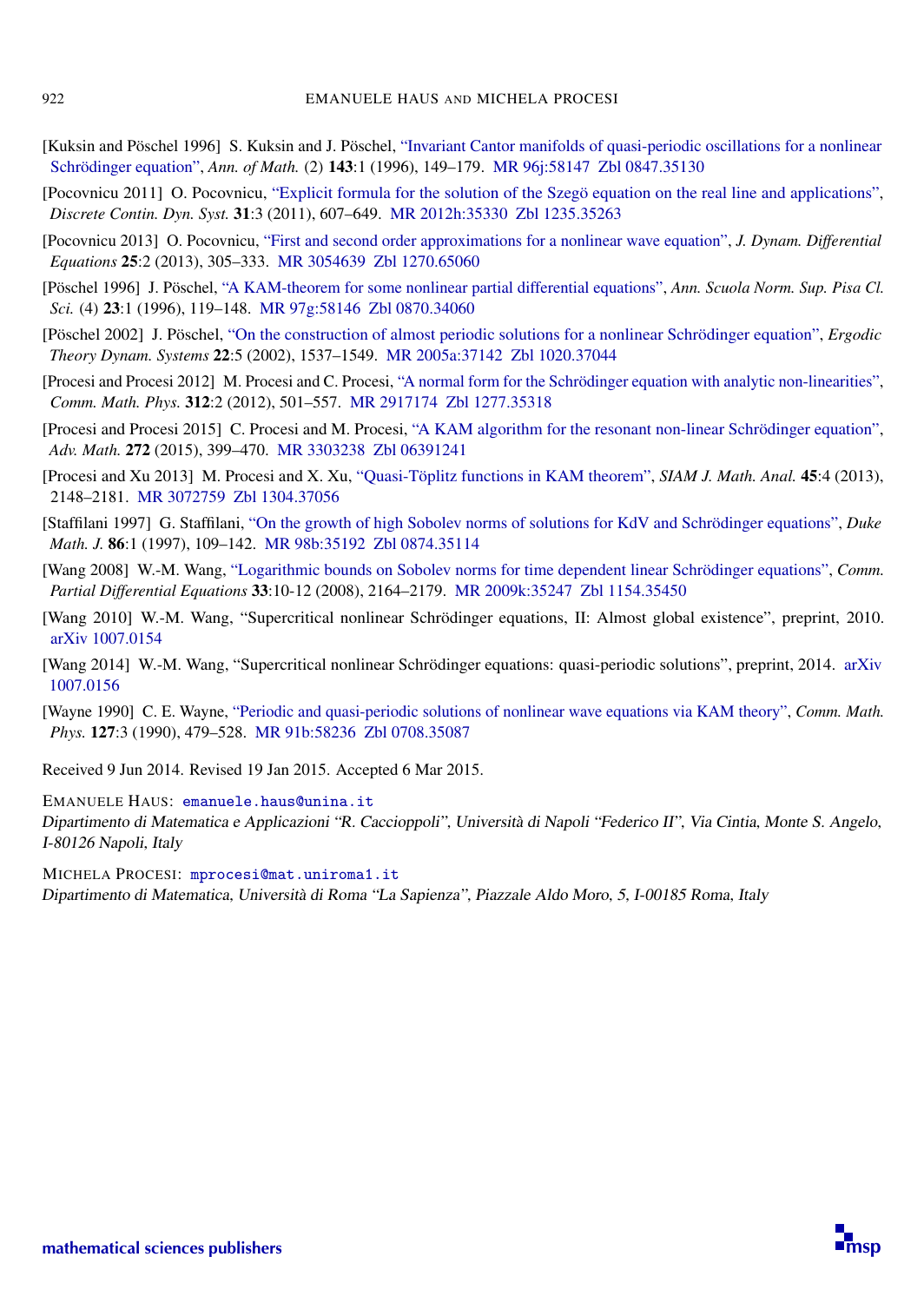[Kuksin and Pöschel 1996] S. Kuksin and J. Pöschel, "Invariant Cantor manifolds of quasi-periodic oscillations for a nonlinear Schrödinger equation", *Ann. of Math.* (2) **143**:1 (1996), 149–179. MR 96j:58147 Zbl 0847.35130

[Pocovnicu 2011] O. Pocovnicu, "Explicit formula for the solution of the Szegö equation on the real line and applications", *Discrete Contin. Dyn. Syst.* **31**:3 (2011), 607–649. MR 2012h:35330 Zbl 1235.35263

[Pocovnicu 2013] O. Pocovnicu, "First and second order approximations for a nonlinear wave equation", *J. Dynam. Differential Equations* **25**:2 (2013), 305–333. MR 3054639 Zbl 1270.65060

[Pöschel 1996] J. Pöschel, "A KAM-theorem for some nonlinear partial differential equations", *Ann. Scuola Norm. Sup. Pisa Cl. Sci.* (4) **23**:1 (1996), 119–148. MR 97g:58146 Zbl 0870.34060

[Pöschel 2002] J. Pöschel, "On the construction of almost periodic solutions for a nonlinear Schrödinger equation", *Ergodic Theory Dynam. Systems* **22**:5 (2002), 1537–1549. MR 2005a:37142 Zbl 1020.37044

[Procesi and Procesi 2012] M. Procesi and C. Procesi, "A normal form for the Schrödinger equation with analytic non-linearities", *Comm. Math. Phys.* **312**:2 (2012), 501–557. MR 2917174 Zbl 1277.35318

[Procesi and Procesi 2015] C. Procesi and M. Procesi, "A KAM algorithm for the resonant non-linear Schrödinger equation", *Adv. Math.* **272** (2015), 399–470. MR 3303238 Zbl 06391241

[Procesi and Xu 2013] M. Procesi and X. Xu, "Quasi-Töplitz functions in KAM theorem", *SIAM J. Math. Anal.* **45**:4 (2013), 2148–2181. MR 3072759 Zbl 1304.37056

[Staffilani 1997] G. Staffilani, "On the growth of high Sobolev norms of solutions for KdV and Schrödinger equations", *Duke Math. J.* **86**:1 (1997), 109–142. MR 98b:35192 Zbl 0874.35114

[Wang 2008] W.-M. Wang, "Logarithmic bounds on Sobolev norms for time dependent linear Schrödinger equations", *Comm. Partial Differential Equations* **33**:10-12 (2008), 2164–2179. MR 2009k:35247 Zbl 1154.35450

[Wang 2010] W.-M. Wang, "Supercritical nonlinear Schrödinger equations, II: Almost global existence", preprint, 2010. arXiv 1007.0154

[Wang 2014] W.-M. Wang, "Supercritical nonlinear Schrödinger equations: quasi-periodic solutions", preprint, 2014. arXiv 1007.0156

[Wayne 1990] C. E. Wayne, "Periodic and quasi-periodic solutions of nonlinear wave equations via KAM theory", *Comm. Math. Phys.* **127**:3 (1990), 479–528. MR 91b:58236 Zbl 0708.35087

Received 9 Jun 2014. Revised 19 Jan 2015. Accepted 6 Mar 2015.

EMANUELE HAUS: emanuele.haus@unina.it
*Dipartimento di Matematica e Applicazioni "R. Caccioppoli", Università di Napoli "Federico II", Via Cintia, Monte S. Angelo, I-80126 Napoli, Italy*

MICHELA PROCESI: mprocesi@mat.uniroma1.it
*Dipartimento di Matematica, Università di Roma "La Sapienza", Piazzale Aldo Moro, 5, I-00185 Roma, Italy*

mathematical sciences publishers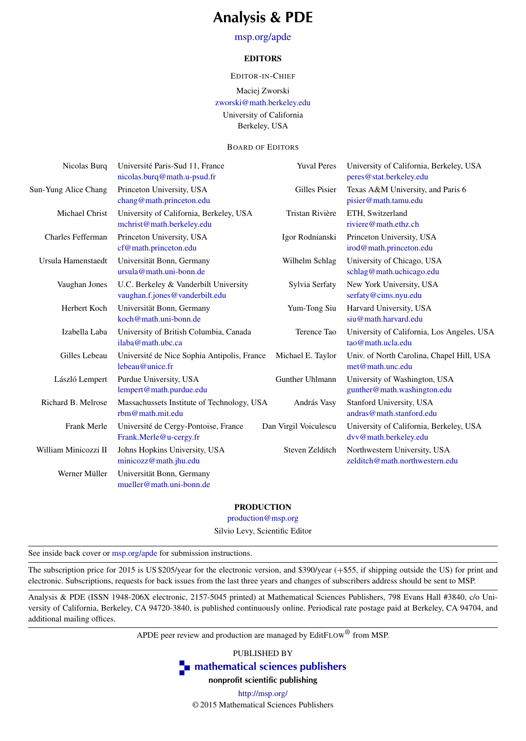# Analysis & PDE

msp.org/apde

## EDITORS

EDITOR-IN-CHIEF

Maciej Zworski
zworski@math.berkeley.edu
University of California
Berkeley, USA

BOARD OF EDITORS

| | |
|---|---|
| Nicolas Burq | Université Paris-Sud 11, France<br>nicolas.burq@math.u-psud.fr |
| Sun-Yung Alice Chang | Princeton University, USA<br>chang@math.princeton.edu |
| Michael Christ | University of California, Berkeley, USA<br>mchrist@math.berkeley.edu |
| Charles Fefferman | Princeton University, USA<br>cf@math.princeton.edu |
| Ursula Hamenstaedt | Universität Bonn, Germany<br>ursula@math.uni-bonn.de |
| Vaughan Jones | U.C. Berkeley & Vanderbilt University<br>vaughan.f.jones@vanderbilt.edu |
| Herbert Koch | Universität Bonn, Germany<br>koch@math.uni-bonn.de |
| Izabella Laba | University of British Columbia, Canada<br>ilaba@math.ubc.ca |
| Gilles Lebeau | Université de Nice Sophia Antipolis, France<br>lebeau@unice.fr |
| László Lempert | Purdue University, USA<br>lempert@math.purdue.edu |
| Richard B. Melrose | Massachussets Institute of Technology, USA<br>rbm@math.mit.edu |
| Frank Merle | Université de Cergy-Pontoise, France<br>Frank.Merle@u-cergy.fr |
| William Minicozzi II | Johns Hopkins University, USA<br>minicozz@math.jhu.edu |
| Werner Müller | Universität Bonn, Germany<br>mueller@math.uni-bonn.de |
| Yuval Peres | University of California, Berkeley, USA<br>peres@stat.berkeley.edu |
| Gilles Pisier | Texas A&M University, and Paris 6<br>pisier@math.tamu.edu |
| Tristan Rivière | ETH, Switzerland<br>riviere@math.ethz.ch |
| Igor Rodnianski | Princeton University, USA<br>irod@math.princeton.edu |
| Wilhelm Schlag | University of Chicago, USA<br>schlag@math.uchicago.edu |
| Sylvia Serfaty | New York University, USA<br>serfaty@cims.nyu.edu |
| Yum-Tong Siu | Harvard University, USA<br>siu@math.harvard.edu |
| Terence Tao | University of California, Los Angeles, USA<br>tao@math.ucla.edu |
| Michael E. Taylor | Univ. of North Carolina, Chapel Hill, USA<br>met@math.unc.edu |
| Gunther Uhlmann | University of Washington, USA<br>gunther@math.washington.edu |
| András Vasy | Stanford University, USA<br>andras@math.stanford.edu |
| Dan Virgil Voiculescu | University of California, Berkeley, USA<br>dvv@math.berkeley.edu |
| Steven Zelditch | Northwestern University, USA<br>zelditch@math.northwestern.edu |

## PRODUCTION

production@msp.org
Silvio Levy, Scientific Editor

See inside back cover or msp.org/apde for submission instructions.

The subscription price for 2015 is US $205/year for the electronic version, and $390/year (+$55, if shipping outside the US) for print and electronic. Subscriptions, requests for back issues from the last three years and changes of subscribers address should be sent to MSP.

Analysis & PDE (ISSN 1948-206X electronic, 2157-5045 printed) at Mathematical Sciences Publishers, 798 Evans Hall #3840, c/o University of California, Berkeley, CA 94720-3840, is published continuously online. Periodical rate postage paid at Berkeley, CA 94704, and additional mailing offices.

APDE peer review and production are managed by EditFLOW® from MSP.

PUBLISHED BY

**mathematical sciences publishers**

**nonprofit scientific publishing**

http://msp.org/

© 2015 Mathematical Sciences Publishers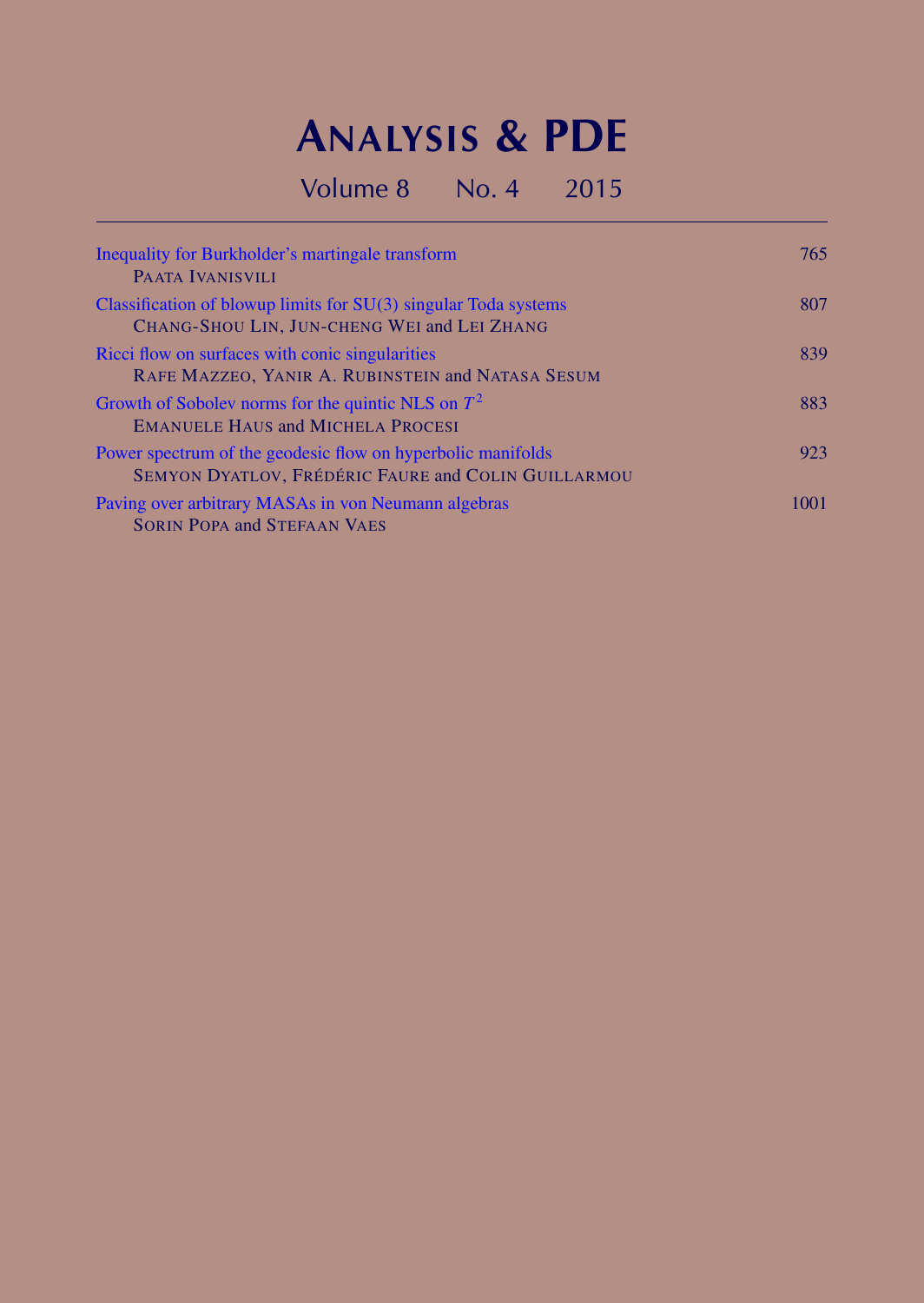# ANALYSIS & PDE

Volume 8 No. 4 2015

---

Inequality for Burkholder's martingale transform — 765
PAATA IVANISVILI

Classification of blowup limits for SU(3) singular Toda systems — 807
CHANG-SHOU LIN, JUN-CHENG WEI and LEI ZHANG

Ricci flow on surfaces with conic singularities — 839
RAFE MAZZEO, YANIR A. RUBINSTEIN and NATASA SESUM

Growth of Sobolev norms for the quintic NLS on $T^2$ — 883
EMANUELE HAUS and MICHELA PROCESI

Power spectrum of the geodesic flow on hyperbolic manifolds — 923
SEMYON DYATLOV, FRÉDÉRIC FAURE and COLIN GUILLARMOU

Paving over arbitrary MASAs in von Neumann algebras — 1001
SORIN POPA and STEFAAN VAES